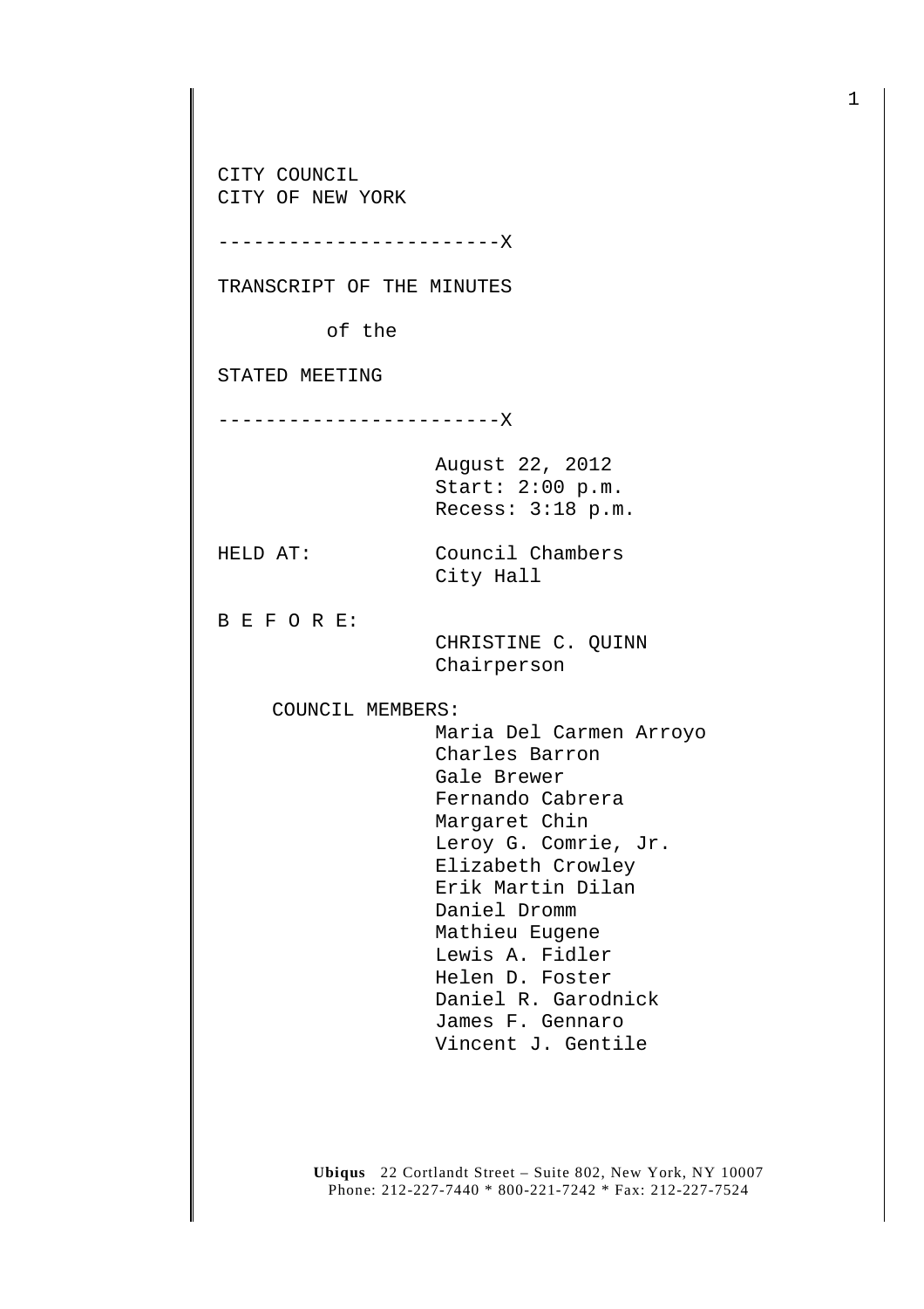CITY COUNCIL
CITY OF NEW YORK

------------------------X

TRANSCRIPT OF THE MINUTES

of the

STATED MEETING

------------------------X

August 22, 2012
Start: 2:00 p.m.
Recess: 3:18 p.m.

HELD AT: Council Chambers
City Hall

B E F O R E:

CHRISTINE C. QUINN
Chairperson

COUNCIL MEMBERS:

Maria Del Carmen Arroyo
Charles Barron
Gale Brewer
Fernando Cabrera
Margaret Chin
Leroy G. Comrie, Jr.
Elizabeth Crowley
Erik Martin Dilan
Daniel Dromm
Mathieu Eugene
Lewis A. Fidler
Helen D. Foster
Daniel R. Garodnick
James F. Gennaro
Vincent J. Gentile

**Ubiqus** 22 Cortlandt Street – Suite 802, New York, NY 10007
Phone: 212-227-7440 * 800-221-7242 * Fax: 212-227-7524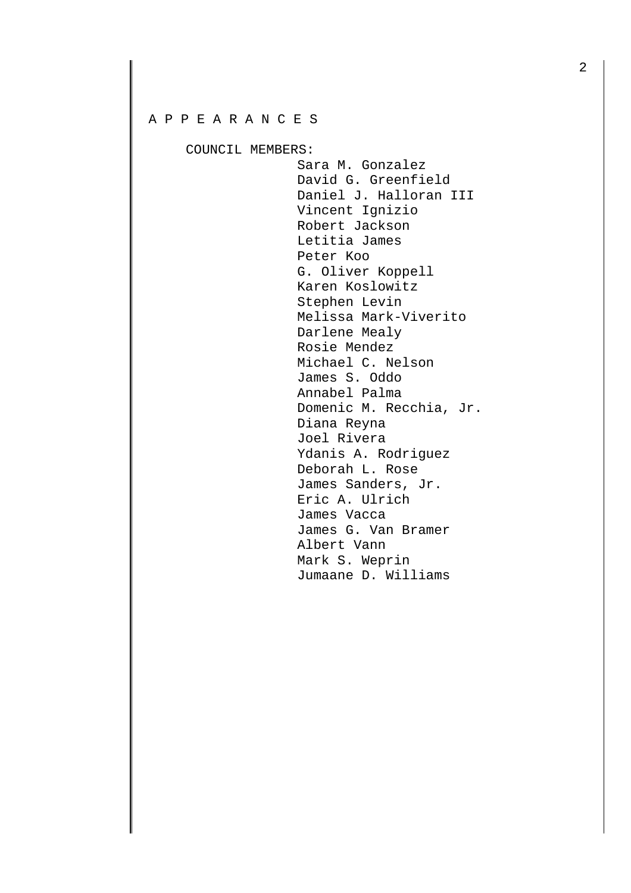# A P P E A R A N C E S

COUNCIL MEMBERS:

Sara M. Gonzalez
David G. Greenfield
Daniel J. Halloran III
Vincent Ignizio
Robert Jackson
Letitia James
Peter Koo
G. Oliver Koppell
Karen Koslowitz
Stephen Levin
Melissa Mark-Viverito
Darlene Mealy
Rosie Mendez
Michael C. Nelson
James S. Oddo
Annabel Palma
Domenic M. Recchia, Jr.
Diana Reyna
Joel Rivera
Ydanis A. Rodriguez
Deborah L. Rose
James Sanders, Jr.
Eric A. Ulrich
James Vacca
James G. Van Bramer
Albert Vann
Mark S. Weprin
Jumaane D. Williams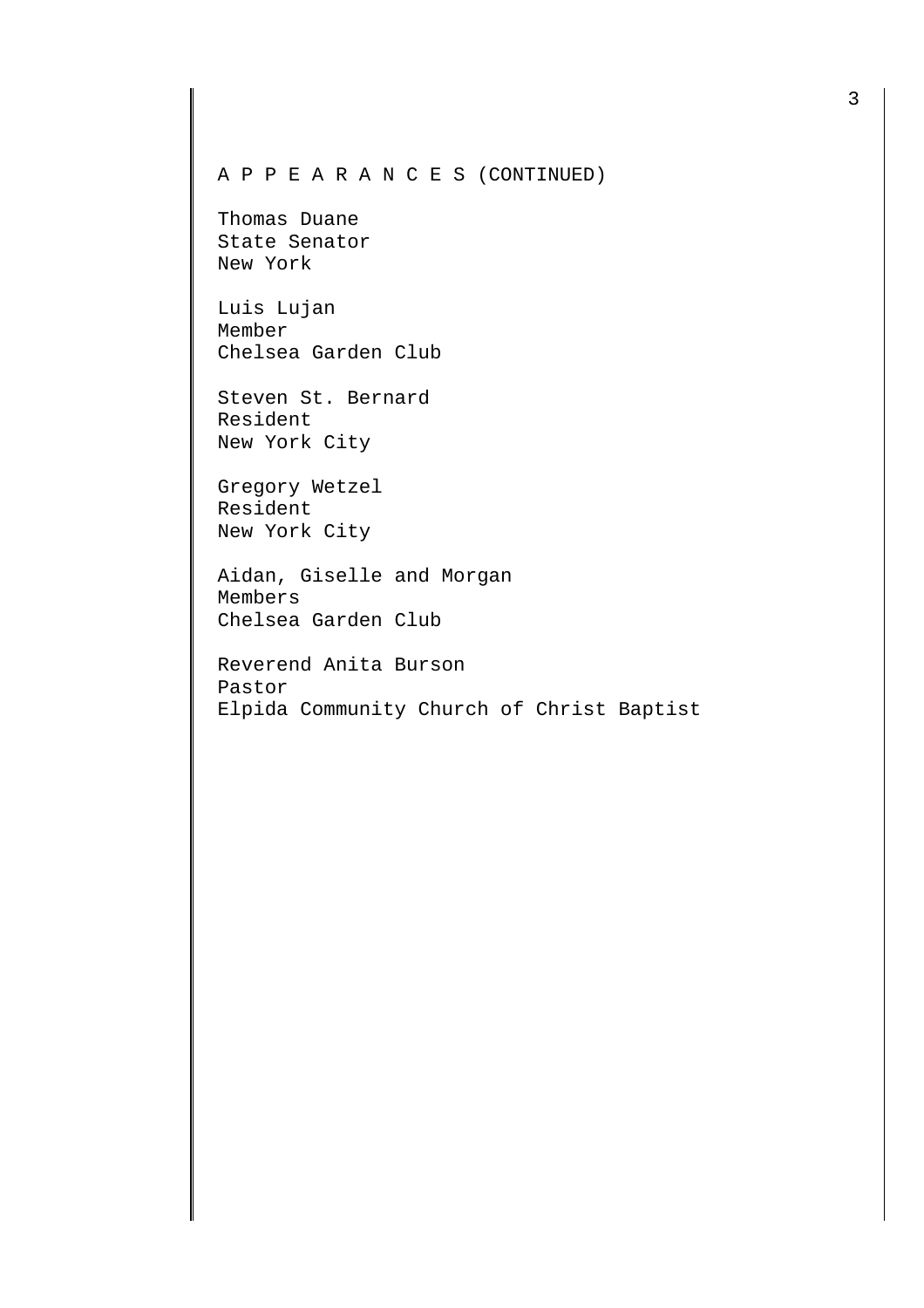A P P E A R A N C E S (CONTINUED)

Thomas Duane
State Senator
New York

Luis Lujan
Member
Chelsea Garden Club

Steven St. Bernard
Resident
New York City

Gregory Wetzel
Resident
New York City

Aidan, Giselle and Morgan
Members
Chelsea Garden Club

Reverend Anita Burson
Pastor
Elpida Community Church of Christ Baptist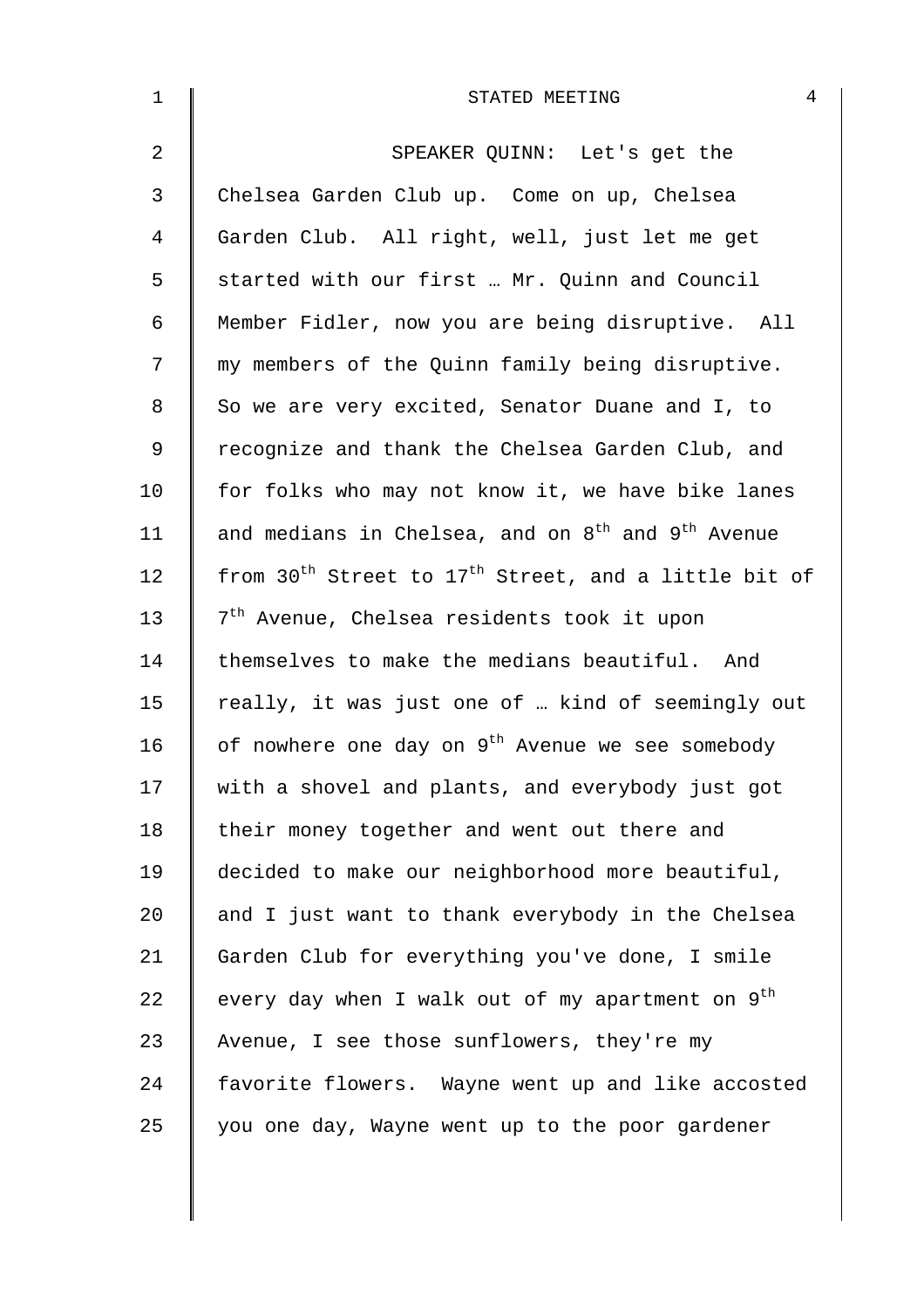SPEAKER QUINN: Let's get the Chelsea Garden Club up. Come on up, Chelsea Garden Club. All right, well, just let me get started with our first … Mr. Quinn and Council Member Fidler, now you are being disruptive. All my members of the Quinn family being disruptive. So we are very excited, Senator Duane and I, to recognize and thank the Chelsea Garden Club, and for folks who may not know it, we have bike lanes and medians in Chelsea, and on 8th and 9th Avenue from 30th Street to 17th Street, and a little bit of 7th Avenue, Chelsea residents took it upon themselves to make the medians beautiful. And really, it was just one of … kind of seemingly out of nowhere one day on 9th Avenue we see somebody with a shovel and plants, and everybody just got their money together and went out there and decided to make our neighborhood more beautiful, and I just want to thank everybody in the Chelsea Garden Club for everything you've done, I smile every day when I walk out of my apartment on 9th Avenue, I see those sunflowers, they're my favorite flowers. Wayne went up and like accosted you one day, Wayne went up to the poor gardener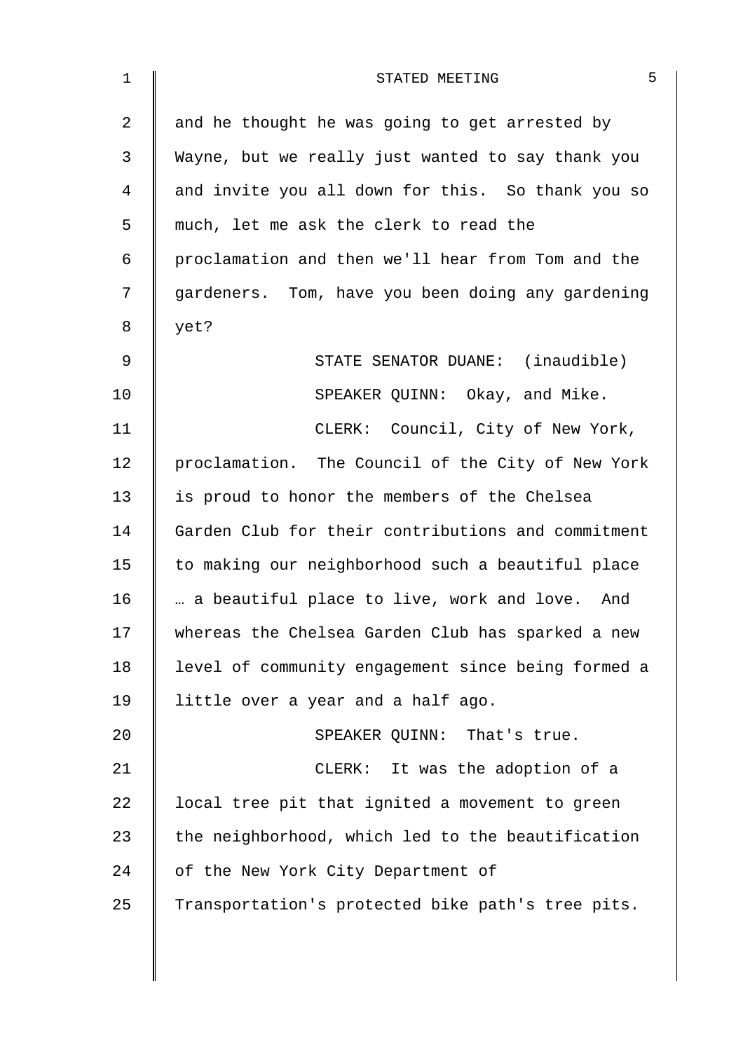and he thought he was going to get arrested by Wayne, but we really just wanted to say thank you and invite you all down for this. So thank you so much, let me ask the clerk to read the proclamation and then we'll hear from Tom and the gardeners. Tom, have you been doing any gardening yet?

STATE SENATOR DUANE: (inaudible)

SPEAKER QUINN: Okay, and Mike.

CLERK: Council, City of New York, proclamation. The Council of the City of New York is proud to honor the members of the Chelsea Garden Club for their contributions and commitment to making our neighborhood such a beautiful place … a beautiful place to live, work and love. And whereas the Chelsea Garden Club has sparked a new level of community engagement since being formed a little over a year and a half ago.

SPEAKER QUINN: That's true.

CLERK: It was the adoption of a local tree pit that ignited a movement to green the neighborhood, which led to the beautification of the New York City Department of Transportation's protected bike path's tree pits.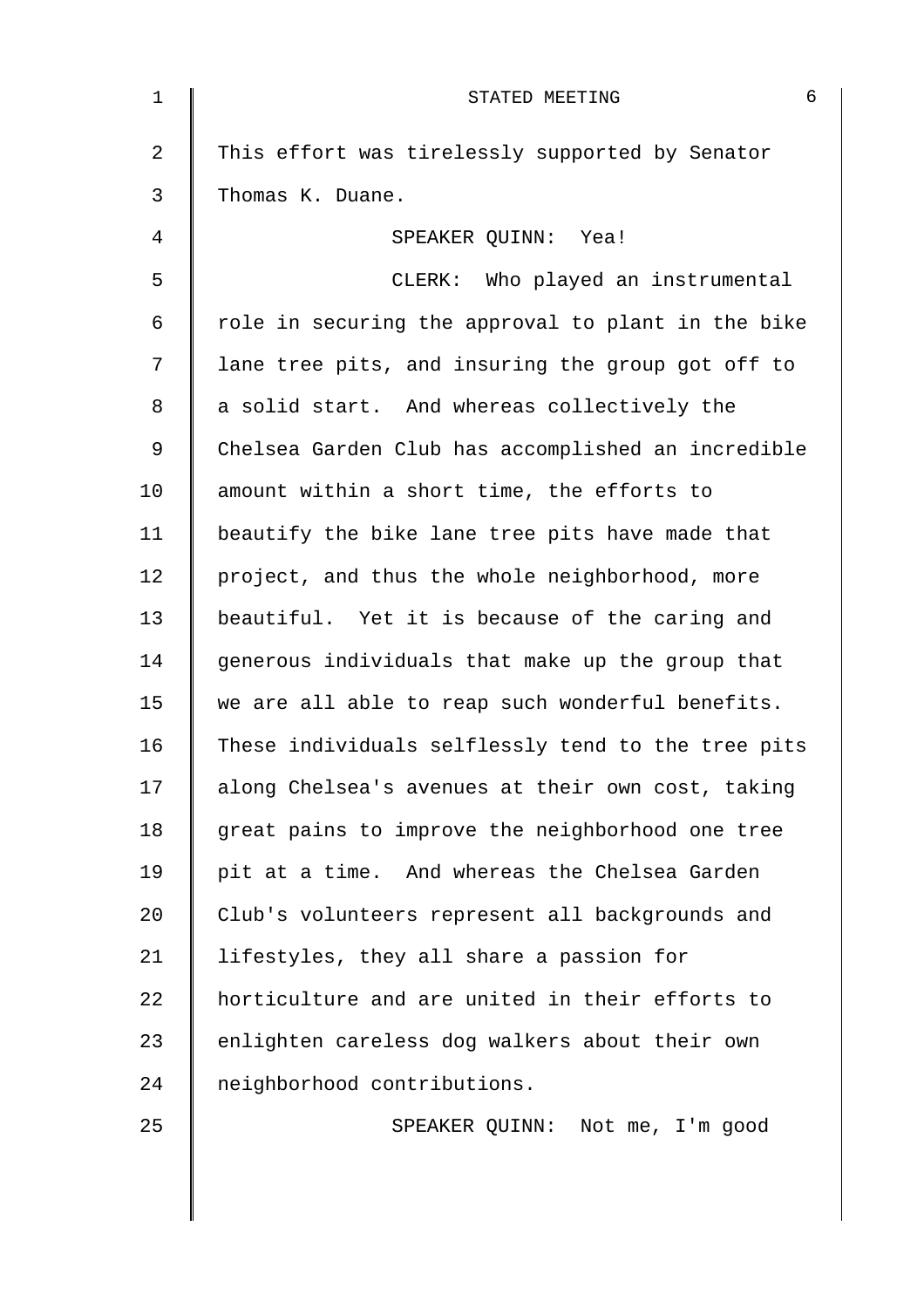This effort was tirelessly supported by Senator Thomas K. Duane.

SPEAKER QUINN: Yea!

CLERK: Who played an instrumental role in securing the approval to plant in the bike lane tree pits, and insuring the group got off to a solid start. And whereas collectively the Chelsea Garden Club has accomplished an incredible amount within a short time, the efforts to beautify the bike lane tree pits have made that project, and thus the whole neighborhood, more beautiful. Yet it is because of the caring and generous individuals that make up the group that we are all able to reap such wonderful benefits. These individuals selflessly tend to the tree pits along Chelsea's avenues at their own cost, taking great pains to improve the neighborhood one tree pit at a time. And whereas the Chelsea Garden Club's volunteers represent all backgrounds and lifestyles, they all share a passion for horticulture and are united in their efforts to enlighten careless dog walkers about their own neighborhood contributions.

SPEAKER QUINN: Not me, I'm good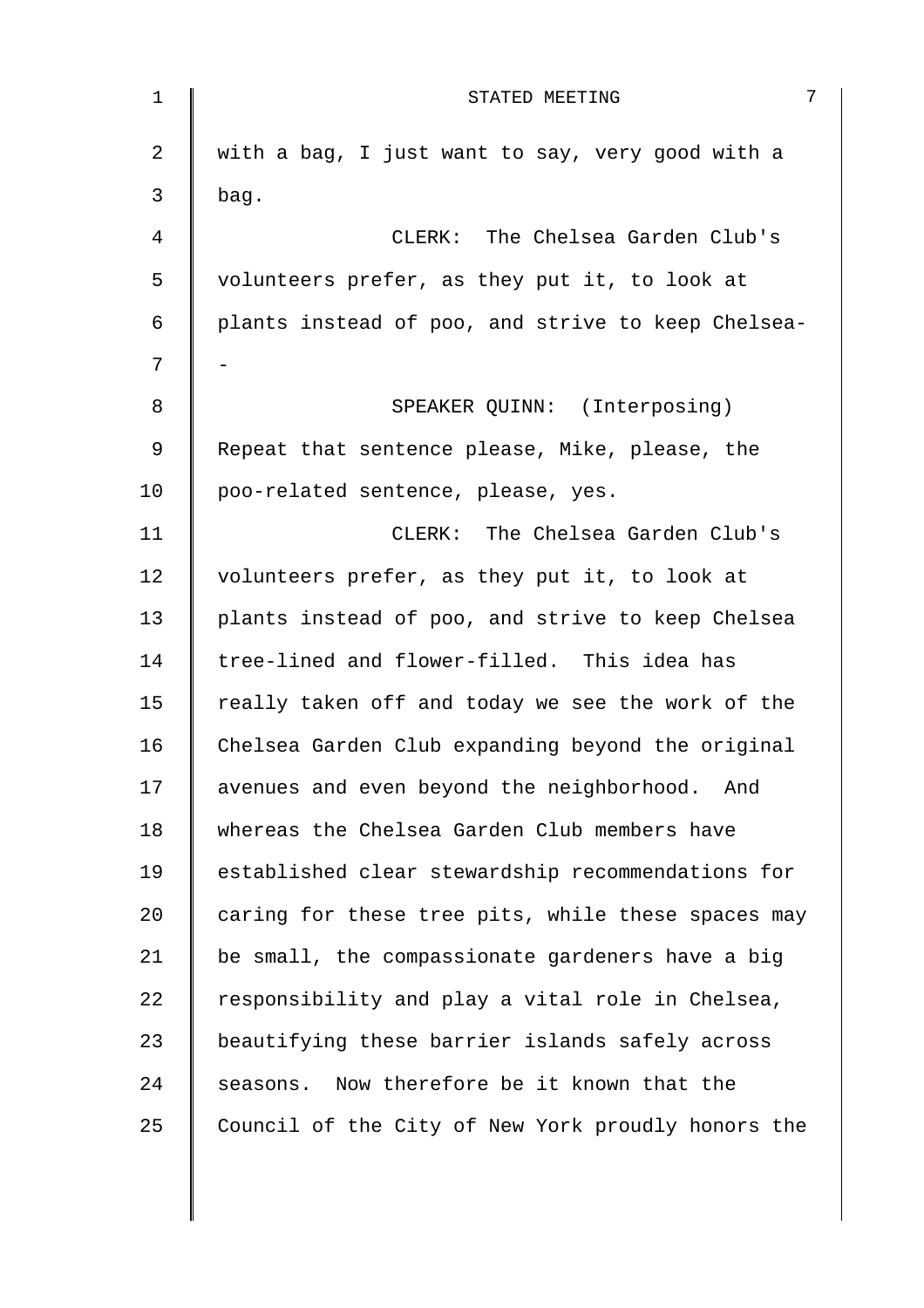with a bag, I just want to say, very good with a bag.

CLERK: The Chelsea Garden Club's volunteers prefer, as they put it, to look at plants instead of poo, and strive to keep Chelsea--

SPEAKER QUINN: (Interposing) Repeat that sentence please, Mike, please, the poo-related sentence, please, yes.

CLERK: The Chelsea Garden Club's volunteers prefer, as they put it, to look at plants instead of poo, and strive to keep Chelsea tree-lined and flower-filled. This idea has really taken off and today we see the work of the Chelsea Garden Club expanding beyond the original avenues and even beyond the neighborhood. And whereas the Chelsea Garden Club members have established clear stewardship recommendations for caring for these tree pits, while these spaces may be small, the compassionate gardeners have a big responsibility and play a vital role in Chelsea, beautifying these barrier islands safely across seasons. Now therefore be it known that the Council of the City of New York proudly honors the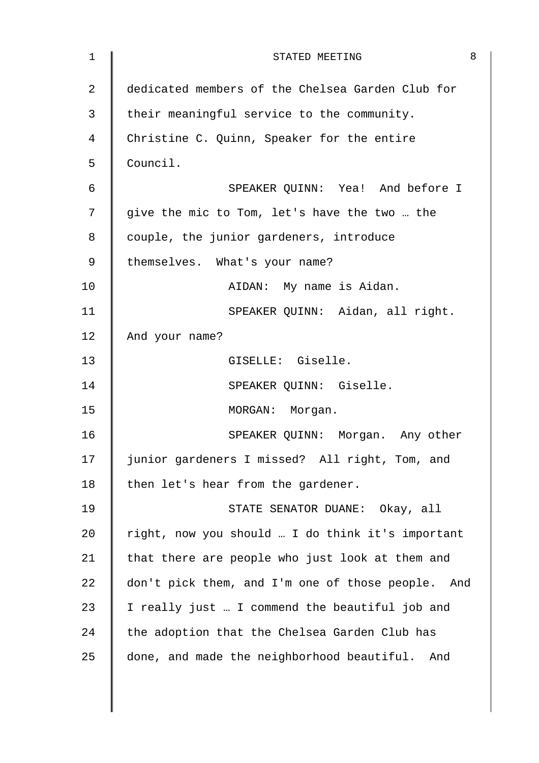dedicated members of the Chelsea Garden Club for their meaningful service to the community. Christine C. Quinn, Speaker for the entire Council.

SPEAKER QUINN: Yea! And before I give the mic to Tom, let's have the two … the couple, the junior gardeners, introduce themselves. What's your name?

AIDAN: My name is Aidan.

SPEAKER QUINN: Aidan, all right. And your name?

GISELLE: Giselle.

SPEAKER QUINN: Giselle.

MORGAN: Morgan.

SPEAKER QUINN: Morgan. Any other junior gardeners I missed? All right, Tom, and then let's hear from the gardener.

STATE SENATOR DUANE: Okay, all right, now you should … I do think it's important that there are people who just look at them and don't pick them, and I'm one of those people. And I really just … I commend the beautiful job and the adoption that the Chelsea Garden Club has done, and made the neighborhood beautiful. And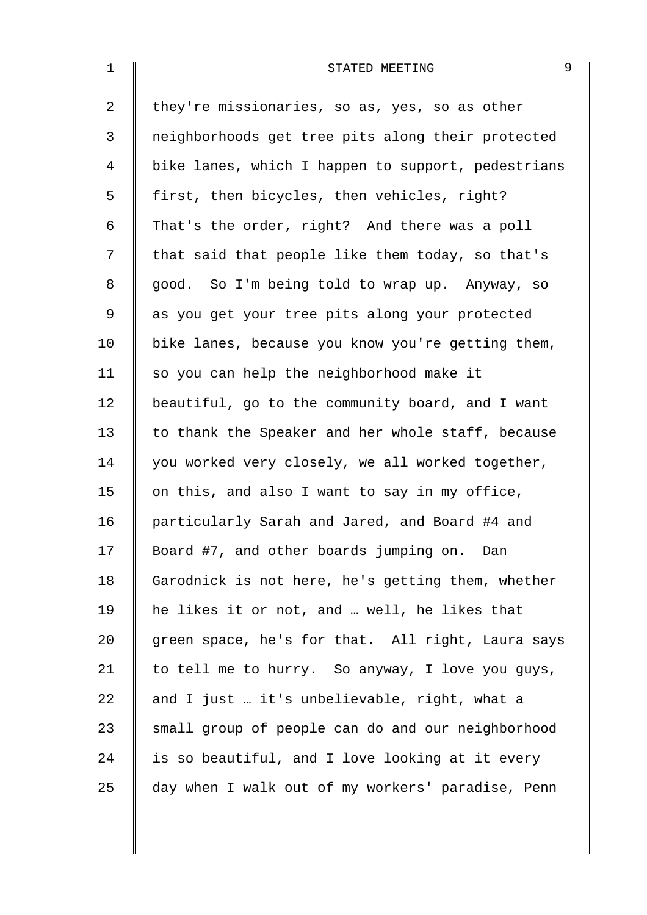they're missionaries, so as, yes, so as other neighborhoods get tree pits along their protected bike lanes, which I happen to support, pedestrians first, then bicycles, then vehicles, right? That's the order, right? And there was a poll that said that people like them today, so that's good. So I'm being told to wrap up. Anyway, so as you get your tree pits along your protected bike lanes, because you know you're getting them, so you can help the neighborhood make it beautiful, go to the community board, and I want to thank the Speaker and her whole staff, because you worked very closely, we all worked together, on this, and also I want to say in my office, particularly Sarah and Jared, and Board #4 and Board #7, and other boards jumping on. Dan Garodnick is not here, he's getting them, whether he likes it or not, and … well, he likes that green space, he's for that. All right, Laura says to tell me to hurry. So anyway, I love you guys, and I just … it's unbelievable, right, what a small group of people can do and our neighborhood is so beautiful, and I love looking at it every day when I walk out of my workers' paradise, Penn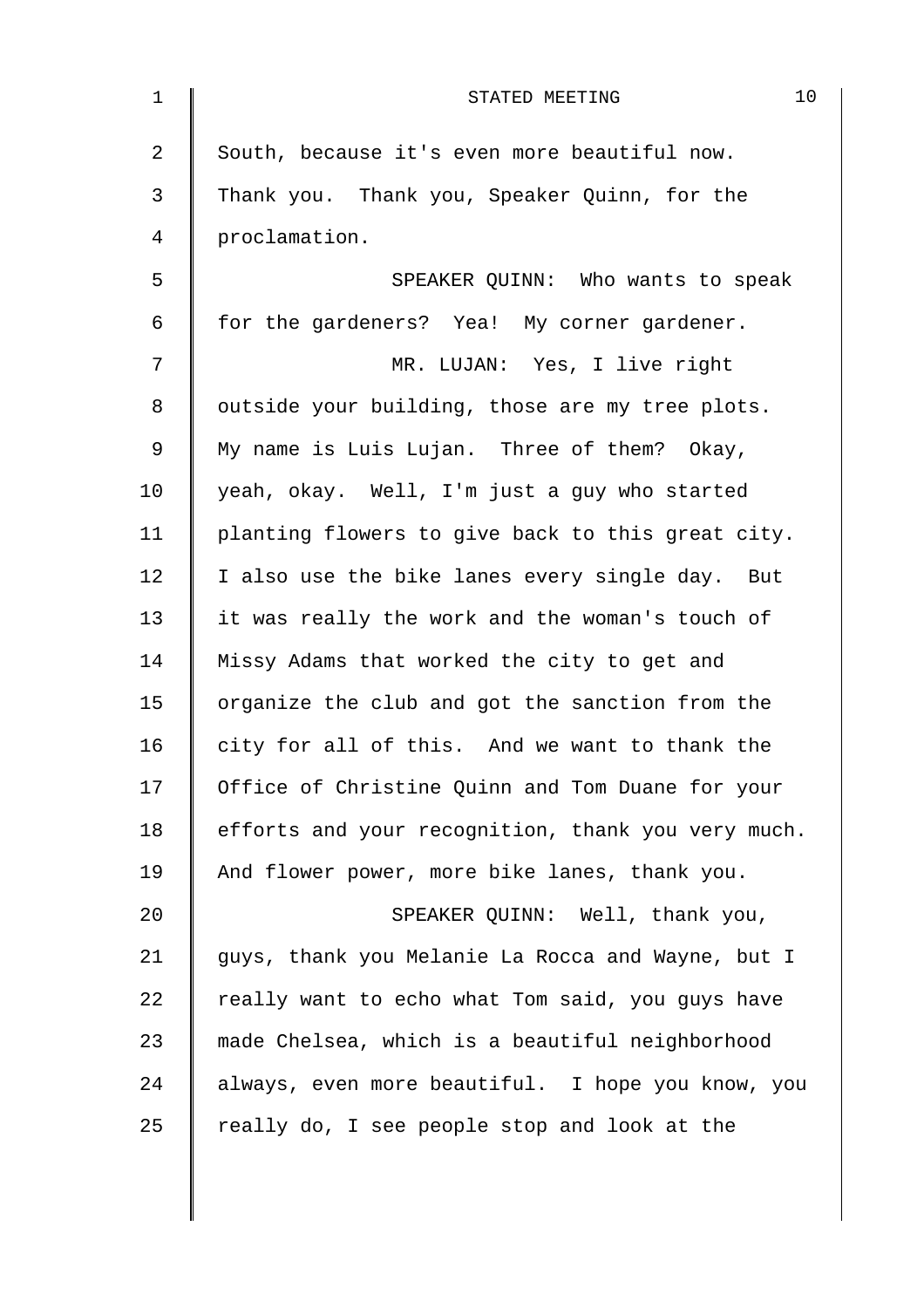South, because it's even more beautiful now. Thank you. Thank you, Speaker Quinn, for the proclamation.

SPEAKER QUINN: Who wants to speak for the gardeners? Yea! My corner gardener.

MR. LUJAN: Yes, I live right outside your building, those are my tree plots. My name is Luis Lujan. Three of them? Okay, yeah, okay. Well, I'm just a guy who started planting flowers to give back to this great city. I also use the bike lanes every single day. But it was really the work and the woman's touch of Missy Adams that worked the city to get and organize the club and got the sanction from the city for all of this. And we want to thank the Office of Christine Quinn and Tom Duane for your efforts and your recognition, thank you very much. And flower power, more bike lanes, thank you.

SPEAKER QUINN: Well, thank you, guys, thank you Melanie La Rocca and Wayne, but I really want to echo what Tom said, you guys have made Chelsea, which is a beautiful neighborhood always, even more beautiful. I hope you know, you really do, I see people stop and look at the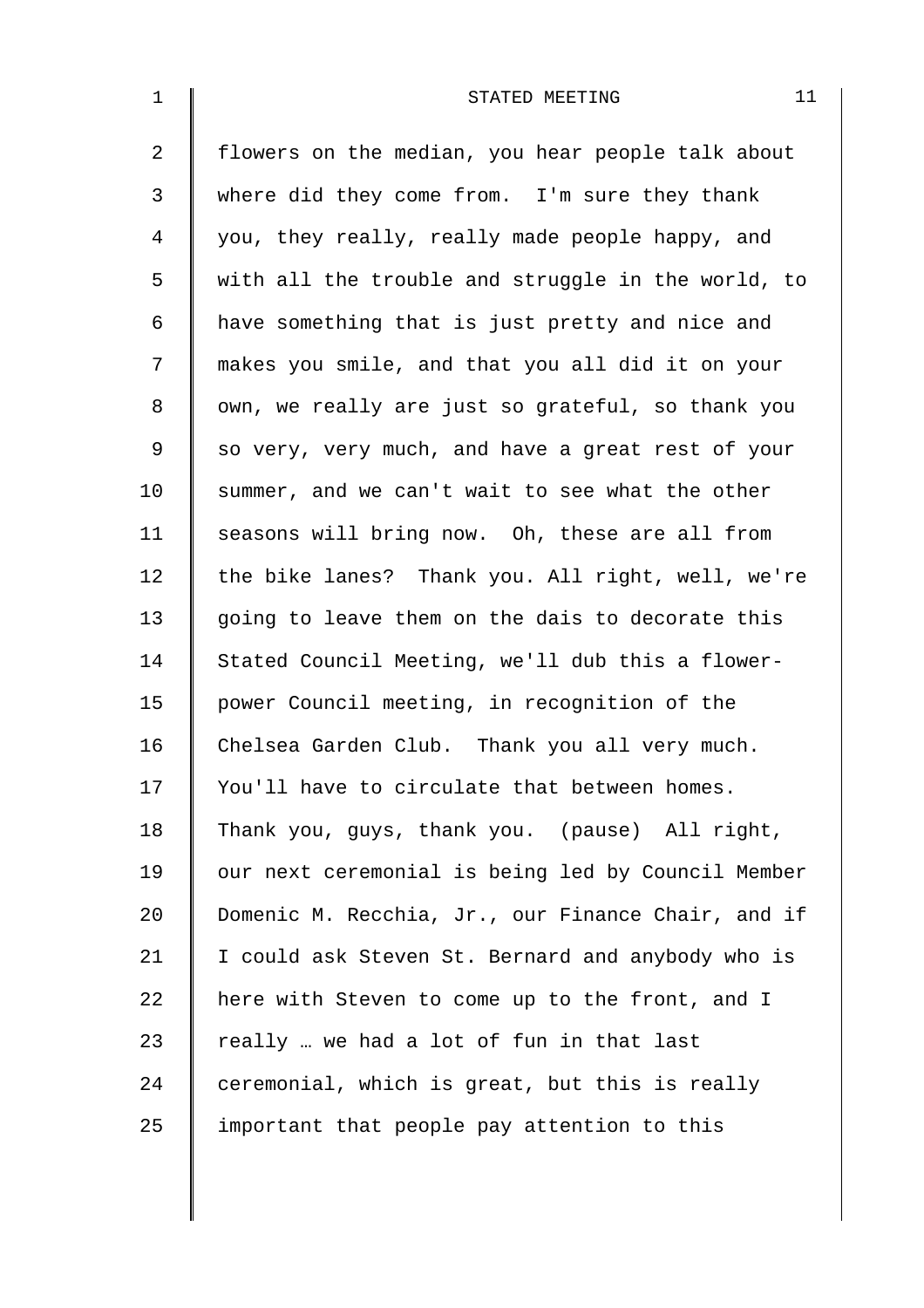flowers on the median, you hear people talk about where did they come from. I'm sure they thank you, they really, really made people happy, and with all the trouble and struggle in the world, to have something that is just pretty and nice and makes you smile, and that you all did it on your own, we really are just so grateful, so thank you so very, very much, and have a great rest of your summer, and we can't wait to see what the other seasons will bring now. Oh, these are all from the bike lanes? Thank you. All right, well, we're going to leave them on the dais to decorate this Stated Council Meeting, we'll dub this a flower-power Council meeting, in recognition of the Chelsea Garden Club. Thank you all very much. You'll have to circulate that between homes. Thank you, guys, thank you. (pause) All right, our next ceremonial is being led by Council Member Domenic M. Recchia, Jr., our Finance Chair, and if I could ask Steven St. Bernard and anybody who is here with Steven to come up to the front, and I really … we had a lot of fun in that last ceremonial, which is great, but this is really important that people pay attention to this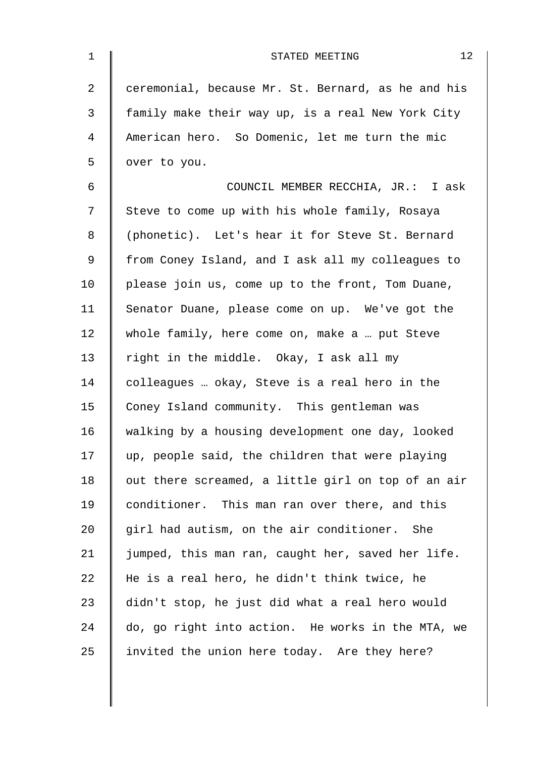ceremonial, because Mr. St. Bernard, as he and his family make their way up, is a real New York City American hero. So Domenic, let me turn the mic over to you.

COUNCIL MEMBER RECCHIA, JR.: I ask Steve to come up with his whole family, Rosaya (phonetic). Let's hear it for Steve St. Bernard from Coney Island, and I ask all my colleagues to please join us, come up to the front, Tom Duane, Senator Duane, please come on up. We've got the whole family, here come on, make a … put Steve right in the middle. Okay, I ask all my colleagues … okay, Steve is a real hero in the Coney Island community. This gentleman was walking by a housing development one day, looked up, people said, the children that were playing out there screamed, a little girl on top of an air conditioner. This man ran over there, and this girl had autism, on the air conditioner. She jumped, this man ran, caught her, saved her life. He is a real hero, he didn't think twice, he didn't stop, he just did what a real hero would do, go right into action. He works in the MTA, we invited the union here today. Are they here?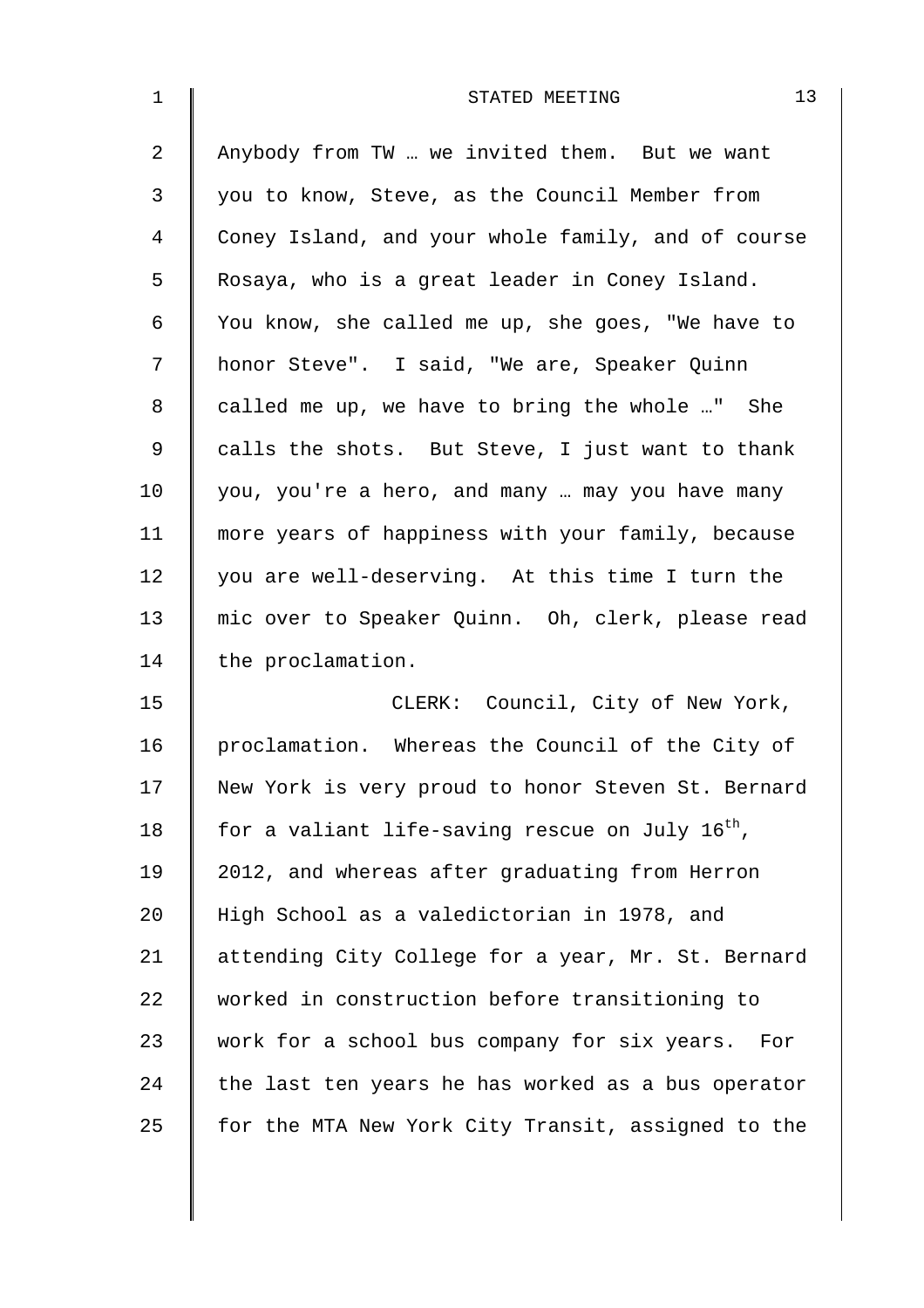Anybody from TW … we invited them. But we want you to know, Steve, as the Council Member from Coney Island, and your whole family, and of course Rosaya, who is a great leader in Coney Island. You know, she called me up, she goes, "We have to honor Steve". I said, "We are, Speaker Quinn called me up, we have to bring the whole …" She calls the shots. But Steve, I just want to thank you, you're a hero, and many … may you have many more years of happiness with your family, because you are well-deserving. At this time I turn the mic over to Speaker Quinn. Oh, clerk, please read the proclamation.

CLERK: Council, City of New York, proclamation. Whereas the Council of the City of New York is very proud to honor Steven St. Bernard for a valiant life-saving rescue on July 16th, 2012, and whereas after graduating from Herron High School as a valedictorian in 1978, and attending City College for a year, Mr. St. Bernard worked in construction before transitioning to work for a school bus company for six years. For the last ten years he has worked as a bus operator for the MTA New York City Transit, assigned to the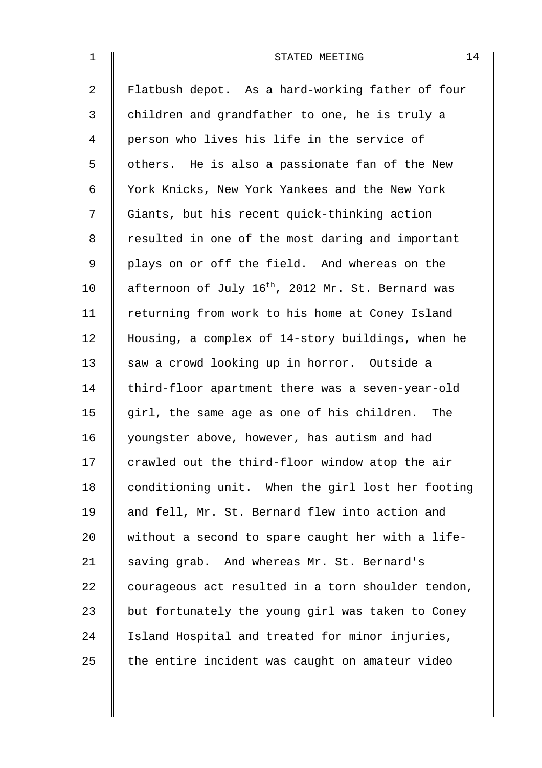Flatbush depot. As a hard-working father of four children and grandfather to one, he is truly a person who lives his life in the service of others. He is also a passionate fan of the New York Knicks, New York Yankees and the New York Giants, but his recent quick-thinking action resulted in one of the most daring and important plays on or off the field. And whereas on the afternoon of July 16th, 2012 Mr. St. Bernard was returning from work to his home at Coney Island Housing, a complex of 14-story buildings, when he saw a crowd looking up in horror. Outside a third-floor apartment there was a seven-year-old girl, the same age as one of his children. The youngster above, however, has autism and had crawled out the third-floor window atop the air conditioning unit. When the girl lost her footing and fell, Mr. St. Bernard flew into action and without a second to spare caught her with a life-saving grab. And whereas Mr. St. Bernard's courageous act resulted in a torn shoulder tendon, but fortunately the young girl was taken to Coney Island Hospital and treated for minor injuries, the entire incident was caught on amateur video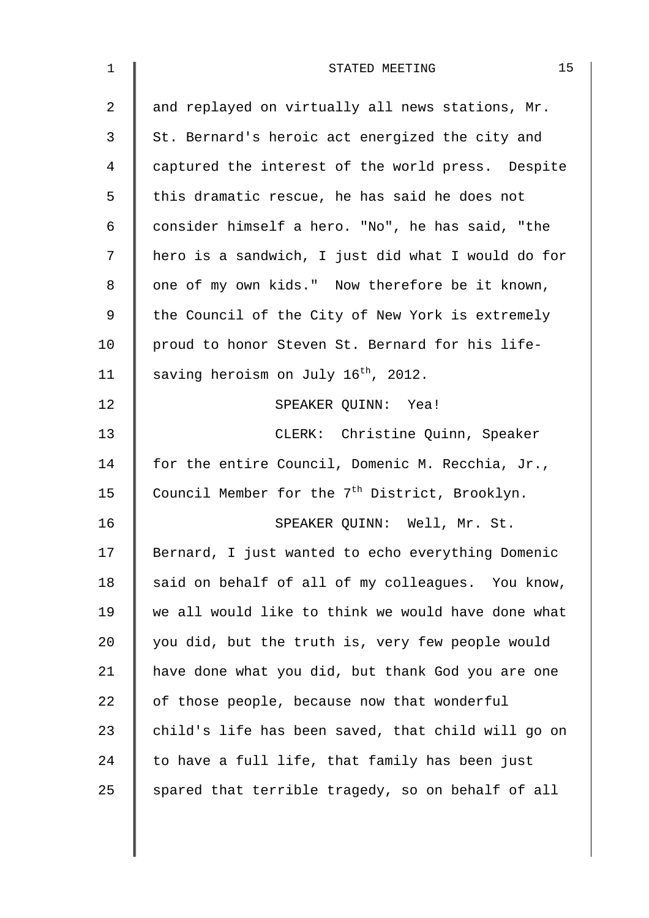and replayed on virtually all news stations, Mr. St. Bernard's heroic act energized the city and captured the interest of the world press. Despite this dramatic rescue, he has said he does not consider himself a hero. "No", he has said, "the hero is a sandwich, I just did what I would do for one of my own kids." Now therefore be it known, the Council of the City of New York is extremely proud to honor Steven St. Bernard for his life-saving heroism on July 16th, 2012.

SPEAKER QUINN: Yea!

CLERK: Christine Quinn, Speaker for the entire Council, Domenic M. Recchia, Jr., Council Member for the 7th District, Brooklyn.

SPEAKER QUINN: Well, Mr. St. Bernard, I just wanted to echo everything Domenic said on behalf of all of my colleagues. You know, we all would like to think we would have done what you did, but the truth is, very few people would have done what you did, but thank God you are one of those people, because now that wonderful child's life has been saved, that child will go on to have a full life, that family has been just spared that terrible tragedy, so on behalf of all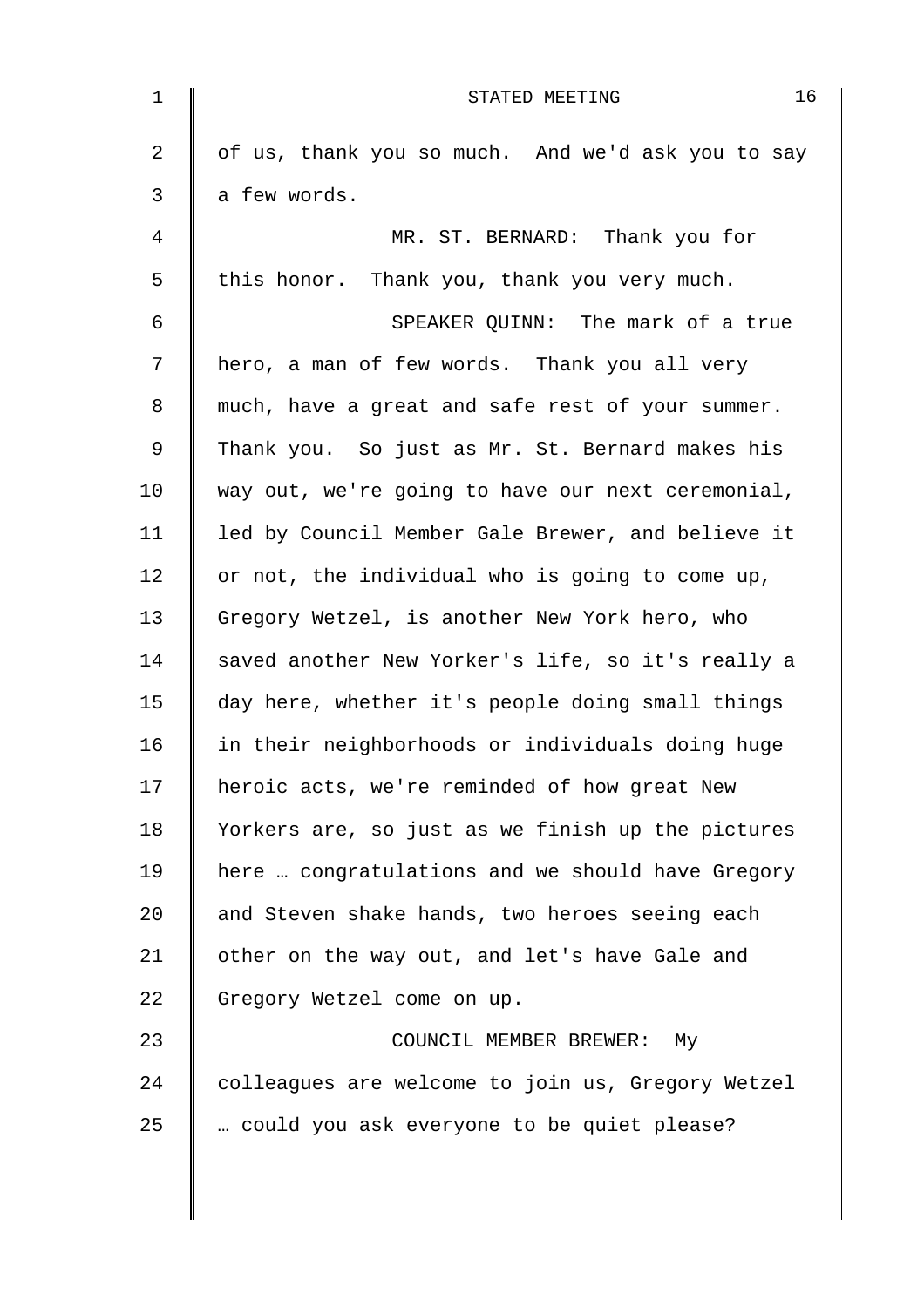of us, thank you so much. And we'd ask you to say a few words.

MR. ST. BERNARD: Thank you for this honor. Thank you, thank you very much.

SPEAKER QUINN: The mark of a true hero, a man of few words. Thank you all very much, have a great and safe rest of your summer. Thank you. So just as Mr. St. Bernard makes his way out, we're going to have our next ceremonial, led by Council Member Gale Brewer, and believe it or not, the individual who is going to come up, Gregory Wetzel, is another New York hero, who saved another New Yorker's life, so it's really a day here, whether it's people doing small things in their neighborhoods or individuals doing huge heroic acts, we're reminded of how great New Yorkers are, so just as we finish up the pictures here … congratulations and we should have Gregory and Steven shake hands, two heroes seeing each other on the way out, and let's have Gale and Gregory Wetzel come on up.

COUNCIL MEMBER BREWER: My colleagues are welcome to join us, Gregory Wetzel … could you ask everyone to be quiet please?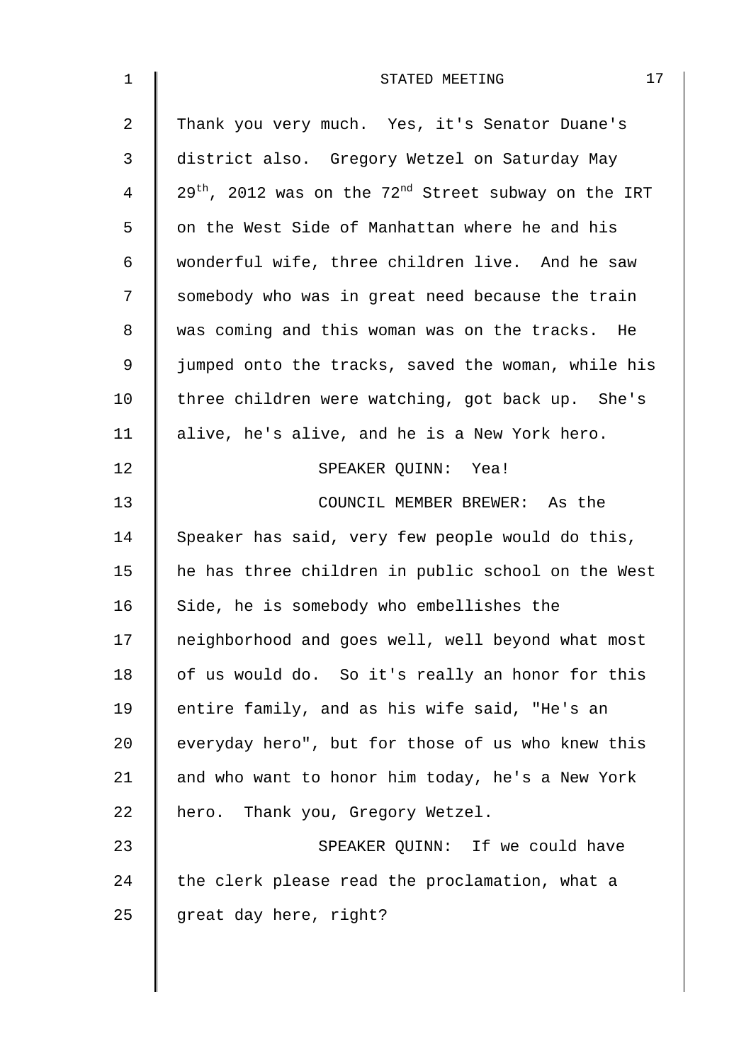Thank you very much. Yes, it's Senator Duane's district also. Gregory Wetzel on Saturday May 29th, 2012 was on the 72nd Street subway on the IRT on the West Side of Manhattan where he and his wonderful wife, three children live. And he saw somebody who was in great need because the train was coming and this woman was on the tracks. He jumped onto the tracks, saved the woman, while his three children were watching, got back up. She's alive, he's alive, and he is a New York hero.

SPEAKER QUINN: Yea!

COUNCIL MEMBER BREWER: As the Speaker has said, very few people would do this, he has three children in public school on the West Side, he is somebody who embellishes the neighborhood and goes well, well beyond what most of us would do. So it's really an honor for this entire family, and as his wife said, "He's an everyday hero", but for those of us who knew this and who want to honor him today, he's a New York hero. Thank you, Gregory Wetzel.

SPEAKER QUINN: If we could have the clerk please read the proclamation, what a great day here, right?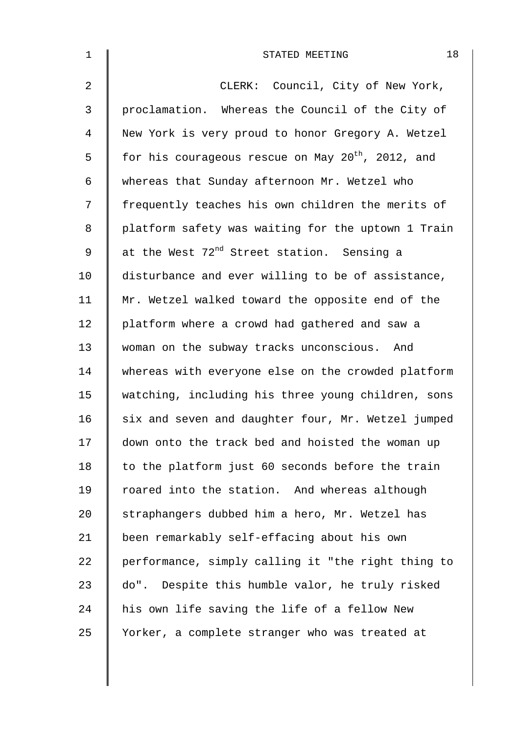CLERK: Council, City of New York, proclamation. Whereas the Council of the City of New York is very proud to honor Gregory A. Wetzel for his courageous rescue on May 20th, 2012, and whereas that Sunday afternoon Mr. Wetzel who frequently teaches his own children the merits of platform safety was waiting for the uptown 1 Train at the West 72nd Street station. Sensing a disturbance and ever willing to be of assistance, Mr. Wetzel walked toward the opposite end of the platform where a crowd had gathered and saw a woman on the subway tracks unconscious. And whereas with everyone else on the crowded platform watching, including his three young children, sons six and seven and daughter four, Mr. Wetzel jumped down onto the track bed and hoisted the woman up to the platform just 60 seconds before the train roared into the station. And whereas although straphangers dubbed him a hero, Mr. Wetzel has been remarkably self-effacing about his own performance, simply calling it "the right thing to do". Despite this humble valor, he truly risked his own life saving the life of a fellow New Yorker, a complete stranger who was treated at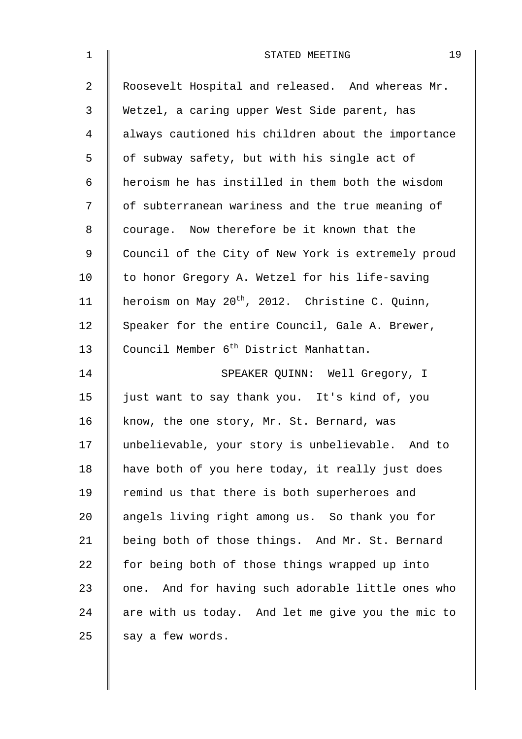Roosevelt Hospital and released. And whereas Mr. Wetzel, a caring upper West Side parent, has always cautioned his children about the importance of subway safety, but with his single act of heroism he has instilled in them both the wisdom of subterranean wariness and the true meaning of courage. Now therefore be it known that the Council of the City of New York is extremely proud to honor Gregory A. Wetzel for his life-saving heroism on May 20th, 2012. Christine C. Quinn, Speaker for the entire Council, Gale A. Brewer, Council Member 6th District Manhattan.

SPEAKER QUINN: Well Gregory, I just want to say thank you. It's kind of, you know, the one story, Mr. St. Bernard, was unbelievable, your story is unbelievable. And to have both of you here today, it really just does remind us that there is both superheroes and angels living right among us. So thank you for being both of those things. And Mr. St. Bernard for being both of those things wrapped up into one. And for having such adorable little ones who are with us today. And let me give you the mic to say a few words.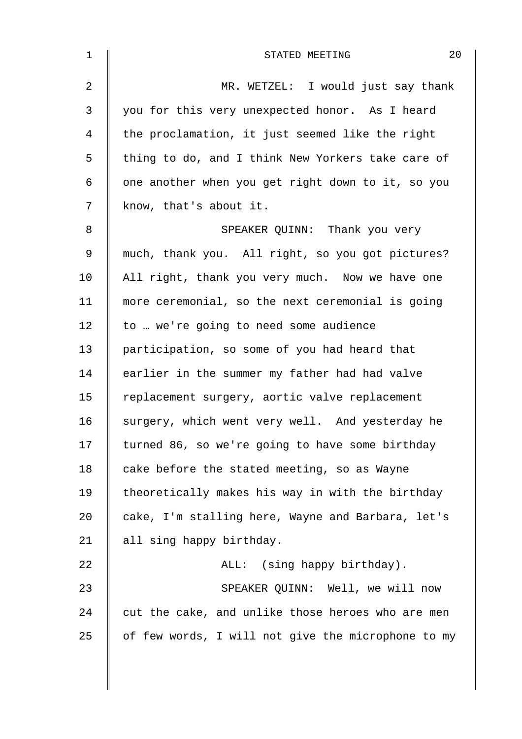MR. WETZEL: I would just say thank you for this very unexpected honor. As I heard the proclamation, it just seemed like the right thing to do, and I think New Yorkers take care of one another when you get right down to it, so you know, that's about it.

SPEAKER QUINN: Thank you very much, thank you. All right, so you got pictures? All right, thank you very much. Now we have one more ceremonial, so the next ceremonial is going to … we're going to need some audience participation, so some of you had heard that earlier in the summer my father had had valve replacement surgery, aortic valve replacement surgery, which went very well. And yesterday he turned 86, so we're going to have some birthday cake before the stated meeting, so as Wayne theoretically makes his way in with the birthday cake, I'm stalling here, Wayne and Barbara, let's all sing happy birthday.

ALL: (sing happy birthday).

SPEAKER QUINN: Well, we will now cut the cake, and unlike those heroes who are men of few words, I will not give the microphone to my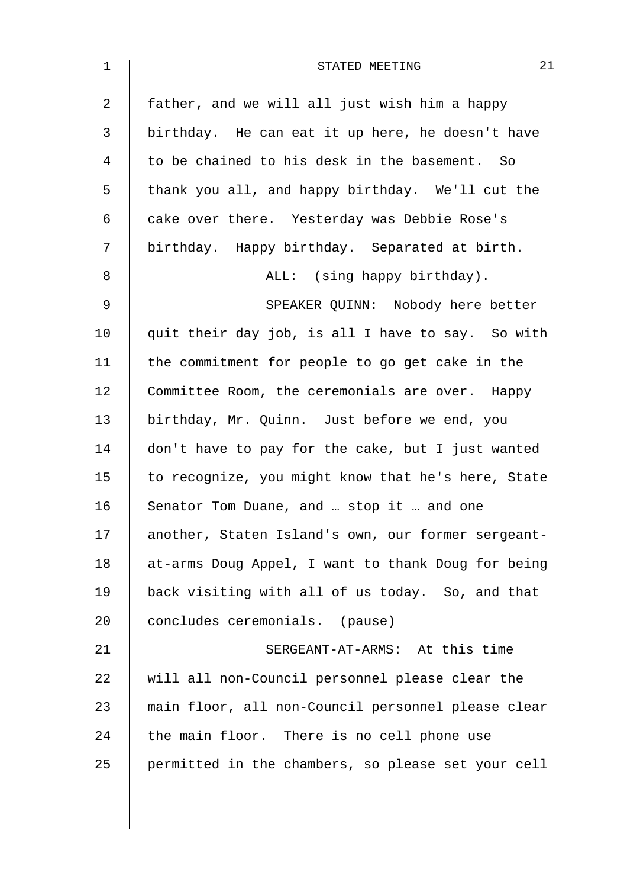father, and we will all just wish him a happy birthday. He can eat it up here, he doesn't have to be chained to his desk in the basement. So thank you all, and happy birthday. We'll cut the cake over there. Yesterday was Debbie Rose's birthday. Happy birthday. Separated at birth.

ALL: (sing happy birthday).

SPEAKER QUINN: Nobody here better quit their day job, is all I have to say. So with the commitment for people to go get cake in the Committee Room, the ceremonials are over. Happy birthday, Mr. Quinn. Just before we end, you don't have to pay for the cake, but I just wanted to recognize, you might know that he's here, State Senator Tom Duane, and … stop it … and one another, Staten Island's own, our former sergeant-at-arms Doug Appel, I want to thank Doug for being back visiting with all of us today. So, and that concludes ceremonials. (pause)

SERGEANT-AT-ARMS: At this time will all non-Council personnel please clear the main floor, all non-Council personnel please clear the main floor. There is no cell phone use permitted in the chambers, so please set your cell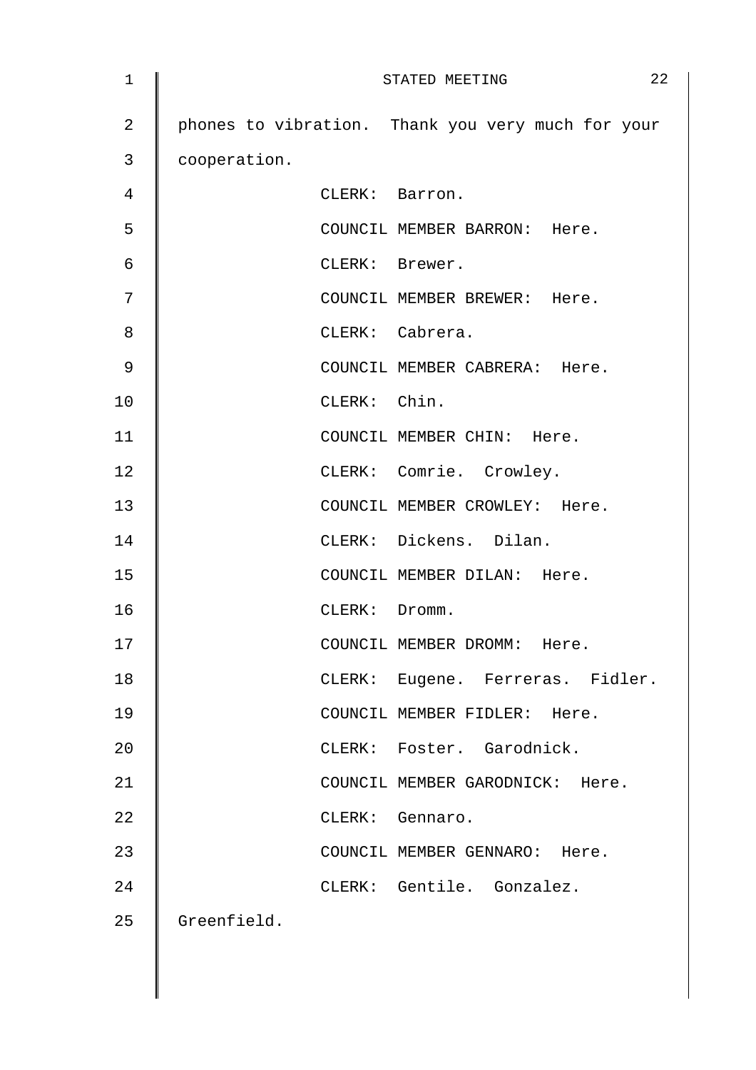phones to vibration. Thank you very much for your cooperation.

CLERK: Barron.

COUNCIL MEMBER BARRON: Here.

CLERK: Brewer.

COUNCIL MEMBER BREWER: Here.

CLERK: Cabrera.

COUNCIL MEMBER CABRERA: Here.

CLERK: Chin.

COUNCIL MEMBER CHIN: Here.

CLERK: Comrie. Crowley.

COUNCIL MEMBER CROWLEY: Here.

CLERK: Dickens. Dilan.

COUNCIL MEMBER DILAN: Here.

CLERK: Dromm.

COUNCIL MEMBER DROMM: Here.

CLERK: Eugene. Ferreras. Fidler.

COUNCIL MEMBER FIDLER: Here.

CLERK: Foster. Garodnick.

COUNCIL MEMBER GARODNICK: Here.

CLERK: Gennaro.

COUNCIL MEMBER GENNARO: Here.

CLERK: Gentile. Gonzalez. Greenfield.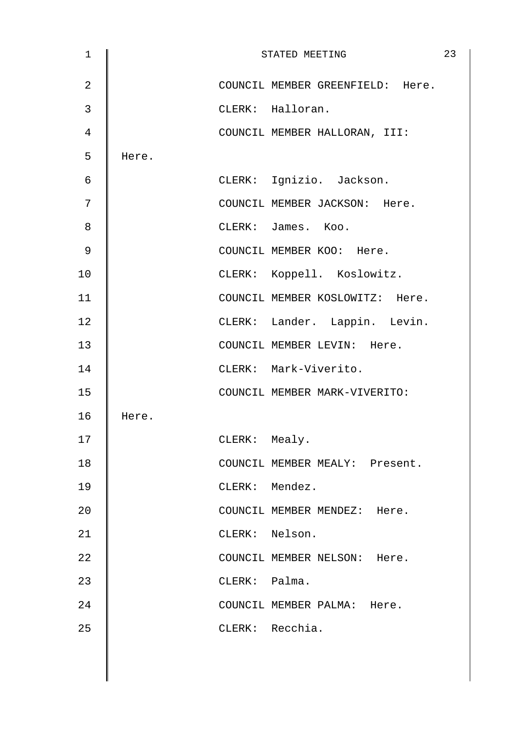COUNCIL MEMBER GREENFIELD: Here.

CLERK: Halloran.

COUNCIL MEMBER HALLORAN, III: Here.

CLERK: Ignizio. Jackson.

COUNCIL MEMBER JACKSON: Here.

CLERK: James. Koo.

COUNCIL MEMBER KOO: Here.

CLERK: Koppell. Koslowitz.

COUNCIL MEMBER KOSLOWITZ: Here.

CLERK: Lander. Lappin. Levin.

COUNCIL MEMBER LEVIN: Here.

CLERK: Mark-Viverito.

COUNCIL MEMBER MARK-VIVERITO: Here.

CLERK: Mealy.

COUNCIL MEMBER MEALY: Present.

CLERK: Mendez.

COUNCIL MEMBER MENDEZ: Here.

CLERK: Nelson.

COUNCIL MEMBER NELSON: Here.

CLERK: Palma.

COUNCIL MEMBER PALMA: Here.

CLERK: Recchia.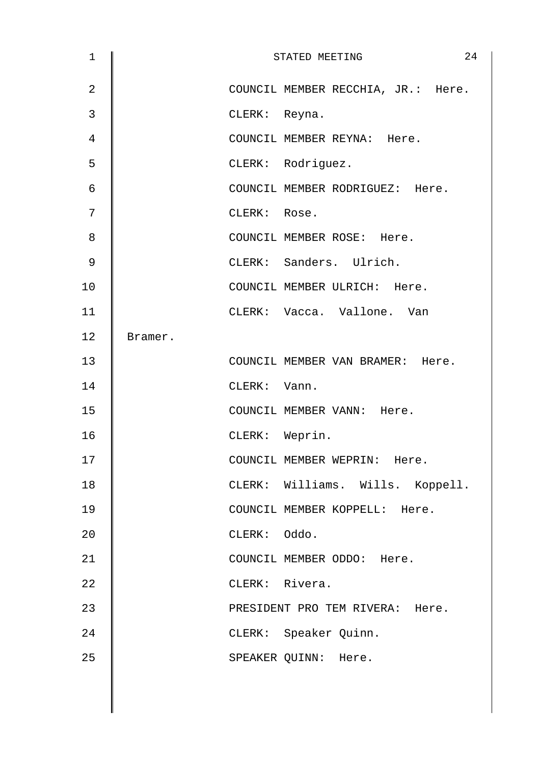COUNCIL MEMBER RECCHIA, JR.: Here.

CLERK: Reyna.

COUNCIL MEMBER REYNA: Here.

CLERK: Rodriguez.

COUNCIL MEMBER RODRIGUEZ: Here.

CLERK: Rose.

COUNCIL MEMBER ROSE: Here.

CLERK: Sanders. Ulrich.

COUNCIL MEMBER ULRICH: Here.

CLERK: Vacca. Vallone. Van Bramer.

COUNCIL MEMBER VAN BRAMER: Here.

CLERK: Vann.

COUNCIL MEMBER VANN: Here.

CLERK: Weprin.

COUNCIL MEMBER WEPRIN: Here.

CLERK: Williams. Wills. Koppell.

COUNCIL MEMBER KOPPELL: Here.

CLERK: Oddo.

COUNCIL MEMBER ODDO: Here.

CLERK: Rivera.

PRESIDENT PRO TEM RIVERA: Here.

CLERK: Speaker Quinn.

SPEAKER QUINN: Here.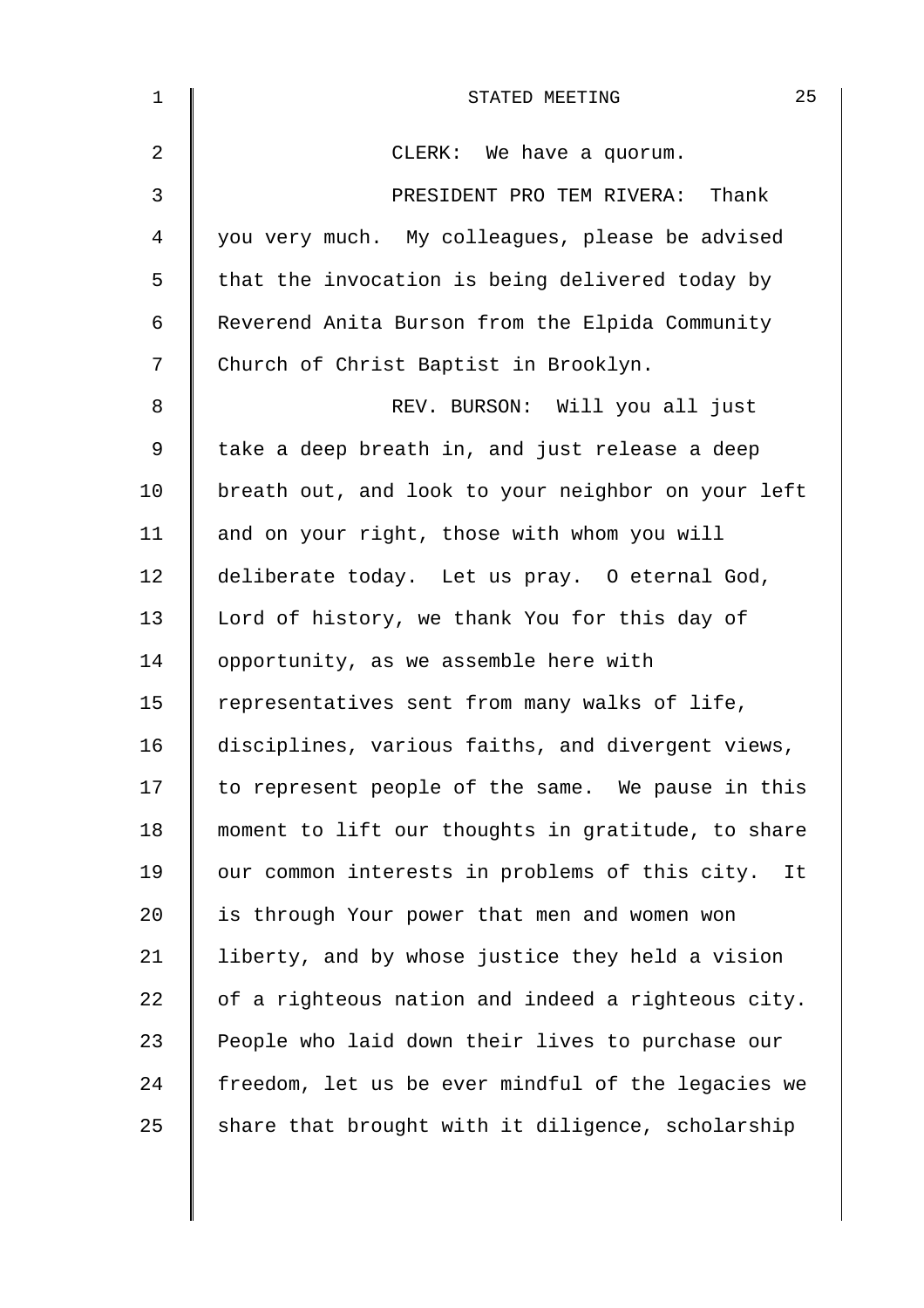CLERK: We have a quorum.

PRESIDENT PRO TEM RIVERA: Thank you very much. My colleagues, please be advised that the invocation is being delivered today by Reverend Anita Burson from the Elpida Community Church of Christ Baptist in Brooklyn.

REV. BURSON: Will you all just take a deep breath in, and just release a deep breath out, and look to your neighbor on your left and on your right, those with whom you will deliberate today. Let us pray. O eternal God, Lord of history, we thank You for this day of opportunity, as we assemble here with representatives sent from many walks of life, disciplines, various faiths, and divergent views, to represent people of the same. We pause in this moment to lift our thoughts in gratitude, to share our common interests in problems of this city. It is through Your power that men and women won liberty, and by whose justice they held a vision of a righteous nation and indeed a righteous city. People who laid down their lives to purchase our freedom, let us be ever mindful of the legacies we share that brought with it diligence, scholarship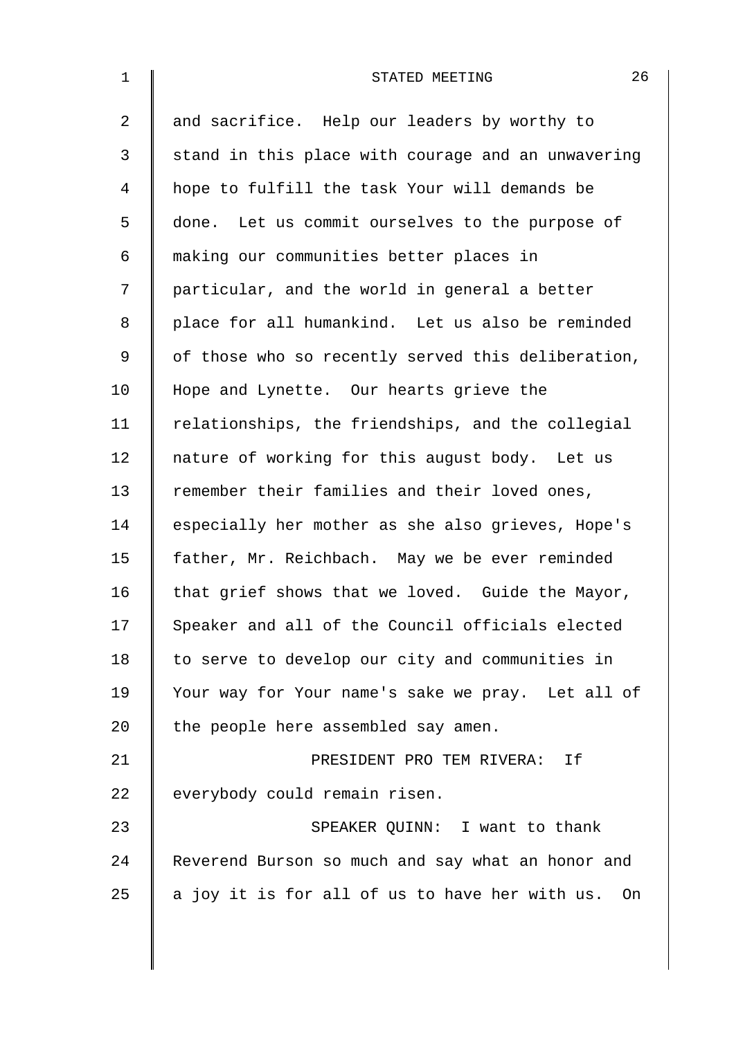and sacrifice. Help our leaders by worthy to stand in this place with courage and an unwavering hope to fulfill the task Your will demands be done. Let us commit ourselves to the purpose of making our communities better places in particular, and the world in general a better place for all humankind. Let us also be reminded of those who so recently served this deliberation, Hope and Lynette. Our hearts grieve the relationships, the friendships, and the collegial nature of working for this august body. Let us remember their families and their loved ones, especially her mother as she also grieves, Hope's father, Mr. Reichbach. May we be ever reminded that grief shows that we loved. Guide the Mayor, Speaker and all of the Council officials elected to serve to develop our city and communities in Your way for Your name's sake we pray. Let all of the people here assembled say amen.

PRESIDENT PRO TEM RIVERA: If everybody could remain risen.

SPEAKER QUINN: I want to thank Reverend Burson so much and say what an honor and a joy it is for all of us to have her with us. On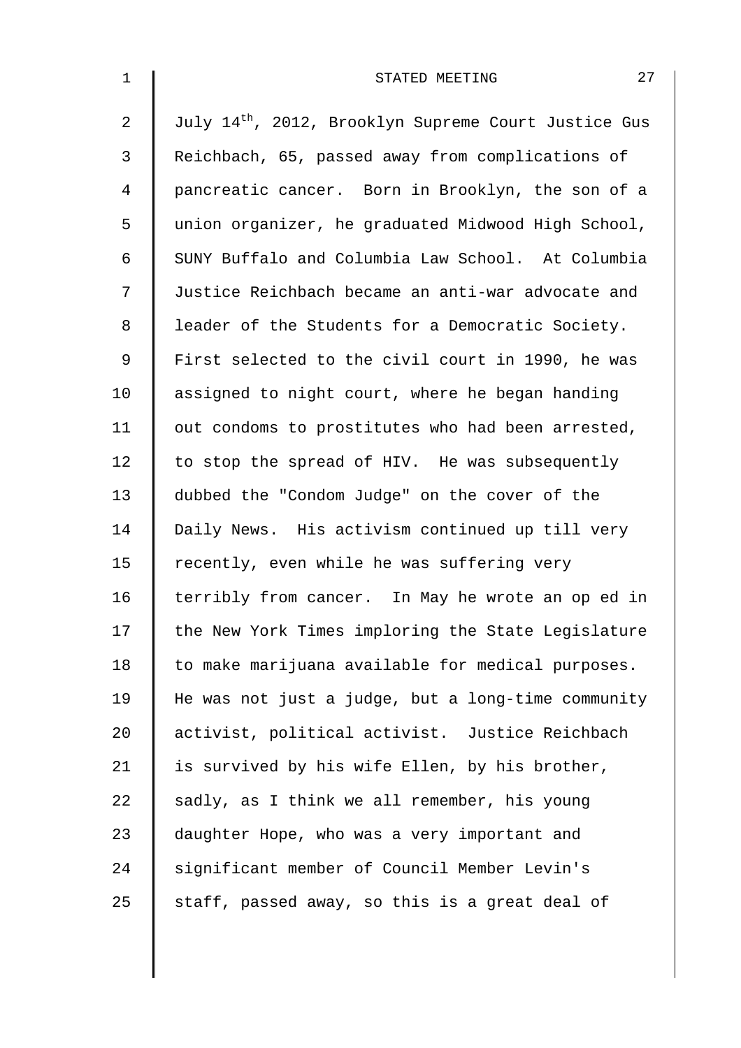July 14th, 2012, Brooklyn Supreme Court Justice Gus Reichbach, 65, passed away from complications of pancreatic cancer. Born in Brooklyn, the son of a union organizer, he graduated Midwood High School, SUNY Buffalo and Columbia Law School. At Columbia Justice Reichbach became an anti-war advocate and leader of the Students for a Democratic Society. First selected to the civil court in 1990, he was assigned to night court, where he began handing out condoms to prostitutes who had been arrested, to stop the spread of HIV. He was subsequently dubbed the "Condom Judge" on the cover of the Daily News. His activism continued up till very recently, even while he was suffering very terribly from cancer. In May he wrote an op ed in the New York Times imploring the State Legislature to make marijuana available for medical purposes. He was not just a judge, but a long-time community activist, political activist. Justice Reichbach is survived by his wife Ellen, by his brother, sadly, as I think we all remember, his young daughter Hope, who was a very important and significant member of Council Member Levin's staff, passed away, so this is a great deal of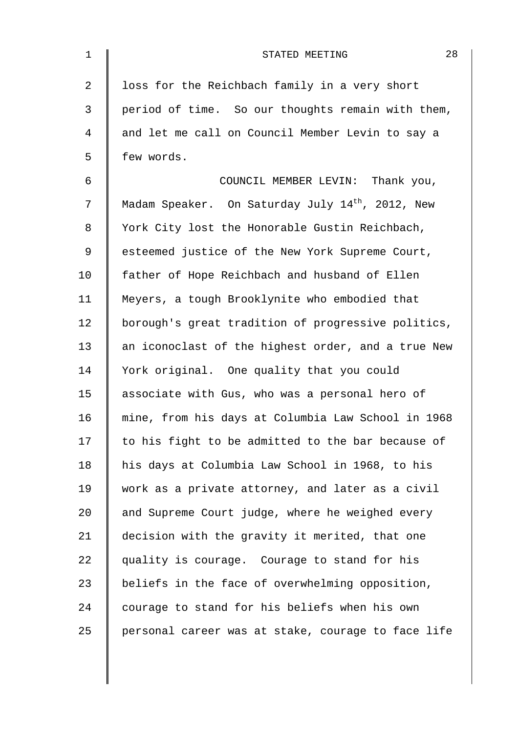loss for the Reichbach family in a very short period of time. So our thoughts remain with them, and let me call on Council Member Levin to say a few words.

COUNCIL MEMBER LEVIN: Thank you, Madam Speaker. On Saturday July 14th, 2012, New York City lost the Honorable Gustin Reichbach, esteemed justice of the New York Supreme Court, father of Hope Reichbach and husband of Ellen Meyers, a tough Brooklynite who embodied that borough's great tradition of progressive politics, an iconoclast of the highest order, and a true New York original. One quality that you could associate with Gus, who was a personal hero of mine, from his days at Columbia Law School in 1968 to his fight to be admitted to the bar because of his days at Columbia Law School in 1968, to his work as a private attorney, and later as a civil and Supreme Court judge, where he weighed every decision with the gravity it merited, that one quality is courage. Courage to stand for his beliefs in the face of overwhelming opposition, courage to stand for his beliefs when his own personal career was at stake, courage to face life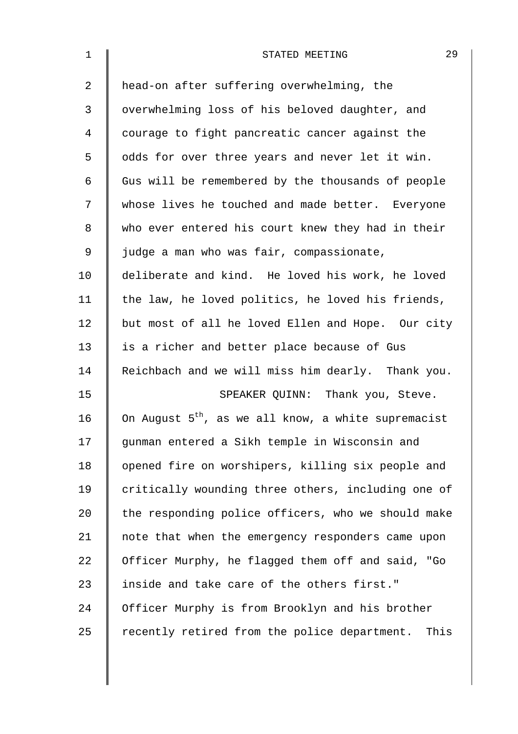head-on after suffering overwhelming, the overwhelming loss of his beloved daughter, and courage to fight pancreatic cancer against the odds for over three years and never let it win. Gus will be remembered by the thousands of people whose lives he touched and made better. Everyone who ever entered his court knew they had in their judge a man who was fair, compassionate, deliberate and kind. He loved his work, he loved the law, he loved politics, he loved his friends, but most of all he loved Ellen and Hope. Our city is a richer and better place because of Gus Reichbach and we will miss him dearly. Thank you.

SPEAKER QUINN: Thank you, Steve. On August 5th, as we all know, a white supremacist gunman entered a Sikh temple in Wisconsin and opened fire on worshipers, killing six people and critically wounding three others, including one of the responding police officers, who we should make note that when the emergency responders came upon Officer Murphy, he flagged them off and said, "Go inside and take care of the others first." Officer Murphy is from Brooklyn and his brother recently retired from the police department. This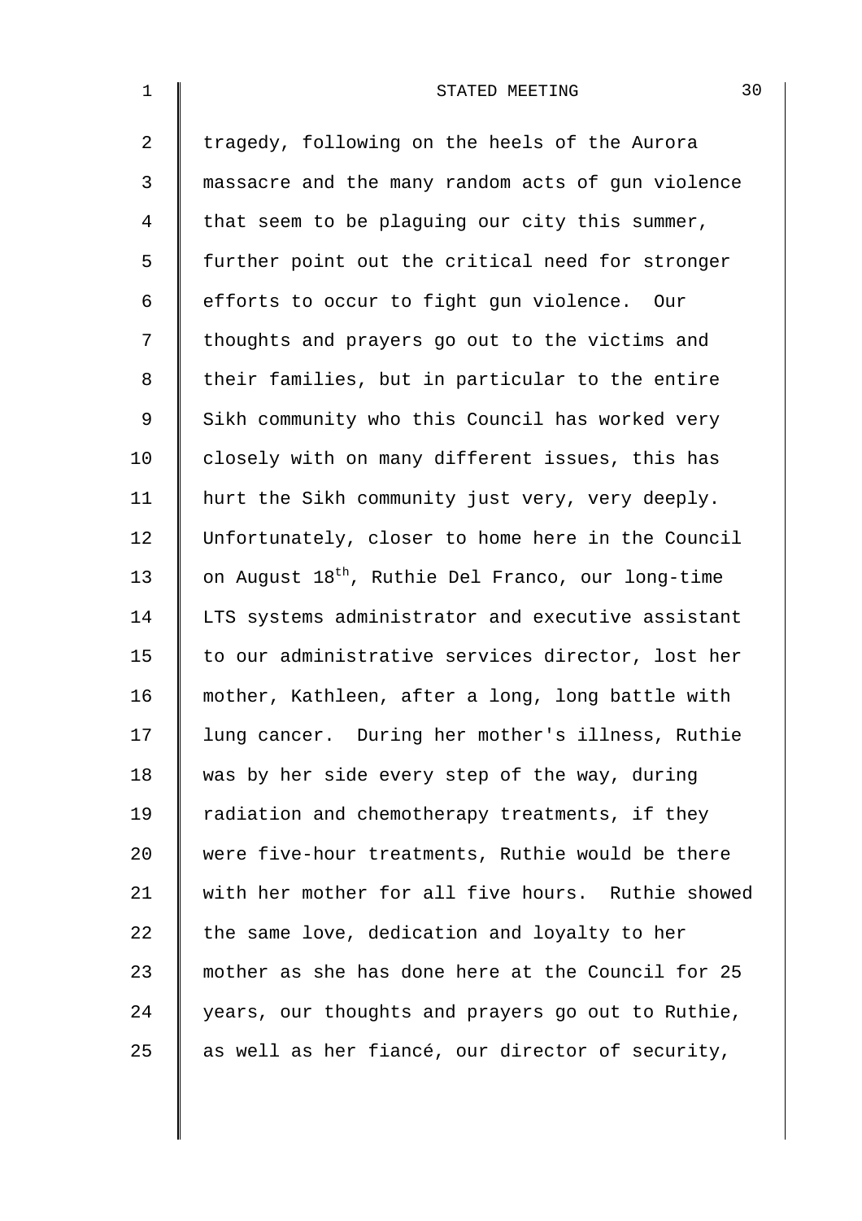tragedy, following on the heels of the Aurora massacre and the many random acts of gun violence that seem to be plaguing our city this summer, further point out the critical need for stronger efforts to occur to fight gun violence. Our thoughts and prayers go out to the victims and their families, but in particular to the entire Sikh community who this Council has worked very closely with on many different issues, this has hurt the Sikh community just very, very deeply. Unfortunately, closer to home here in the Council on August 18th, Ruthie Del Franco, our long-time LTS systems administrator and executive assistant to our administrative services director, lost her mother, Kathleen, after a long, long battle with lung cancer. During her mother's illness, Ruthie was by her side every step of the way, during radiation and chemotherapy treatments, if they were five-hour treatments, Ruthie would be there with her mother for all five hours. Ruthie showed the same love, dedication and loyalty to her mother as she has done here at the Council for 25 years, our thoughts and prayers go out to Ruthie, as well as her fiancé, our director of security,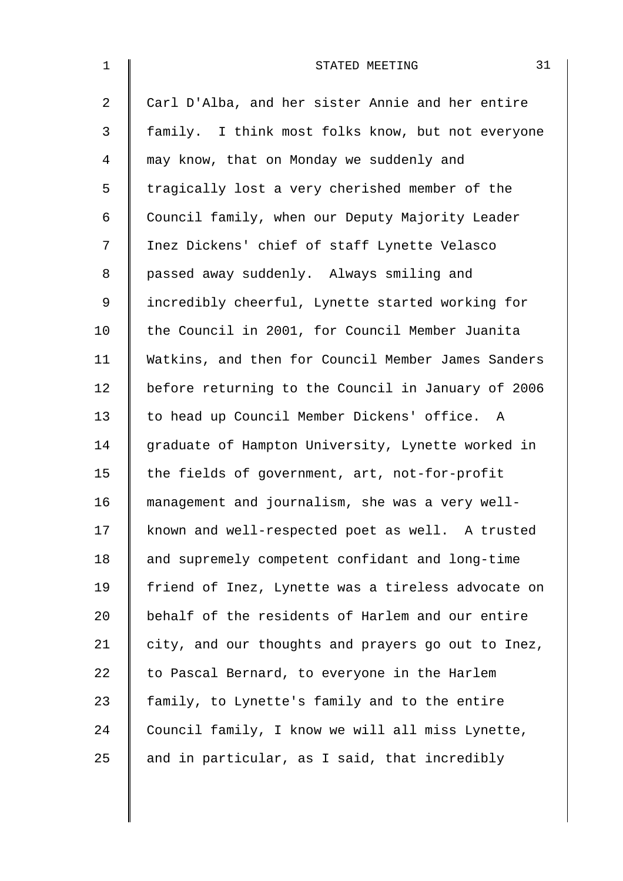Carl D'Alba, and her sister Annie and her entire family. I think most folks know, but not everyone may know, that on Monday we suddenly and tragically lost a very cherished member of the Council family, when our Deputy Majority Leader Inez Dickens' chief of staff Lynette Velasco passed away suddenly. Always smiling and incredibly cheerful, Lynette started working for the Council in 2001, for Council Member Juanita Watkins, and then for Council Member James Sanders before returning to the Council in January of 2006 to head up Council Member Dickens' office. A graduate of Hampton University, Lynette worked in the fields of government, art, not-for-profit management and journalism, she was a very well-known and well-respected poet as well. A trusted and supremely competent confidant and long-time friend of Inez, Lynette was a tireless advocate on behalf of the residents of Harlem and our entire city, and our thoughts and prayers go out to Inez, to Pascal Bernard, to everyone in the Harlem family, to Lynette's family and to the entire Council family, I know we will all miss Lynette, and in particular, as I said, that incredibly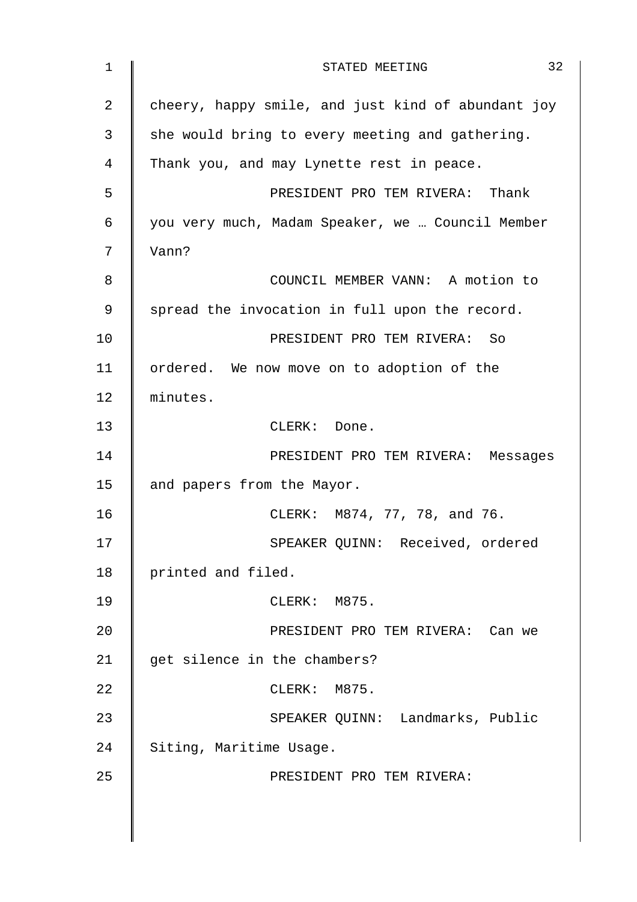cheery, happy smile, and just kind of abundant joy she would bring to every meeting and gathering. Thank you, and may Lynette rest in peace.

PRESIDENT PRO TEM RIVERA: Thank you very much, Madam Speaker, we … Council Member Vann?

COUNCIL MEMBER VANN: A motion to spread the invocation in full upon the record.

PRESIDENT PRO TEM RIVERA: So ordered. We now move on to adoption of the minutes.

CLERK: Done.

PRESIDENT PRO TEM RIVERA: Messages and papers from the Mayor.

CLERK: M874, 77, 78, and 76.

SPEAKER QUINN: Received, ordered printed and filed.

CLERK: M875.

PRESIDENT PRO TEM RIVERA: Can we get silence in the chambers?

CLERK: M875.

SPEAKER QUINN: Landmarks, Public Siting, Maritime Usage.

PRESIDENT PRO TEM RIVERA: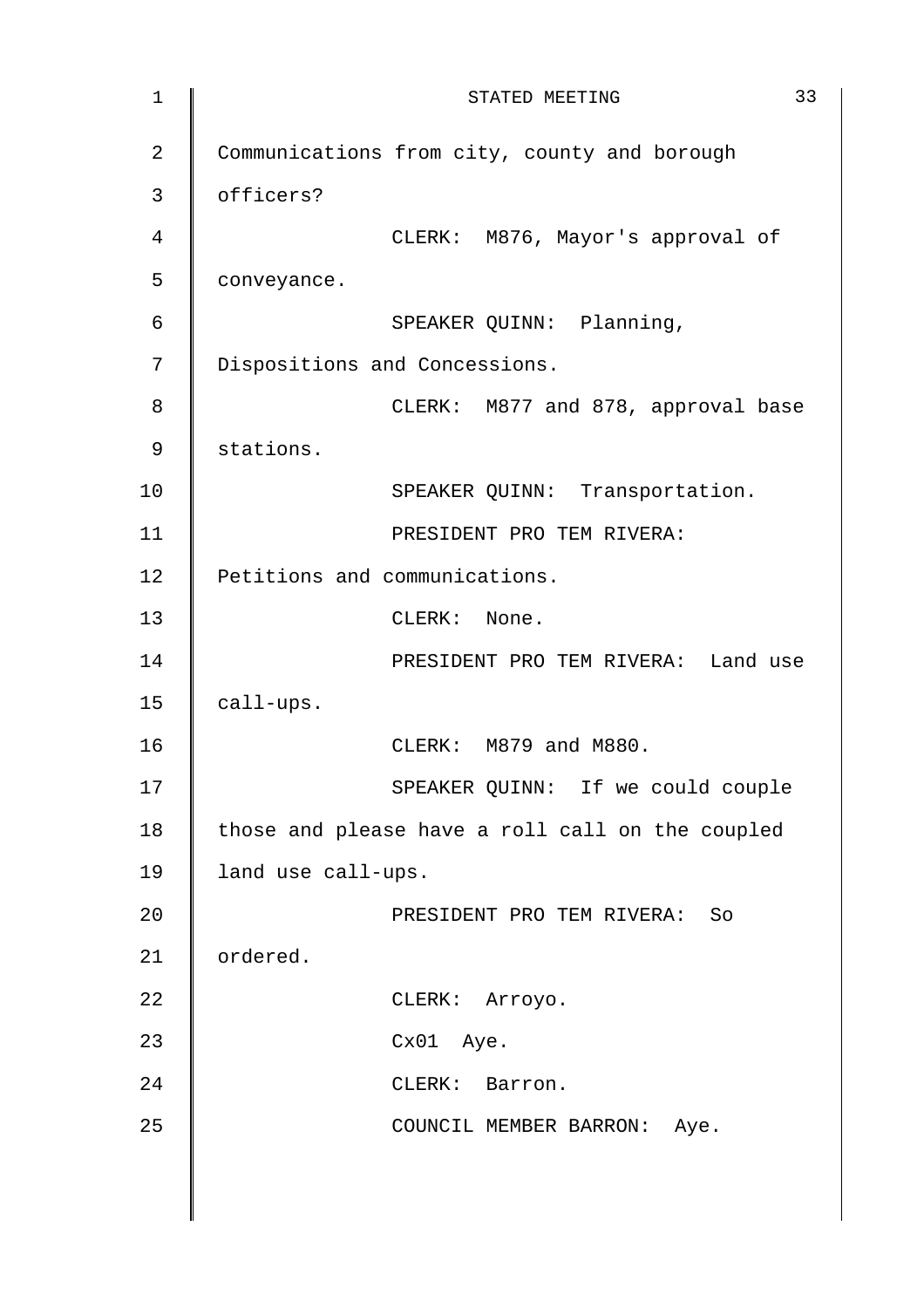Communications from city, county and borough officers?

CLERK: M876, Mayor's approval of conveyance.

SPEAKER QUINN: Planning, Dispositions and Concessions.

CLERK: M877 and 878, approval base stations.

SPEAKER QUINN: Transportation.

PRESIDENT PRO TEM RIVERA: Petitions and communications.

CLERK: None.

PRESIDENT PRO TEM RIVERA: Land use call-ups.

CLERK: M879 and M880.

SPEAKER QUINN: If we could couple those and please have a roll call on the coupled land use call-ups.

PRESIDENT PRO TEM RIVERA: So ordered.

CLERK: Arroyo.

Cx01 Aye.

CLERK: Barron.

COUNCIL MEMBER BARRON: Aye.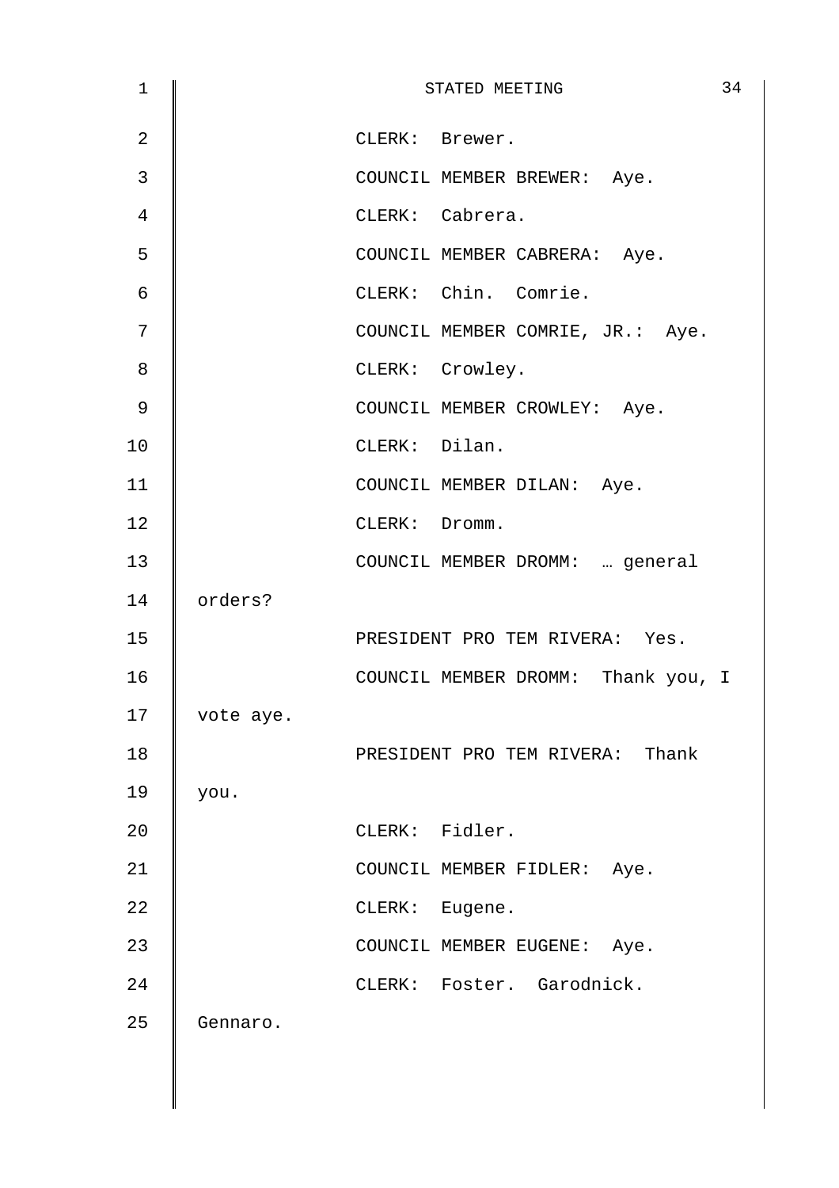CLERK: Brewer.

COUNCIL MEMBER BREWER: Aye.

CLERK: Cabrera.

COUNCIL MEMBER CABRERA: Aye.

CLERK: Chin. Comrie.

COUNCIL MEMBER COMRIE, JR.: Aye.

CLERK: Crowley.

COUNCIL MEMBER CROWLEY: Aye.

CLERK: Dilan.

COUNCIL MEMBER DILAN: Aye.

CLERK: Dromm.

COUNCIL MEMBER DROMM: … general orders?

PRESIDENT PRO TEM RIVERA: Yes.

COUNCIL MEMBER DROMM: Thank you, I vote aye.

PRESIDENT PRO TEM RIVERA: Thank you.

CLERK: Fidler.

COUNCIL MEMBER FIDLER: Aye.

CLERK: Eugene.

COUNCIL MEMBER EUGENE: Aye.

CLERK: Foster. Garodnick. Gennaro.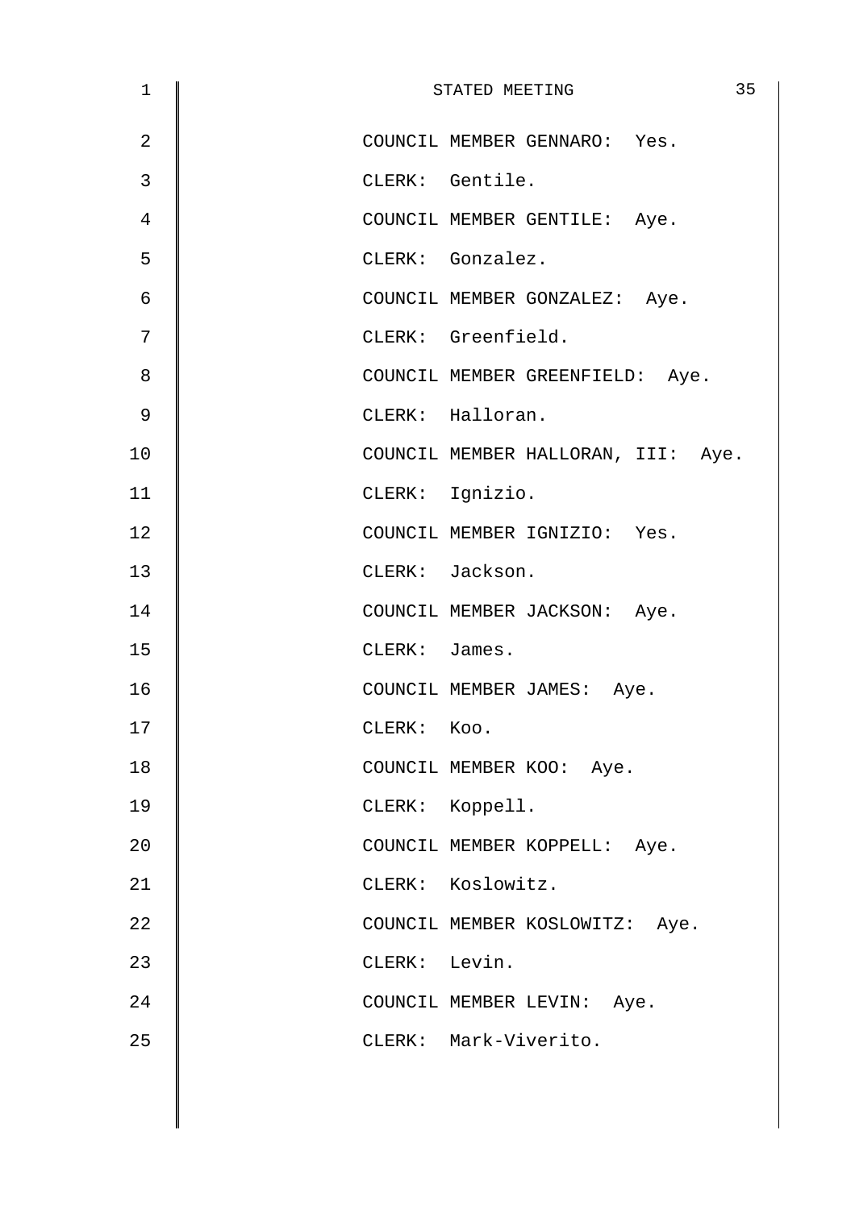COUNCIL MEMBER GENNARO: Yes.

CLERK: Gentile.

COUNCIL MEMBER GENTILE: Aye.

CLERK: Gonzalez.

COUNCIL MEMBER GONZALEZ: Aye.

CLERK: Greenfield.

COUNCIL MEMBER GREENFIELD: Aye.

CLERK: Halloran.

COUNCIL MEMBER HALLORAN, III: Aye.

CLERK: Ignizio.

COUNCIL MEMBER IGNIZIO: Yes.

CLERK: Jackson.

COUNCIL MEMBER JACKSON: Aye.

CLERK: James.

COUNCIL MEMBER JAMES: Aye.

CLERK: Koo.

COUNCIL MEMBER KOO: Aye.

CLERK: Koppell.

COUNCIL MEMBER KOPPELL: Aye.

CLERK: Koslowitz.

COUNCIL MEMBER KOSLOWITZ: Aye.

CLERK: Levin.

COUNCIL MEMBER LEVIN: Aye.

CLERK: Mark-Viverito.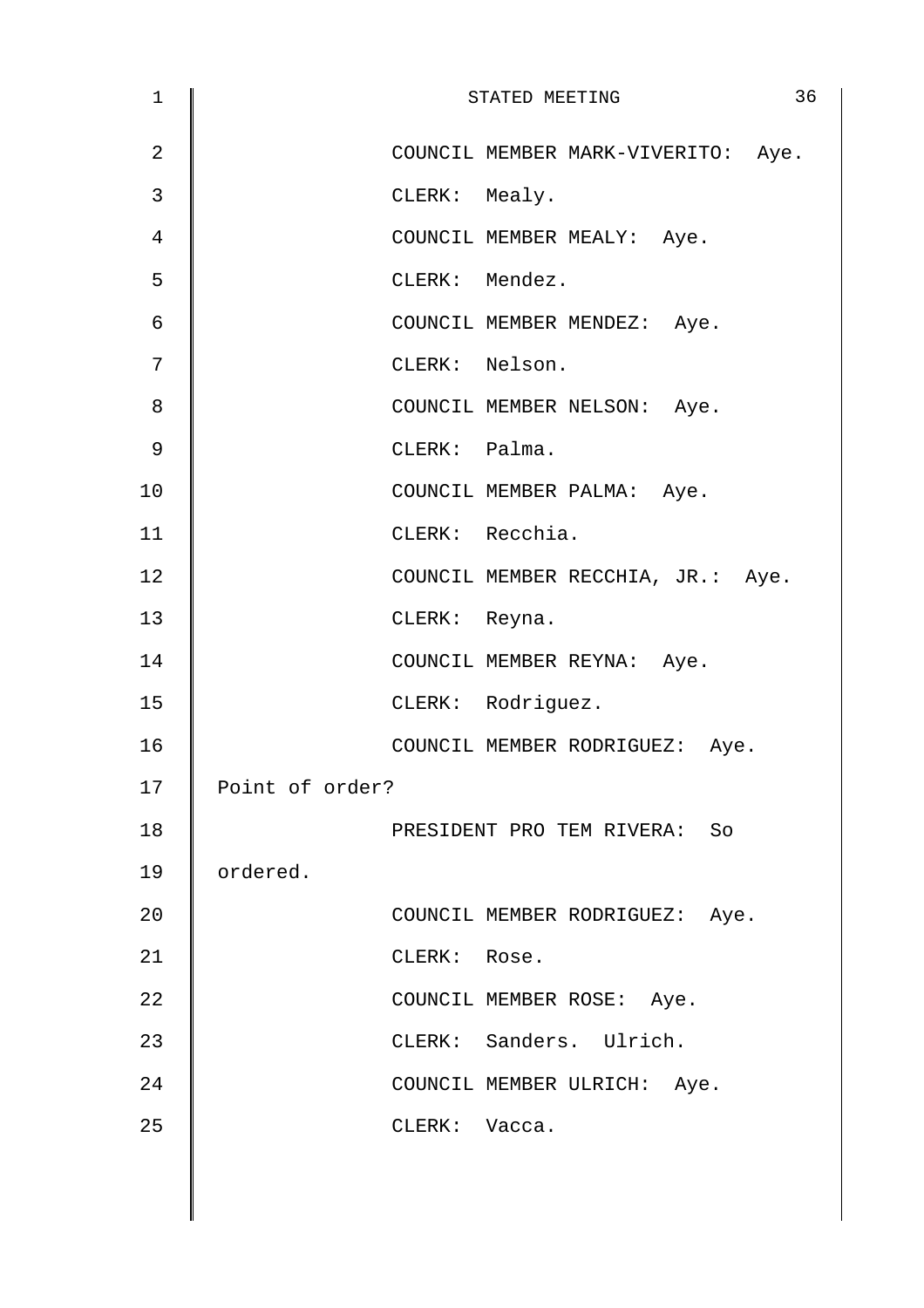COUNCIL MEMBER MARK-VIVERITO: Aye.

CLERK: Mealy.

COUNCIL MEMBER MEALY: Aye.

CLERK: Mendez.

COUNCIL MEMBER MENDEZ: Aye.

CLERK: Nelson.

COUNCIL MEMBER NELSON: Aye.

CLERK: Palma.

COUNCIL MEMBER PALMA: Aye.

CLERK: Recchia.

COUNCIL MEMBER RECCHIA, JR.: Aye.

CLERK: Reyna.

COUNCIL MEMBER REYNA: Aye.

CLERK: Rodriguez.

COUNCIL MEMBER RODRIGUEZ: Aye. Point of order?

PRESIDENT PRO TEM RIVERA: So ordered.

COUNCIL MEMBER RODRIGUEZ: Aye.

CLERK: Rose.

COUNCIL MEMBER ROSE: Aye.

CLERK: Sanders. Ulrich.

COUNCIL MEMBER ULRICH: Aye.

CLERK: Vacca.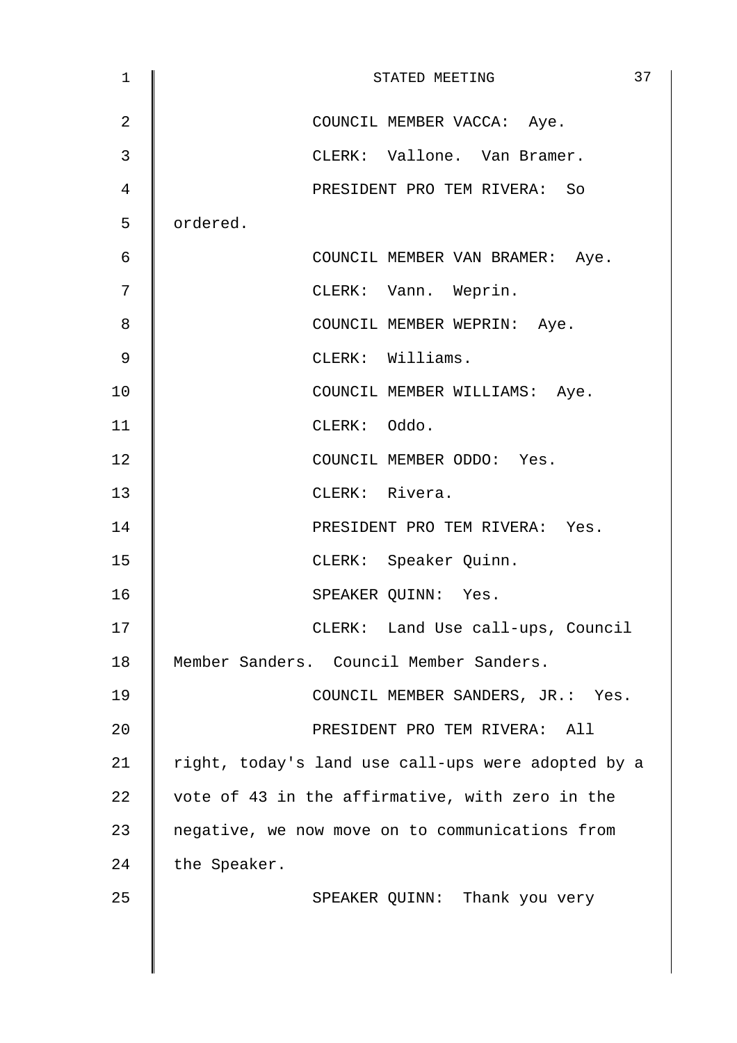COUNCIL MEMBER VACCA: Aye.

CLERK: Vallone. Van Bramer.

PRESIDENT PRO TEM RIVERA: So ordered.

COUNCIL MEMBER VAN BRAMER: Aye.

CLERK: Vann. Weprin.

COUNCIL MEMBER WEPRIN: Aye.

CLERK: Williams.

COUNCIL MEMBER WILLIAMS: Aye.

CLERK: Oddo.

COUNCIL MEMBER ODDO: Yes.

CLERK: Rivera.

PRESIDENT PRO TEM RIVERA: Yes.

CLERK: Speaker Quinn.

SPEAKER QUINN: Yes.

CLERK: Land Use call-ups, Council Member Sanders. Council Member Sanders.

COUNCIL MEMBER SANDERS, JR.: Yes.

PRESIDENT PRO TEM RIVERA: All right, today's land use call-ups were adopted by a vote of 43 in the affirmative, with zero in the negative, we now move on to communications from the Speaker.

SPEAKER QUINN: Thank you very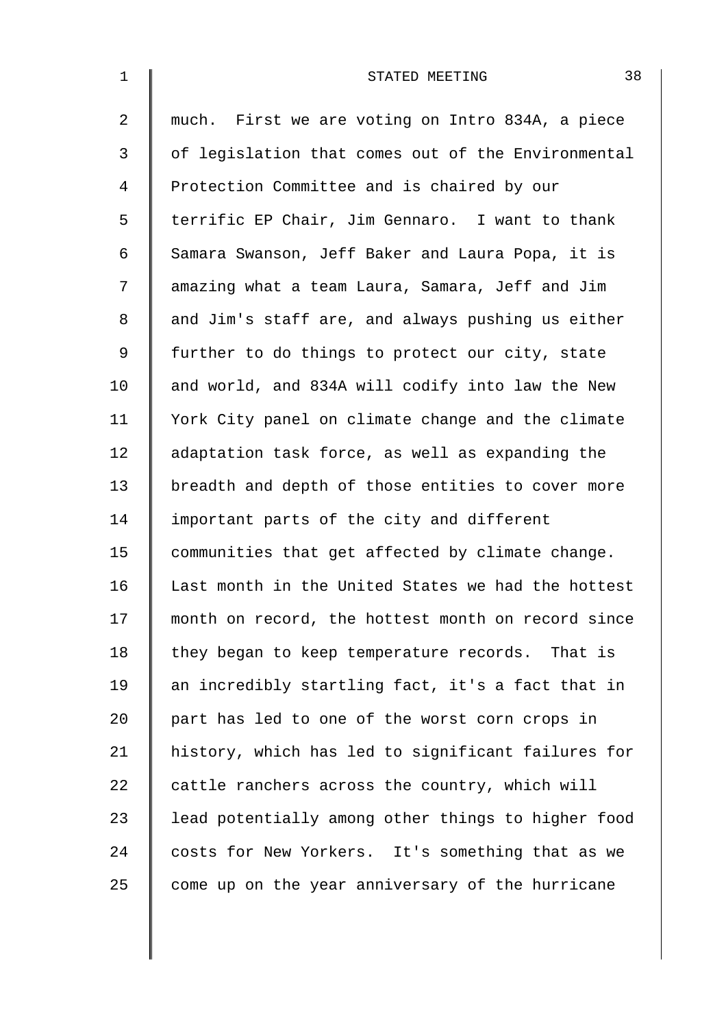much. First we are voting on Intro 834A, a piece of legislation that comes out of the Environmental Protection Committee and is chaired by our terrific EP Chair, Jim Gennaro. I want to thank Samara Swanson, Jeff Baker and Laura Popa, it is amazing what a team Laura, Samara, Jeff and Jim and Jim's staff are, and always pushing us either further to do things to protect our city, state and world, and 834A will codify into law the New York City panel on climate change and the climate adaptation task force, as well as expanding the breadth and depth of those entities to cover more important parts of the city and different communities that get affected by climate change. Last month in the United States we had the hottest month on record, the hottest month on record since they began to keep temperature records. That is an incredibly startling fact, it's a fact that in part has led to one of the worst corn crops in history, which has led to significant failures for cattle ranchers across the country, which will lead potentially among other things to higher food costs for New Yorkers. It's something that as we come up on the year anniversary of the hurricane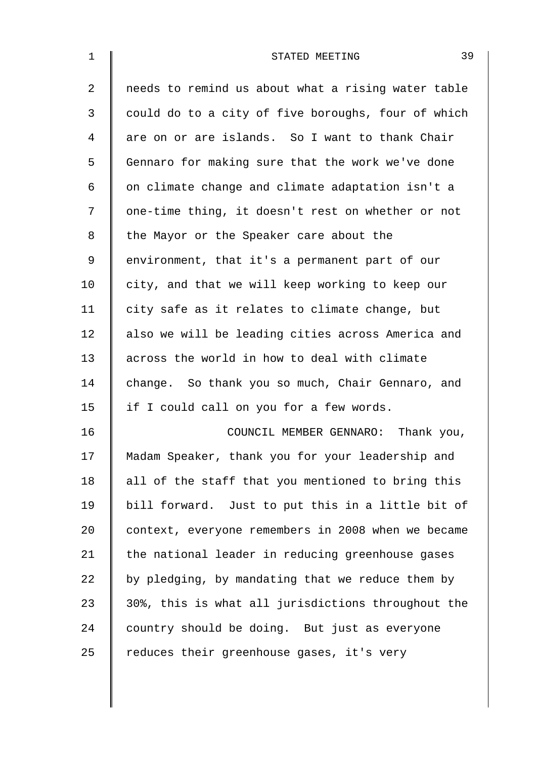needs to remind us about what a rising water table could do to a city of five boroughs, four of which are on or are islands. So I want to thank Chair Gennaro for making sure that the work we've done on climate change and climate adaptation isn't a one-time thing, it doesn't rest on whether or not the Mayor or the Speaker care about the environment, that it's a permanent part of our city, and that we will keep working to keep our city safe as it relates to climate change, but also we will be leading cities across America and across the world in how to deal with climate change. So thank you so much, Chair Gennaro, and if I could call on you for a few words.

COUNCIL MEMBER GENNARO: Thank you, Madam Speaker, thank you for your leadership and all of the staff that you mentioned to bring this bill forward. Just to put this in a little bit of context, everyone remembers in 2008 when we became the national leader in reducing greenhouse gases by pledging, by mandating that we reduce them by 30%, this is what all jurisdictions throughout the country should be doing. But just as everyone reduces their greenhouse gases, it's very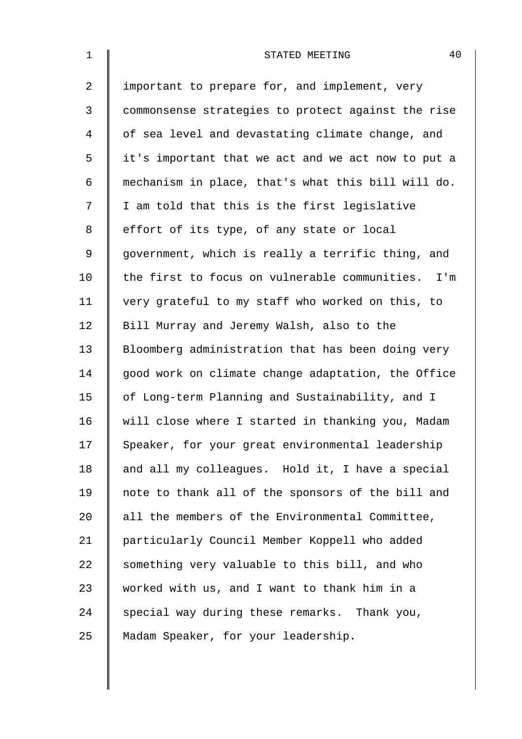important to prepare for, and implement, very commonsense strategies to protect against the rise of sea level and devastating climate change, and it's important that we act and we act now to put a mechanism in place, that's what this bill will do. I am told that this is the first legislative effort of its type, of any state or local government, which is really a terrific thing, and the first to focus on vulnerable communities. I'm very grateful to my staff who worked on this, to Bill Murray and Jeremy Walsh, also to the Bloomberg administration that has been doing very good work on climate change adaptation, the Office of Long-term Planning and Sustainability, and I will close where I started in thanking you, Madam Speaker, for your great environmental leadership and all my colleagues. Hold it, I have a special note to thank all of the sponsors of the bill and all the members of the Environmental Committee, particularly Council Member Koppell who added something very valuable to this bill, and who worked with us, and I want to thank him in a special way during these remarks. Thank you, Madam Speaker, for your leadership.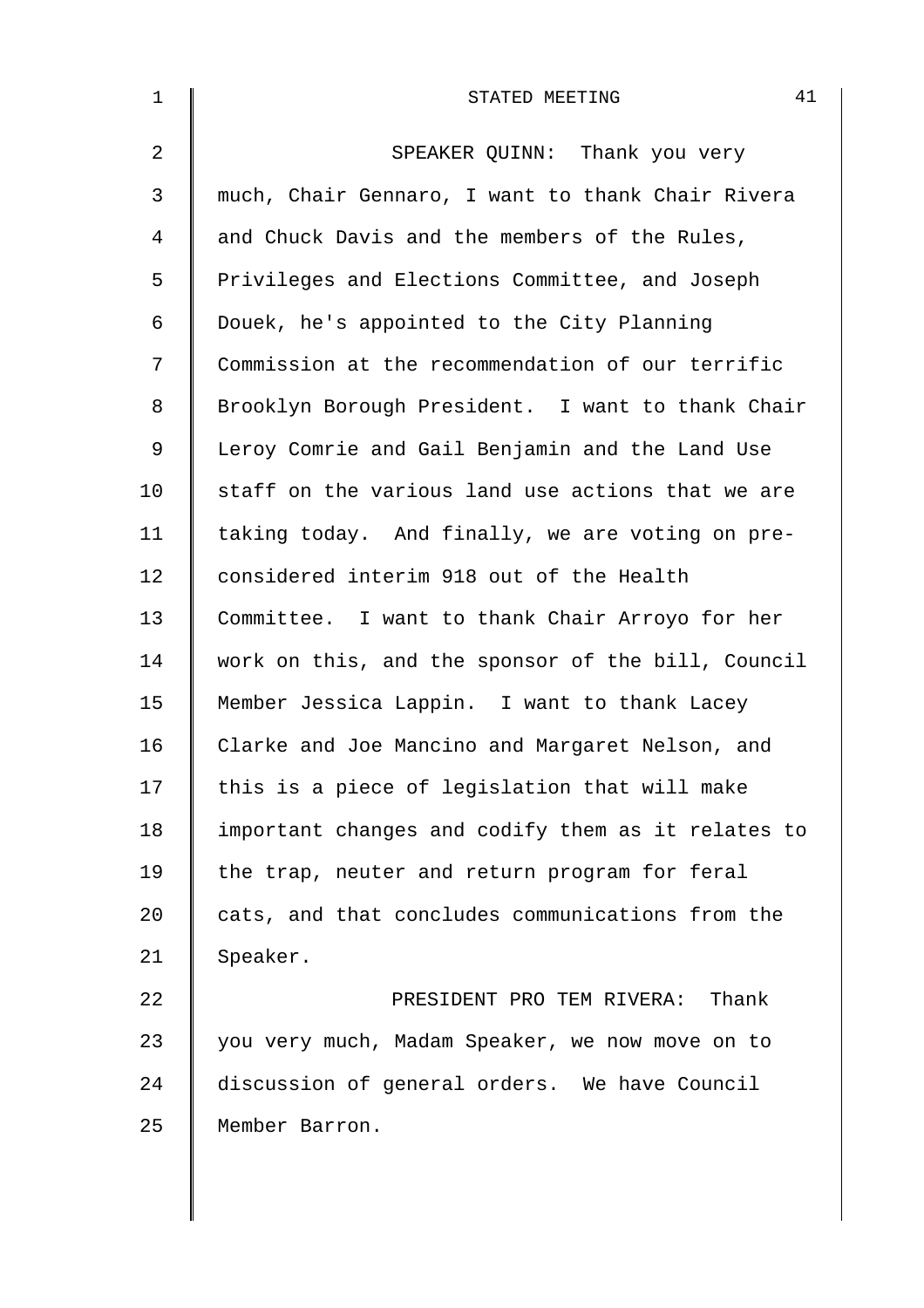SPEAKER QUINN: Thank you very much, Chair Gennaro, I want to thank Chair Rivera and Chuck Davis and the members of the Rules, Privileges and Elections Committee, and Joseph Douek, he's appointed to the City Planning Commission at the recommendation of our terrific Brooklyn Borough President. I want to thank Chair Leroy Comrie and Gail Benjamin and the Land Use staff on the various land use actions that we are taking today. And finally, we are voting on pre-considered interim 918 out of the Health Committee. I want to thank Chair Arroyo for her work on this, and the sponsor of the bill, Council Member Jessica Lappin. I want to thank Lacey Clarke and Joe Mancino and Margaret Nelson, and this is a piece of legislation that will make important changes and codify them as it relates to the trap, neuter and return program for feral cats, and that concludes communications from the Speaker.

PRESIDENT PRO TEM RIVERA: Thank you very much, Madam Speaker, we now move on to discussion of general orders. We have Council Member Barron.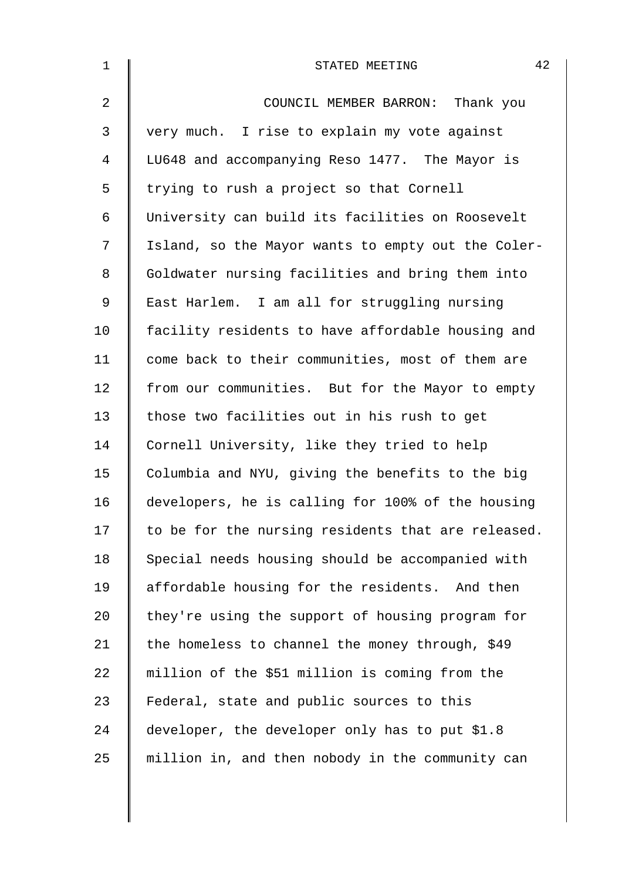COUNCIL MEMBER BARRON: Thank you very much. I rise to explain my vote against LU648 and accompanying Reso 1477. The Mayor is trying to rush a project so that Cornell University can build its facilities on Roosevelt Island, so the Mayor wants to empty out the Coler-Goldwater nursing facilities and bring them into East Harlem. I am all for struggling nursing facility residents to have affordable housing and come back to their communities, most of them are from our communities. But for the Mayor to empty those two facilities out in his rush to get Cornell University, like they tried to help Columbia and NYU, giving the benefits to the big developers, he is calling for 100% of the housing to be for the nursing residents that are released. Special needs housing should be accompanied with affordable housing for the residents. And then they're using the support of housing program for the homeless to channel the money through, $49 million of the $51 million is coming from the Federal, state and public sources to this developer, the developer only has to put $1.8 million in, and then nobody in the community can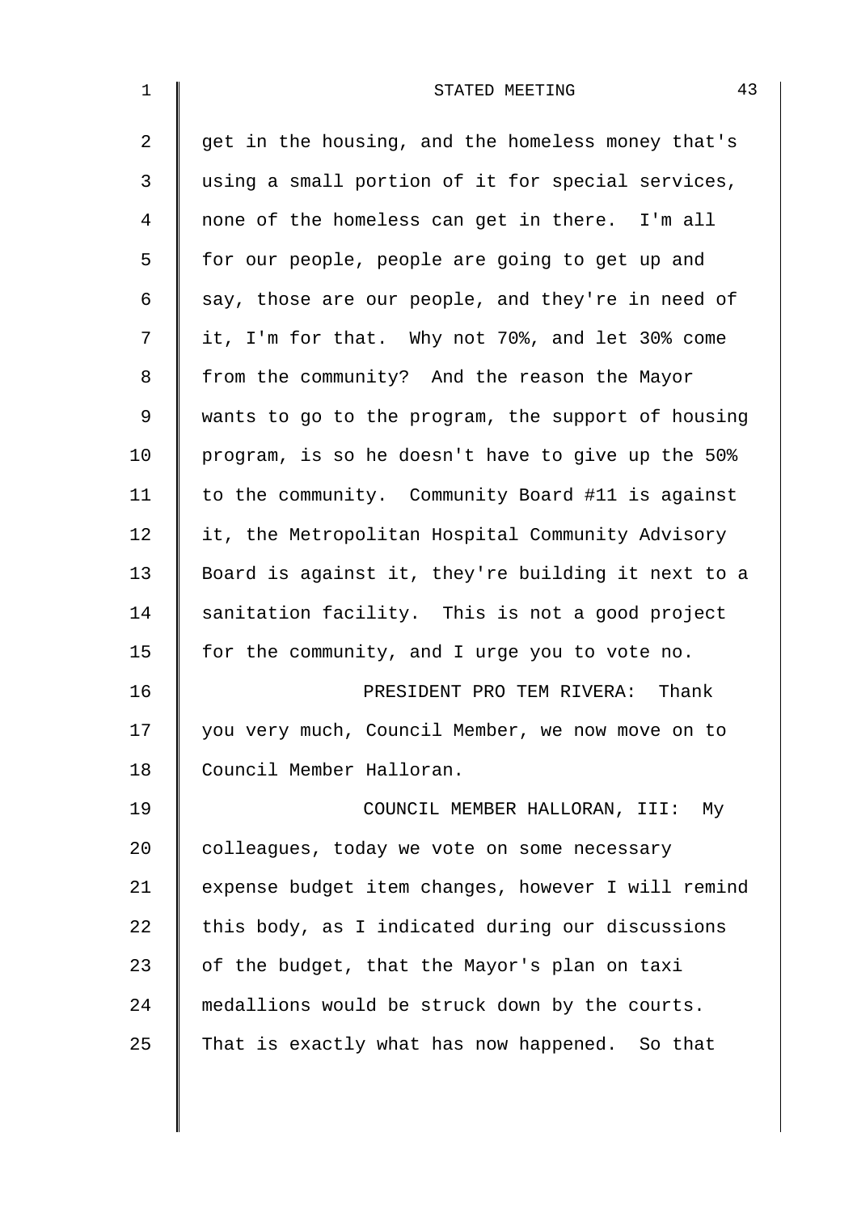get in the housing, and the homeless money that's using a small portion of it for special services, none of the homeless can get in there. I'm all for our people, people are going to get up and say, those are our people, and they're in need of it, I'm for that. Why not 70%, and let 30% come from the community? And the reason the Mayor wants to go to the program, the support of housing program, is so he doesn't have to give up the 50% to the community. Community Board #11 is against it, the Metropolitan Hospital Community Advisory Board is against it, they're building it next to a sanitation facility. This is not a good project for the community, and I urge you to vote no.

PRESIDENT PRO TEM RIVERA: Thank you very much, Council Member, we now move on to Council Member Halloran.

COUNCIL MEMBER HALLORAN, III: My colleagues, today we vote on some necessary expense budget item changes, however I will remind this body, as I indicated during our discussions of the budget, that the Mayor's plan on taxi medallions would be struck down by the courts. That is exactly what has now happened. So that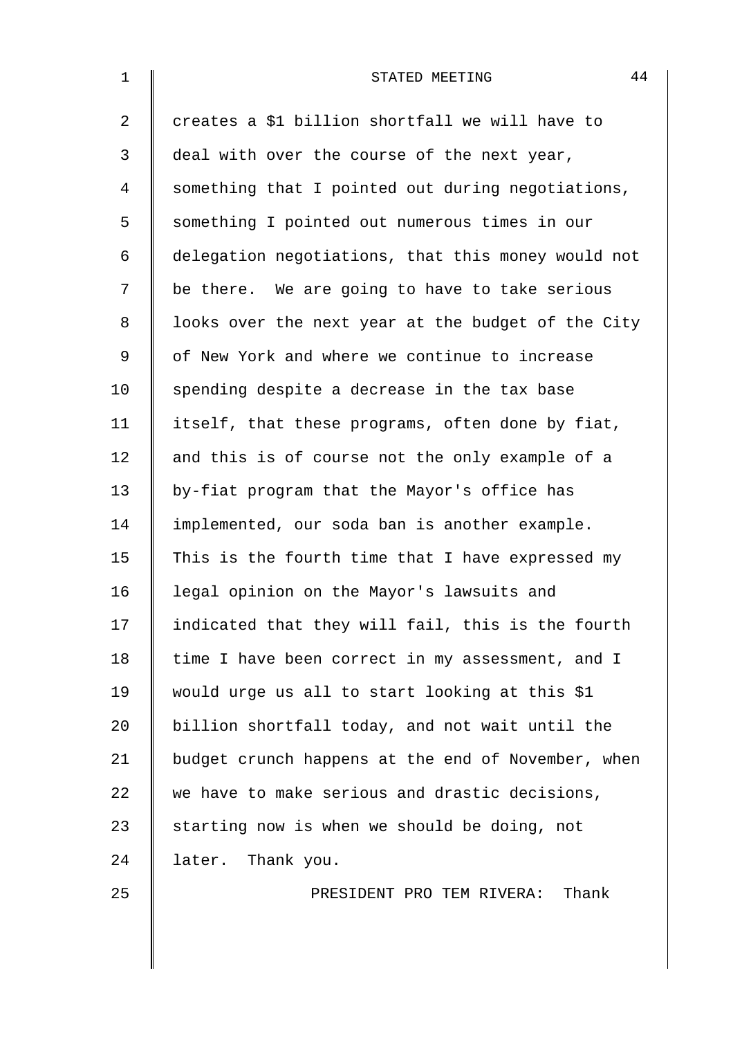creates a $1 billion shortfall we will have to deal with over the course of the next year, something that I pointed out during negotiations, something I pointed out numerous times in our delegation negotiations, that this money would not be there. We are going to have to take serious looks over the next year at the budget of the City of New York and where we continue to increase spending despite a decrease in the tax base itself, that these programs, often done by fiat, and this is of course not the only example of a by-fiat program that the Mayor's office has implemented, our soda ban is another example. This is the fourth time that I have expressed my legal opinion on the Mayor's lawsuits and indicated that they will fail, this is the fourth time I have been correct in my assessment, and I would urge us all to start looking at this $1 billion shortfall today, and not wait until the budget crunch happens at the end of November, when we have to make serious and drastic decisions, starting now is when we should be doing, not later. Thank you.

PRESIDENT PRO TEM RIVERA: Thank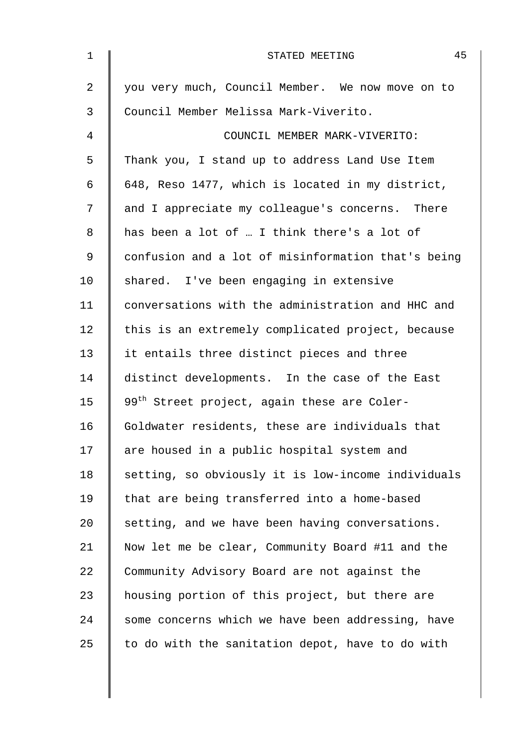you very much, Council Member. We now move on to Council Member Melissa Mark-Viverito.

COUNCIL MEMBER MARK-VIVERITO: Thank you, I stand up to address Land Use Item 648, Reso 1477, which is located in my district, and I appreciate my colleague's concerns. There has been a lot of … I think there's a lot of confusion and a lot of misinformation that's being shared. I've been engaging in extensive conversations with the administration and HHC and this is an extremely complicated project, because it entails three distinct pieces and three distinct developments. In the case of the East 99th Street project, again these are Coler-Goldwater residents, these are individuals that are housed in a public hospital system and setting, so obviously it is low-income individuals that are being transferred into a home-based setting, and we have been having conversations. Now let me be clear, Community Board #11 and the Community Advisory Board are not against the housing portion of this project, but there are some concerns which we have been addressing, have to do with the sanitation depot, have to do with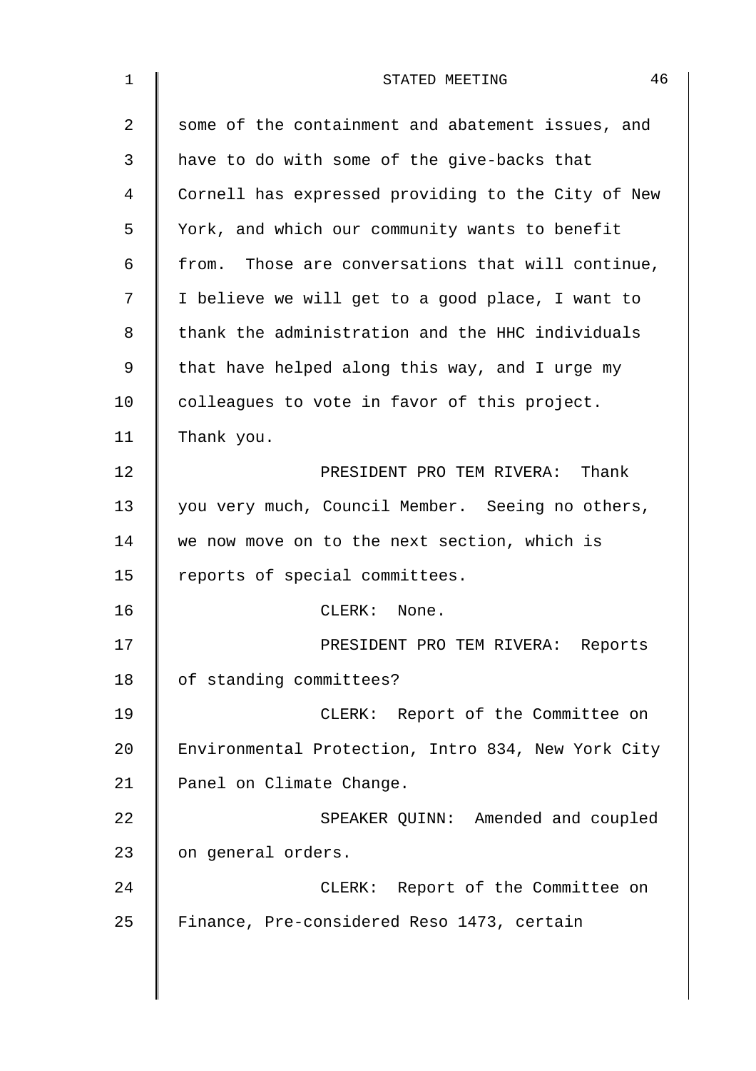some of the containment and abatement issues, and have to do with some of the give-backs that Cornell has expressed providing to the City of New York, and which our community wants to benefit from. Those are conversations that will continue, I believe we will get to a good place, I want to thank the administration and the HHC individuals that have helped along this way, and I urge my colleagues to vote in favor of this project. Thank you.

PRESIDENT PRO TEM RIVERA: Thank you very much, Council Member. Seeing no others, we now move on to the next section, which is reports of special committees.

CLERK: None.

PRESIDENT PRO TEM RIVERA: Reports of standing committees?

CLERK: Report of the Committee on Environmental Protection, Intro 834, New York City Panel on Climate Change.

SPEAKER QUINN: Amended and coupled on general orders.

CLERK: Report of the Committee on Finance, Pre-considered Reso 1473, certain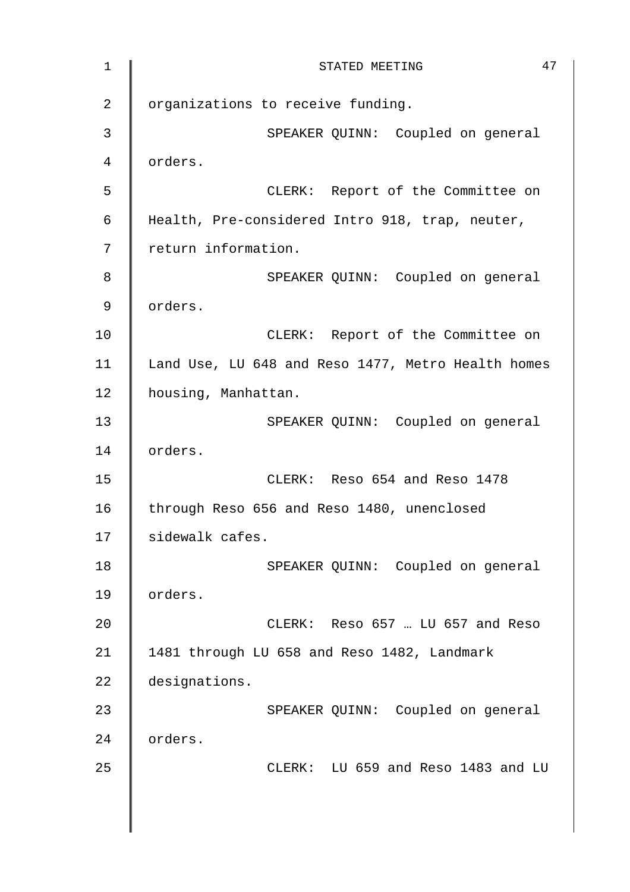organizations to receive funding.

SPEAKER QUINN: Coupled on general orders.

CLERK: Report of the Committee on Health, Pre-considered Intro 918, trap, neuter, return information.

SPEAKER QUINN: Coupled on general orders.

CLERK: Report of the Committee on Land Use, LU 648 and Reso 1477, Metro Health homes housing, Manhattan.

SPEAKER QUINN: Coupled on general orders.

CLERK: Reso 654 and Reso 1478 through Reso 656 and Reso 1480, unenclosed sidewalk cafes.

SPEAKER QUINN: Coupled on general orders.

CLERK: Reso 657 … LU 657 and Reso 1481 through LU 658 and Reso 1482, Landmark designations.

SPEAKER QUINN: Coupled on general orders.

CLERK: LU 659 and Reso 1483 and LU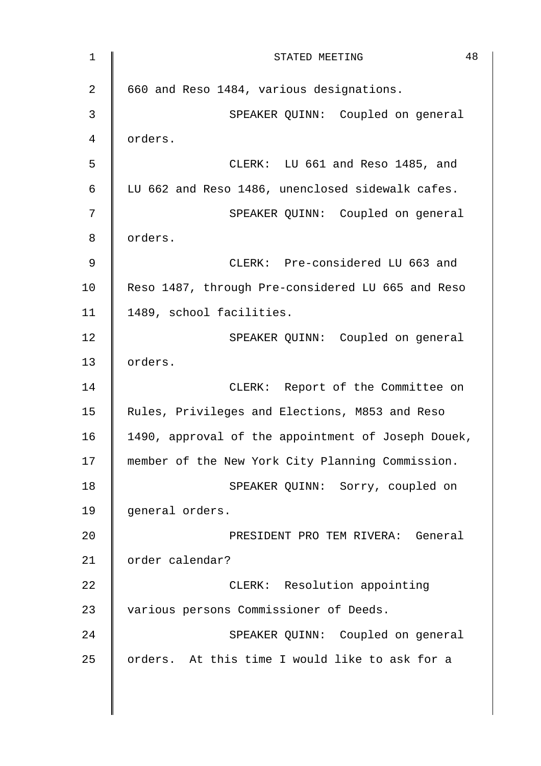660 and Reso 1484, various designations.

SPEAKER QUINN: Coupled on general orders.

CLERK: LU 661 and Reso 1485, and LU 662 and Reso 1486, unenclosed sidewalk cafes.

SPEAKER QUINN: Coupled on general orders.

CLERK: Pre-considered LU 663 and Reso 1487, through Pre-considered LU 665 and Reso 1489, school facilities.

SPEAKER QUINN: Coupled on general orders.

CLERK: Report of the Committee on Rules, Privileges and Elections, M853 and Reso 1490, approval of the appointment of Joseph Douek, member of the New York City Planning Commission.

SPEAKER QUINN: Sorry, coupled on general orders.

PRESIDENT PRO TEM RIVERA: General order calendar?

CLERK: Resolution appointing various persons Commissioner of Deeds.

SPEAKER QUINN: Coupled on general orders. At this time I would like to ask for a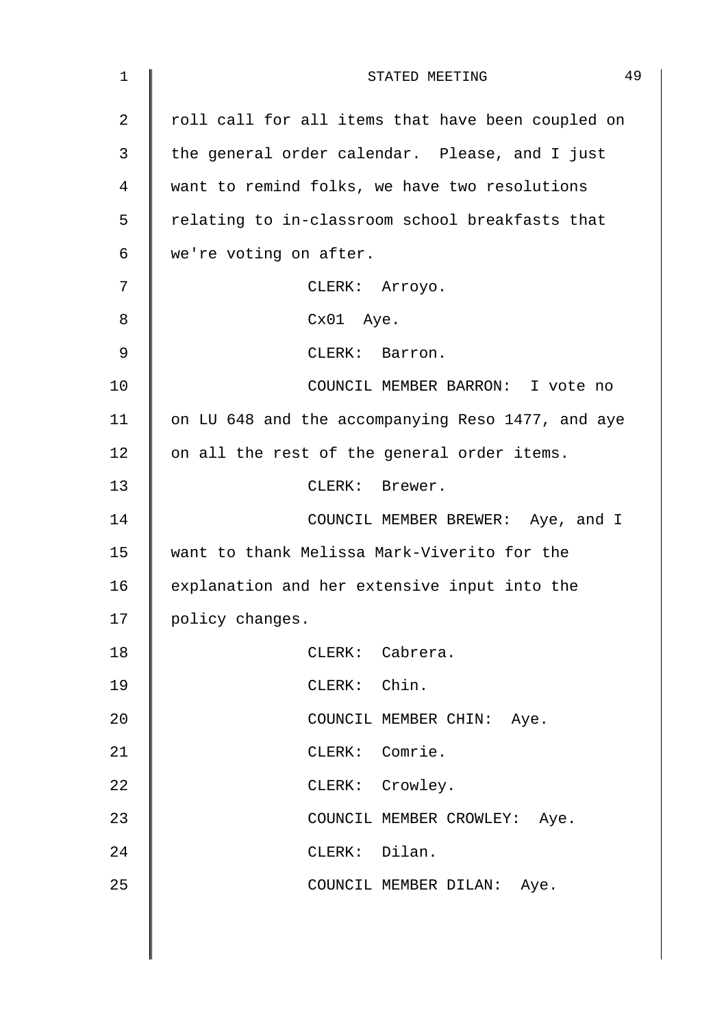roll call for all items that have been coupled on the general order calendar. Please, and I just want to remind folks, we have two resolutions relating to in-classroom school breakfasts that we're voting on after.

CLERK: Arroyo.

Cx01 Aye.

CLERK: Barron.

COUNCIL MEMBER BARRON: I vote no on LU 648 and the accompanying Reso 1477, and aye on all the rest of the general order items.

CLERK: Brewer.

COUNCIL MEMBER BREWER: Aye, and I want to thank Melissa Mark-Viverito for the explanation and her extensive input into the policy changes.

CLERK: Cabrera.

CLERK: Chin.

COUNCIL MEMBER CHIN: Aye.

CLERK: Comrie.

CLERK: Crowley.

COUNCIL MEMBER CROWLEY: Aye.

CLERK: Dilan.

COUNCIL MEMBER DILAN: Aye.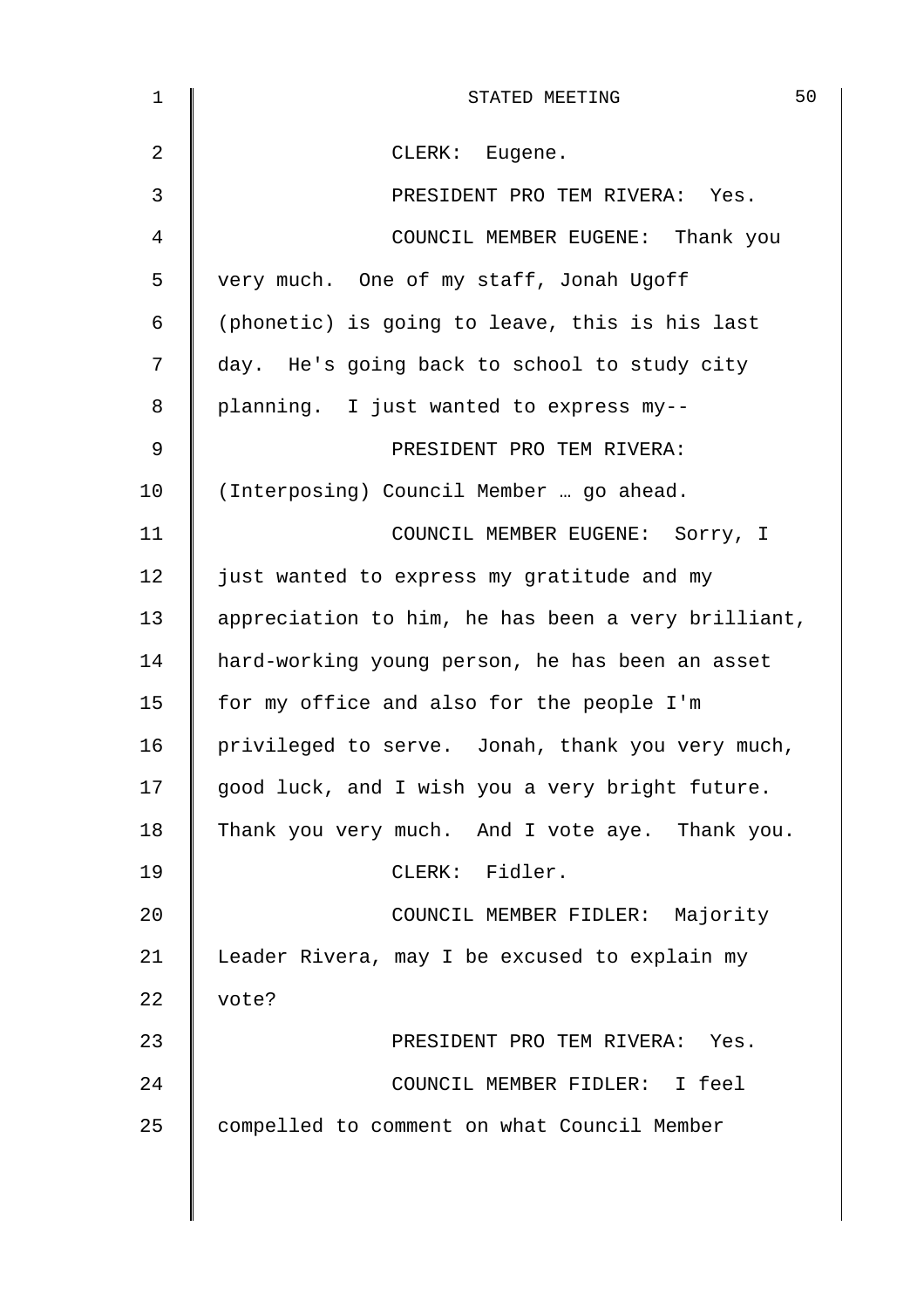CLERK: Eugene.

PRESIDENT PRO TEM RIVERA: Yes.

COUNCIL MEMBER EUGENE: Thank you very much. One of my staff, Jonah Ugoff (phonetic) is going to leave, this is his last day. He's going back to school to study city planning. I just wanted to express my--

PRESIDENT PRO TEM RIVERA: (Interposing) Council Member … go ahead.

COUNCIL MEMBER EUGENE: Sorry, I just wanted to express my gratitude and my appreciation to him, he has been a very brilliant, hard-working young person, he has been an asset for my office and also for the people I'm privileged to serve. Jonah, thank you very much, good luck, and I wish you a very bright future. Thank you very much. And I vote aye. Thank you.

CLERK: Fidler.

COUNCIL MEMBER FIDLER: Majority Leader Rivera, may I be excused to explain my vote?

PRESIDENT PRO TEM RIVERA: Yes.

COUNCIL MEMBER FIDLER: I feel compelled to comment on what Council Member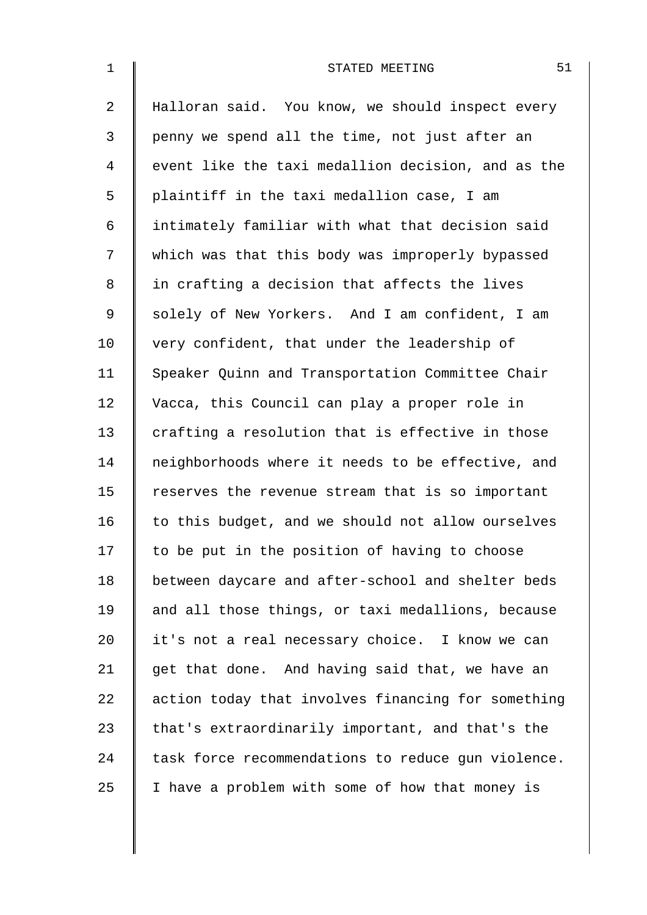Halloran said. You know, we should inspect every penny we spend all the time, not just after an event like the taxi medallion decision, and as the plaintiff in the taxi medallion case, I am intimately familiar with what that decision said which was that this body was improperly bypassed in crafting a decision that affects the lives solely of New Yorkers. And I am confident, I am very confident, that under the leadership of Speaker Quinn and Transportation Committee Chair Vacca, this Council can play a proper role in crafting a resolution that is effective in those neighborhoods where it needs to be effective, and reserves the revenue stream that is so important to this budget, and we should not allow ourselves to be put in the position of having to choose between daycare and after-school and shelter beds and all those things, or taxi medallions, because it's not a real necessary choice. I know we can get that done. And having said that, we have an action today that involves financing for something that's extraordinarily important, and that's the task force recommendations to reduce gun violence. I have a problem with some of how that money is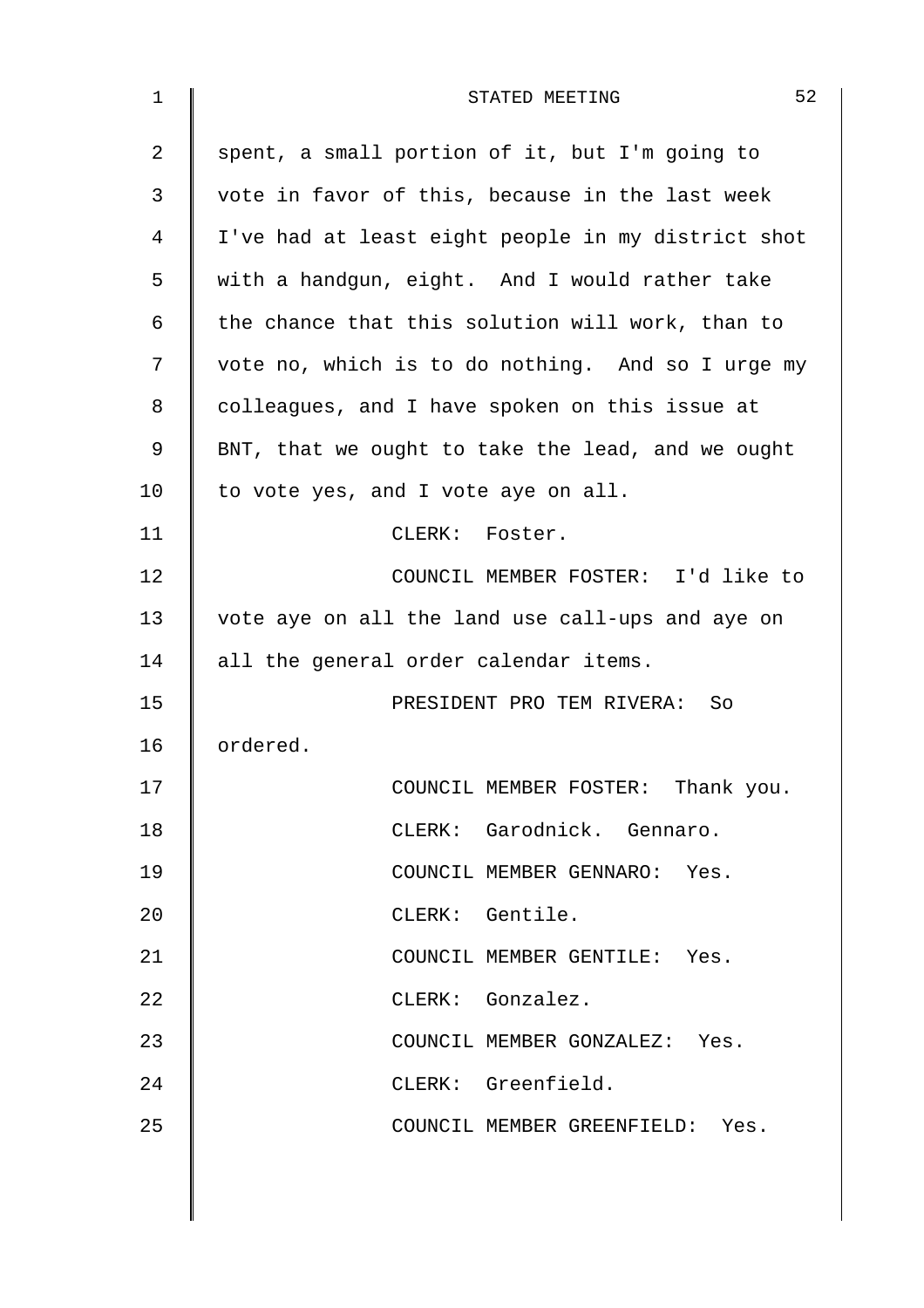spent, a small portion of it, but I'm going to vote in favor of this, because in the last week I've had at least eight people in my district shot with a handgun, eight. And I would rather take the chance that this solution will work, than to vote no, which is to do nothing. And so I urge my colleagues, and I have spoken on this issue at BNT, that we ought to take the lead, and we ought to vote yes, and I vote aye on all.

CLERK: Foster.

COUNCIL MEMBER FOSTER: I'd like to vote aye on all the land use call-ups and aye on all the general order calendar items.

PRESIDENT PRO TEM RIVERA: So ordered.

COUNCIL MEMBER FOSTER: Thank you.

CLERK: Garodnick. Gennaro.

COUNCIL MEMBER GENNARO: Yes.

CLERK: Gentile.

COUNCIL MEMBER GENTILE: Yes.

CLERK: Gonzalez.

COUNCIL MEMBER GONZALEZ: Yes.

CLERK: Greenfield.

COUNCIL MEMBER GREENFIELD: Yes.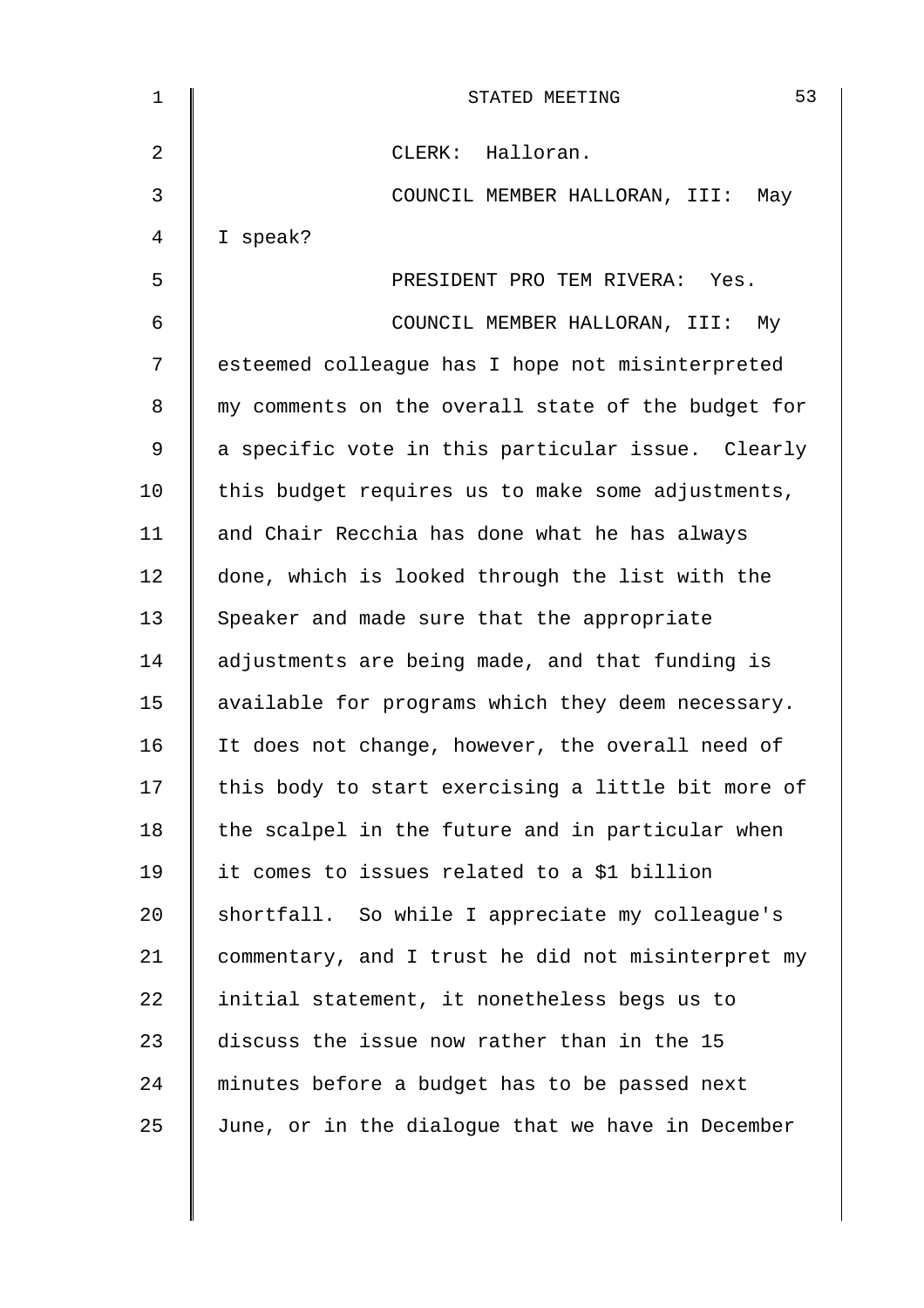CLERK: Halloran.

COUNCIL MEMBER HALLORAN, III: May I speak?

PRESIDENT PRO TEM RIVERA: Yes.

COUNCIL MEMBER HALLORAN, III: My esteemed colleague has I hope not misinterpreted my comments on the overall state of the budget for a specific vote in this particular issue. Clearly this budget requires us to make some adjustments, and Chair Recchia has done what he has always done, which is looked through the list with the Speaker and made sure that the appropriate adjustments are being made, and that funding is available for programs which they deem necessary. It does not change, however, the overall need of this body to start exercising a little bit more of the scalpel in the future and in particular when it comes to issues related to a $1 billion shortfall. So while I appreciate my colleague's commentary, and I trust he did not misinterpret my initial statement, it nonetheless begs us to discuss the issue now rather than in the 15 minutes before a budget has to be passed next June, or in the dialogue that we have in December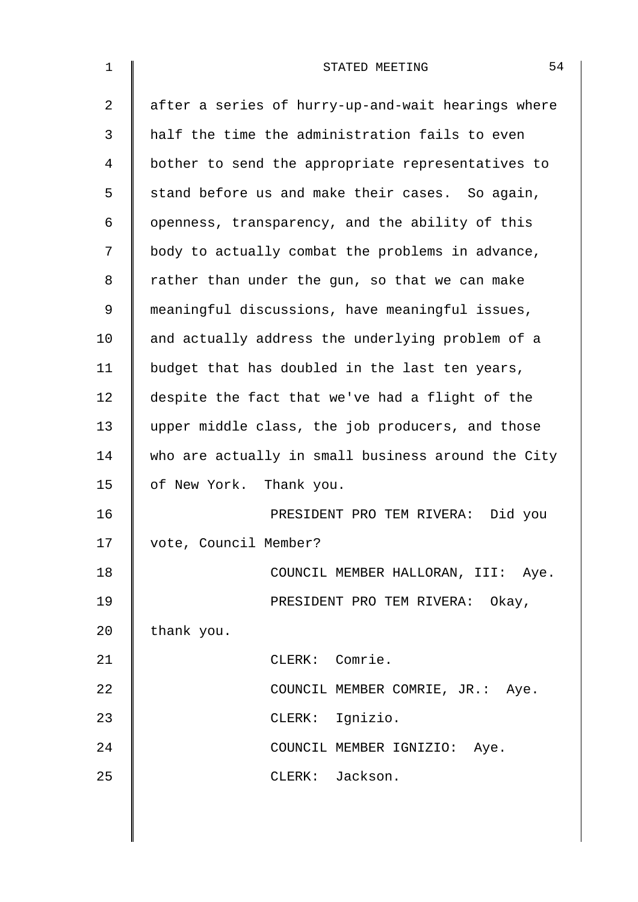after a series of hurry-up-and-wait hearings where half the time the administration fails to even bother to send the appropriate representatives to stand before us and make their cases. So again, openness, transparency, and the ability of this body to actually combat the problems in advance, rather than under the gun, so that we can make meaningful discussions, have meaningful issues, and actually address the underlying problem of a budget that has doubled in the last ten years, despite the fact that we've had a flight of the upper middle class, the job producers, and those who are actually in small business around the City of New York. Thank you.

PRESIDENT PRO TEM RIVERA: Did you vote, Council Member?

COUNCIL MEMBER HALLORAN, III: Aye.

PRESIDENT PRO TEM RIVERA: Okay, thank you.

CLERK: Comrie.

COUNCIL MEMBER COMRIE, JR.: Aye.

CLERK: Ignizio.

COUNCIL MEMBER IGNIZIO: Aye.

CLERK: Jackson.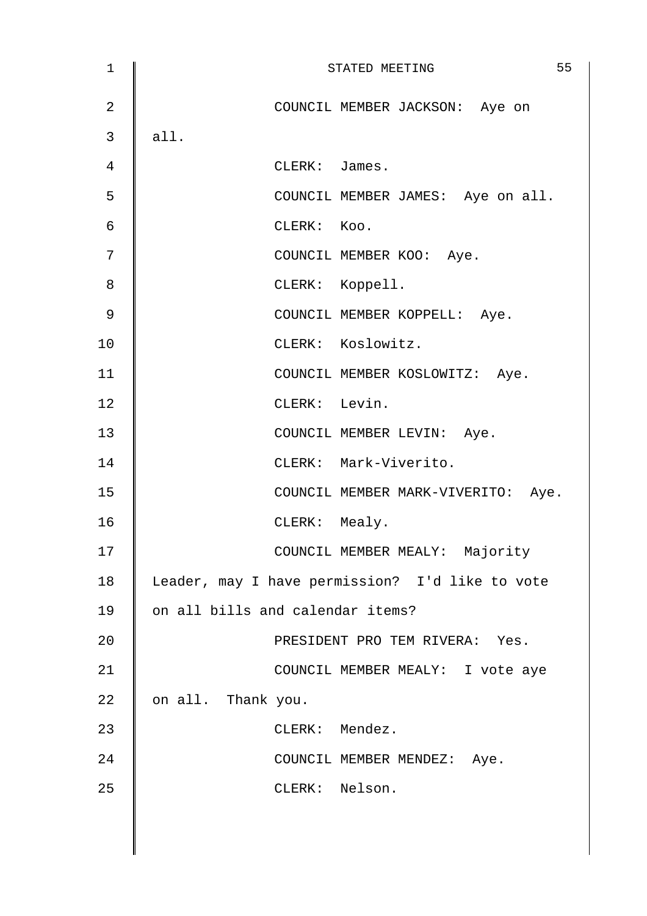COUNCIL MEMBER JACKSON: Aye on all.

CLERK: James.

COUNCIL MEMBER JAMES: Aye on all.

CLERK: Koo.

COUNCIL MEMBER KOO: Aye.

CLERK: Koppell.

COUNCIL MEMBER KOPPELL: Aye.

CLERK: Koslowitz.

COUNCIL MEMBER KOSLOWITZ: Aye.

CLERK: Levin.

COUNCIL MEMBER LEVIN: Aye.

CLERK: Mark-Viverito.

COUNCIL MEMBER MARK-VIVERITO: Aye.

CLERK: Mealy.

COUNCIL MEMBER MEALY: Majority Leader, may I have permission? I'd like to vote on all bills and calendar items?

PRESIDENT PRO TEM RIVERA: Yes.

COUNCIL MEMBER MEALY: I vote aye on all. Thank you.

CLERK: Mendez.

COUNCIL MEMBER MENDEZ: Aye.

CLERK: Nelson.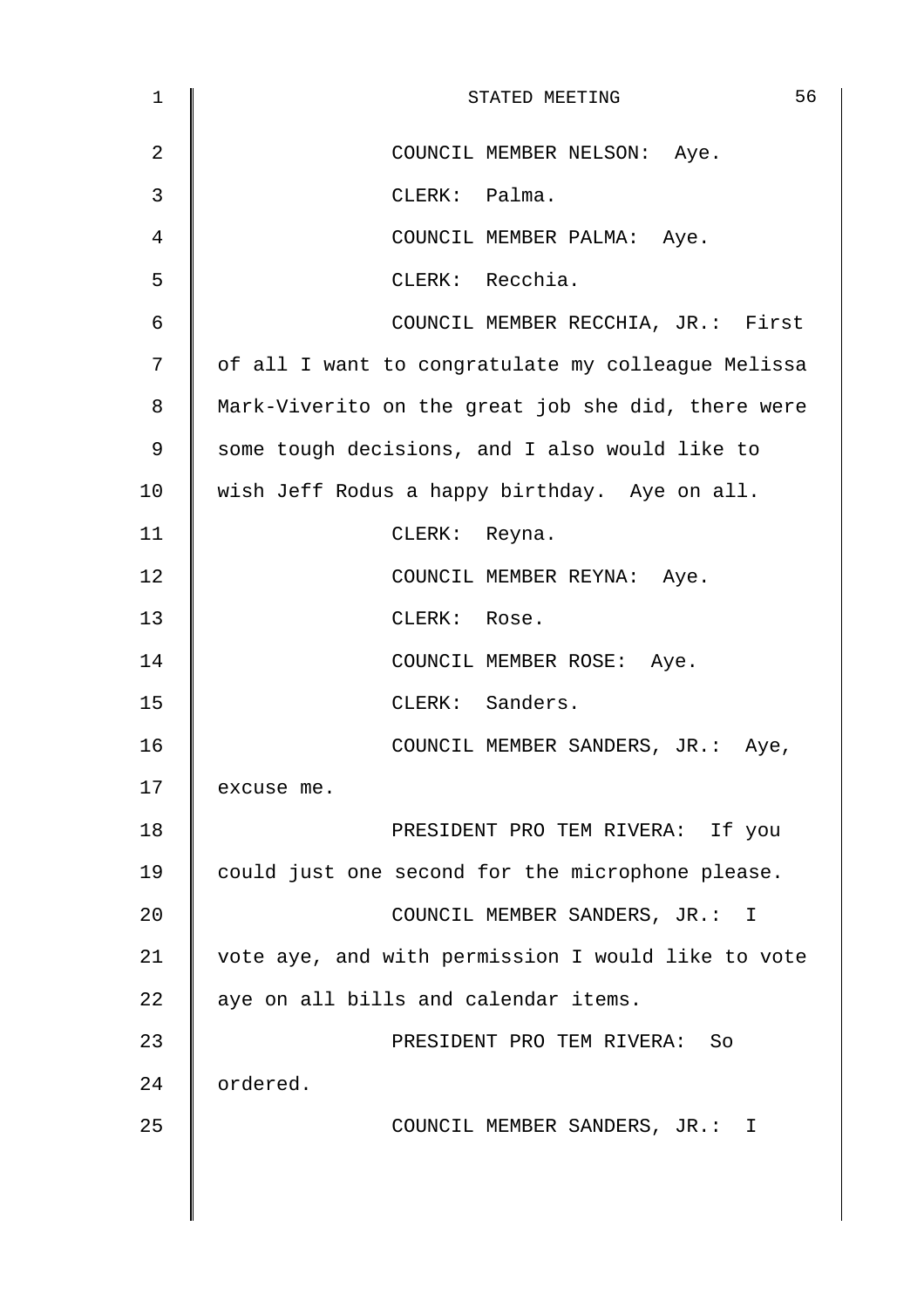COUNCIL MEMBER NELSON: Aye.

CLERK: Palma.

COUNCIL MEMBER PALMA: Aye.

CLERK: Recchia.

COUNCIL MEMBER RECCHIA, JR.: First of all I want to congratulate my colleague Melissa Mark-Viverito on the great job she did, there were some tough decisions, and I also would like to wish Jeff Rodus a happy birthday. Aye on all.

CLERK: Reyna.

COUNCIL MEMBER REYNA: Aye.

CLERK: Rose.

COUNCIL MEMBER ROSE: Aye.

CLERK: Sanders.

COUNCIL MEMBER SANDERS, JR.: Aye, excuse me.

PRESIDENT PRO TEM RIVERA: If you could just one second for the microphone please.

COUNCIL MEMBER SANDERS, JR.: I vote aye, and with permission I would like to vote aye on all bills and calendar items.

PRESIDENT PRO TEM RIVERA: So ordered.

COUNCIL MEMBER SANDERS, JR.: I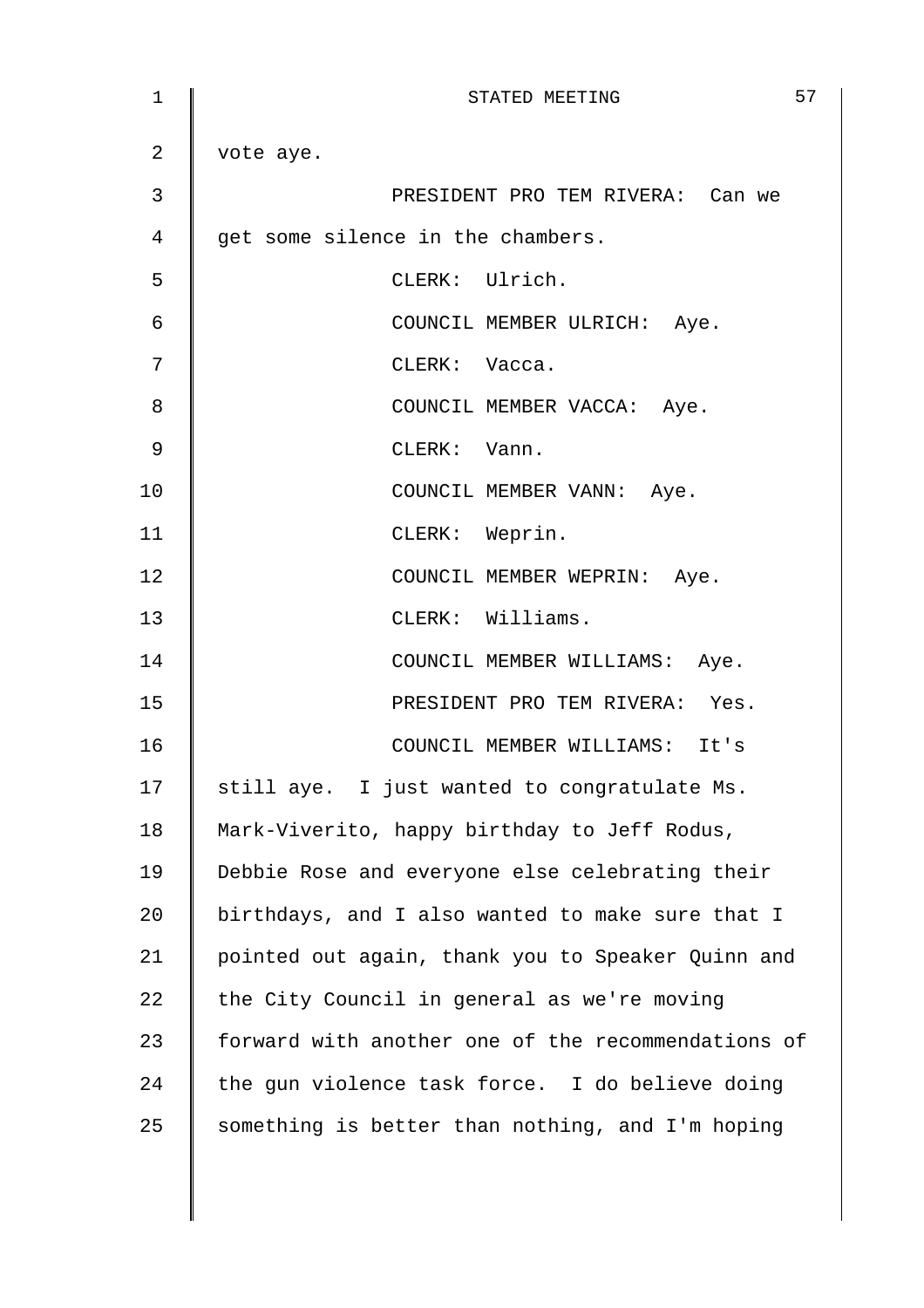vote aye.

PRESIDENT PRO TEM RIVERA: Can we get some silence in the chambers.

CLERK: Ulrich.

COUNCIL MEMBER ULRICH: Aye.

CLERK: Vacca.

COUNCIL MEMBER VACCA: Aye.

CLERK: Vann.

COUNCIL MEMBER VANN: Aye.

CLERK: Weprin.

COUNCIL MEMBER WEPRIN: Aye.

CLERK: Williams.

COUNCIL MEMBER WILLIAMS: Aye.

PRESIDENT PRO TEM RIVERA: Yes.

COUNCIL MEMBER WILLIAMS: It's still aye. I just wanted to congratulate Ms. Mark-Viverito, happy birthday to Jeff Rodus, Debbie Rose and everyone else celebrating their birthdays, and I also wanted to make sure that I pointed out again, thank you to Speaker Quinn and the City Council in general as we're moving forward with another one of the recommendations of the gun violence task force. I do believe doing something is better than nothing, and I'm hoping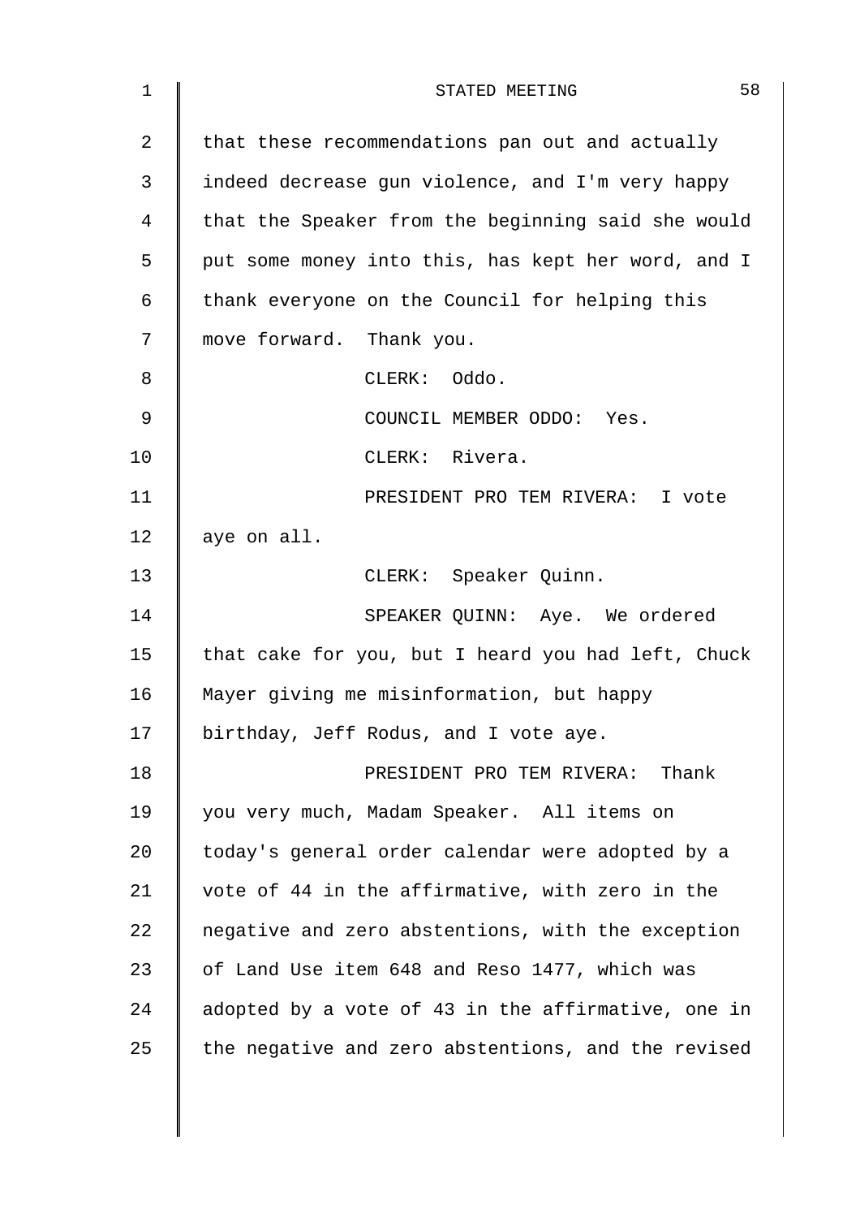that these recommendations pan out and actually indeed decrease gun violence, and I'm very happy that the Speaker from the beginning said she would put some money into this, has kept her word, and I thank everyone on the Council for helping this move forward. Thank you.

CLERK: Oddo.

COUNCIL MEMBER ODDO: Yes.

CLERK: Rivera.

PRESIDENT PRO TEM RIVERA: I vote aye on all.

CLERK: Speaker Quinn.

SPEAKER QUINN: Aye. We ordered that cake for you, but I heard you had left, Chuck Mayer giving me misinformation, but happy birthday, Jeff Rodus, and I vote aye.

PRESIDENT PRO TEM RIVERA: Thank you very much, Madam Speaker. All items on today's general order calendar were adopted by a vote of 44 in the affirmative, with zero in the negative and zero abstentions, with the exception of Land Use item 648 and Reso 1477, which was adopted by a vote of 43 in the affirmative, one in the negative and zero abstentions, and the revised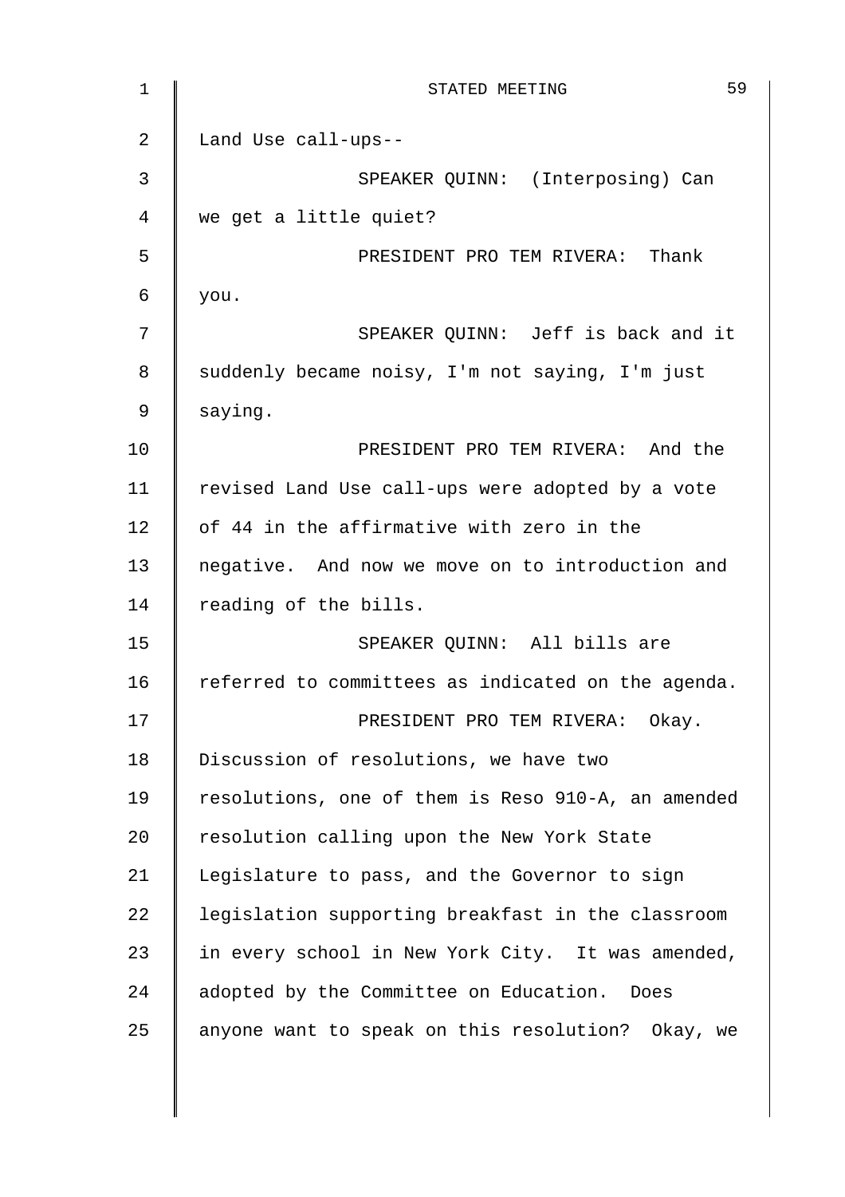Land Use call-ups--

SPEAKER QUINN: (Interposing) Can we get a little quiet?

PRESIDENT PRO TEM RIVERA: Thank you.

SPEAKER QUINN: Jeff is back and it suddenly became noisy, I'm not saying, I'm just saying.

PRESIDENT PRO TEM RIVERA: And the revised Land Use call-ups were adopted by a vote of 44 in the affirmative with zero in the negative. And now we move on to introduction and reading of the bills.

SPEAKER QUINN: All bills are referred to committees as indicated on the agenda.

PRESIDENT PRO TEM RIVERA: Okay. Discussion of resolutions, we have two resolutions, one of them is Reso 910-A, an amended resolution calling upon the New York State Legislature to pass, and the Governor to sign legislation supporting breakfast in the classroom in every school in New York City. It was amended, adopted by the Committee on Education. Does anyone want to speak on this resolution? Okay, we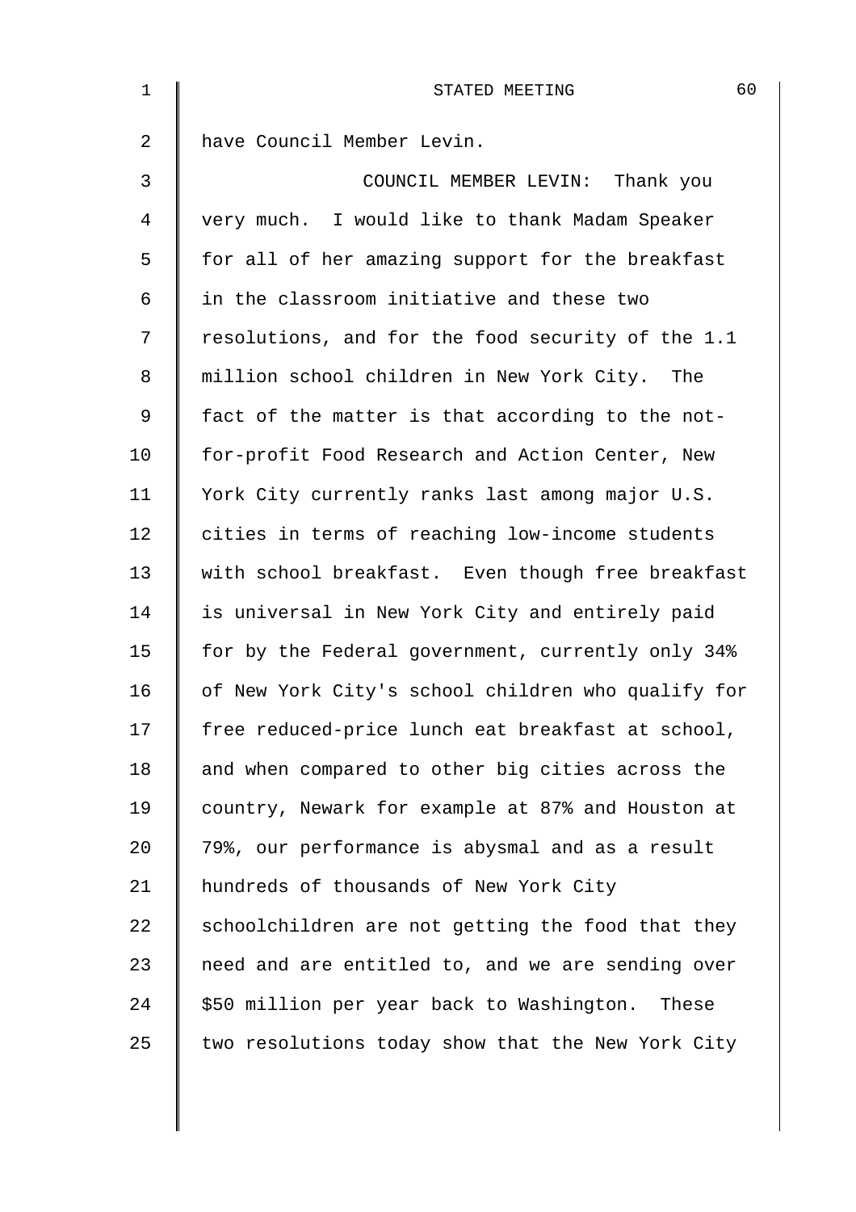have Council Member Levin.

COUNCIL MEMBER LEVIN: Thank you very much. I would like to thank Madam Speaker for all of her amazing support for the breakfast in the classroom initiative and these two resolutions, and for the food security of the 1.1 million school children in New York City. The fact of the matter is that according to the not-for-profit Food Research and Action Center, New York City currently ranks last among major U.S. cities in terms of reaching low-income students with school breakfast. Even though free breakfast is universal in New York City and entirely paid for by the Federal government, currently only 34% of New York City's school children who qualify for free reduced-price lunch eat breakfast at school, and when compared to other big cities across the country, Newark for example at 87% and Houston at 79%, our performance is abysmal and as a result hundreds of thousands of New York City schoolchildren are not getting the food that they need and are entitled to, and we are sending over $50 million per year back to Washington. These two resolutions today show that the New York City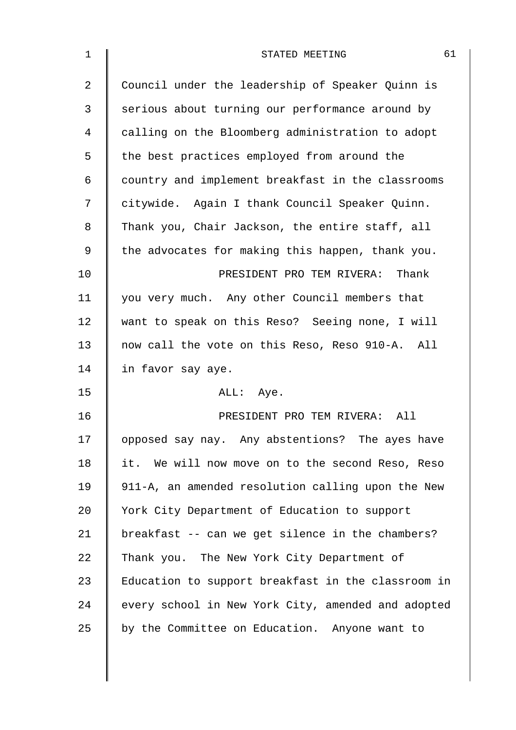Council under the leadership of Speaker Quinn is serious about turning our performance around by calling on the Bloomberg administration to adopt the best practices employed from around the country and implement breakfast in the classrooms citywide. Again I thank Council Speaker Quinn. Thank you, Chair Jackson, the entire staff, all the advocates for making this happen, thank you.

PRESIDENT PRO TEM RIVERA: Thank you very much. Any other Council members that want to speak on this Reso? Seeing none, I will now call the vote on this Reso, Reso 910-A. All in favor say aye.

ALL: Aye.

PRESIDENT PRO TEM RIVERA: All opposed say nay. Any abstentions? The ayes have it. We will now move on to the second Reso, Reso 911-A, an amended resolution calling upon the New York City Department of Education to support breakfast -- can we get silence in the chambers? Thank you. The New York City Department of Education to support breakfast in the classroom in every school in New York City, amended and adopted by the Committee on Education. Anyone want to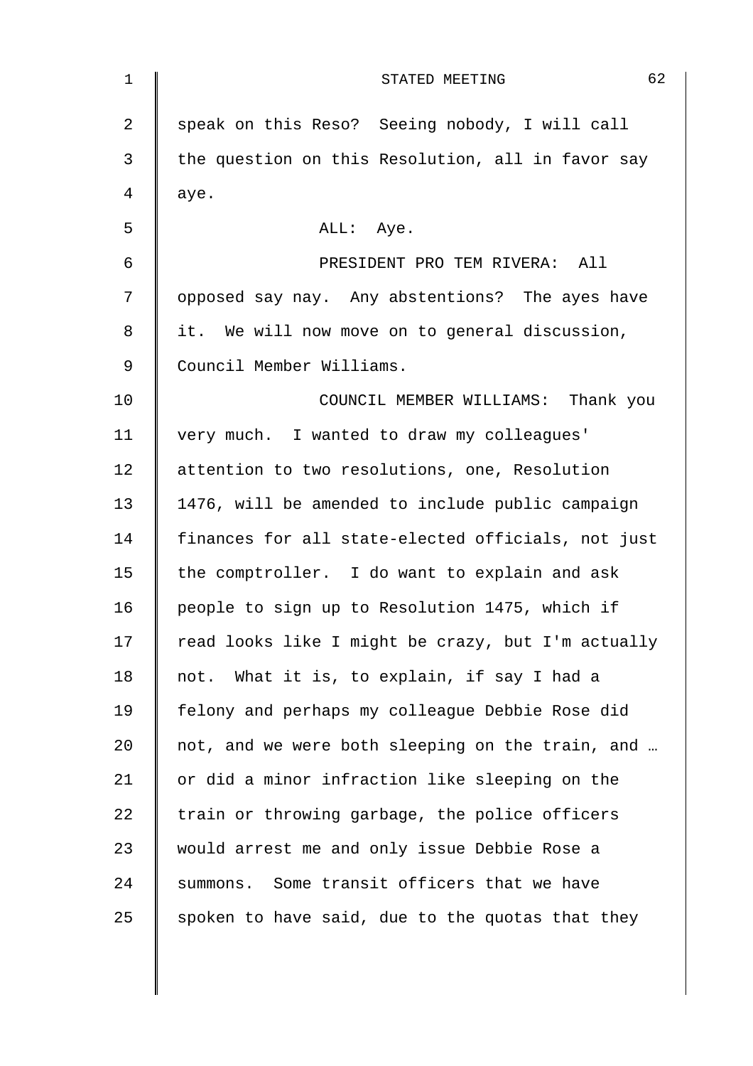speak on this Reso? Seeing nobody, I will call the question on this Resolution, all in favor say aye.

ALL: Aye.

PRESIDENT PRO TEM RIVERA: All opposed say nay. Any abstentions? The ayes have it. We will now move on to general discussion, Council Member Williams.

COUNCIL MEMBER WILLIAMS: Thank you very much. I wanted to draw my colleagues' attention to two resolutions, one, Resolution 1476, will be amended to include public campaign finances for all state-elected officials, not just the comptroller. I do want to explain and ask people to sign up to Resolution 1475, which if read looks like I might be crazy, but I'm actually not. What it is, to explain, if say I had a felony and perhaps my colleague Debbie Rose did not, and we were both sleeping on the train, and … or did a minor infraction like sleeping on the train or throwing garbage, the police officers would arrest me and only issue Debbie Rose a summons. Some transit officers that we have spoken to have said, due to the quotas that they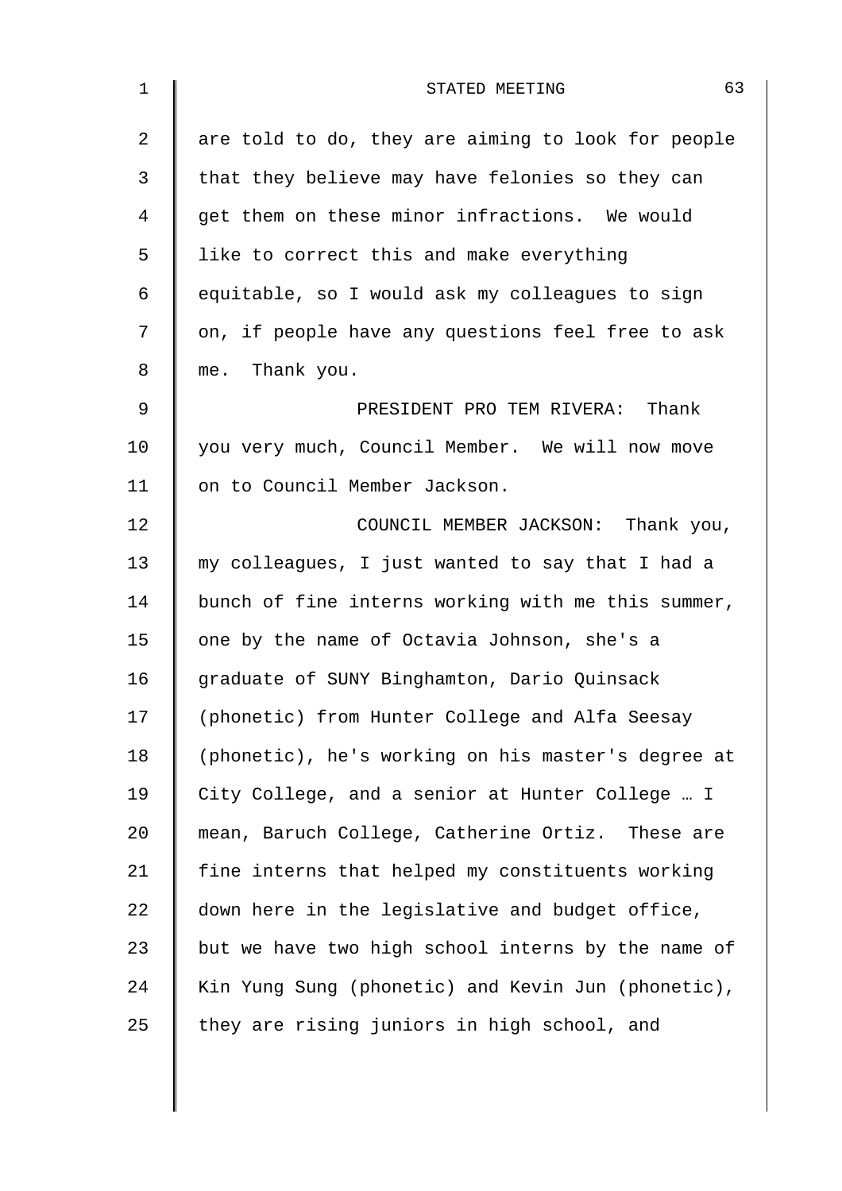are told to do, they are aiming to look for people that they believe may have felonies so they can get them on these minor infractions. We would like to correct this and make everything equitable, so I would ask my colleagues to sign on, if people have any questions feel free to ask me. Thank you.

PRESIDENT PRO TEM RIVERA: Thank you very much, Council Member. We will now move on to Council Member Jackson.

COUNCIL MEMBER JACKSON: Thank you, my colleagues, I just wanted to say that I had a bunch of fine interns working with me this summer, one by the name of Octavia Johnson, she's a graduate of SUNY Binghamton, Dario Quinsack (phonetic) from Hunter College and Alfa Seesay (phonetic), he's working on his master's degree at City College, and a senior at Hunter College … I mean, Baruch College, Catherine Ortiz. These are fine interns that helped my constituents working down here in the legislative and budget office, but we have two high school interns by the name of Kin Yung Sung (phonetic) and Kevin Jun (phonetic), they are rising juniors in high school, and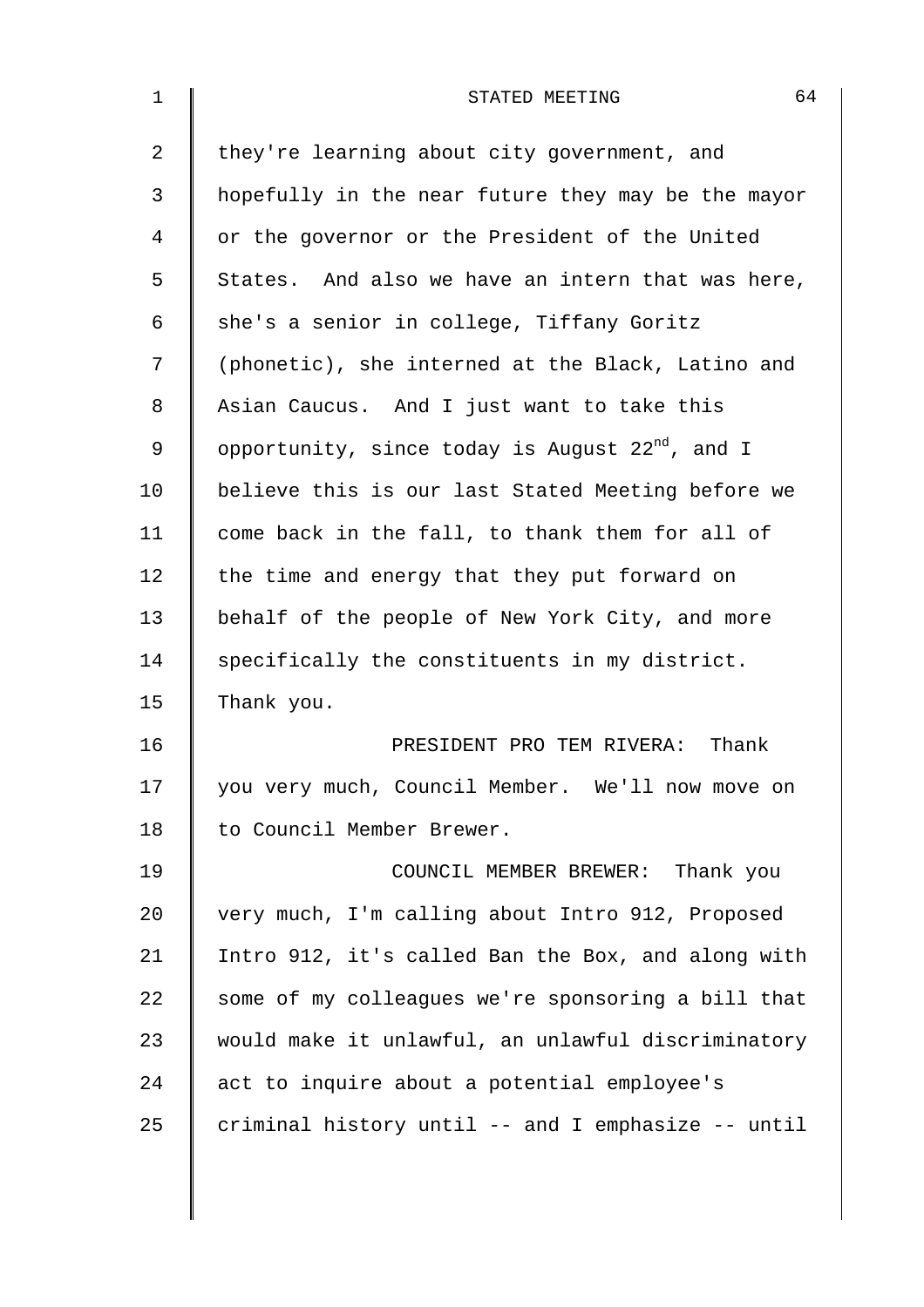they're learning about city government, and hopefully in the near future they may be the mayor or the governor or the President of the United States. And also we have an intern that was here, she's a senior in college, Tiffany Goritz (phonetic), she interned at the Black, Latino and Asian Caucus. And I just want to take this opportunity, since today is August 22nd, and I believe this is our last Stated Meeting before we come back in the fall, to thank them for all of the time and energy that they put forward on behalf of the people of New York City, and more specifically the constituents in my district. Thank you.

PRESIDENT PRO TEM RIVERA: Thank you very much, Council Member. We'll now move on to Council Member Brewer.

COUNCIL MEMBER BREWER: Thank you very much, I'm calling about Intro 912, Proposed Intro 912, it's called Ban the Box, and along with some of my colleagues we're sponsoring a bill that would make it unlawful, an unlawful discriminatory act to inquire about a potential employee's criminal history until -- and I emphasize -- until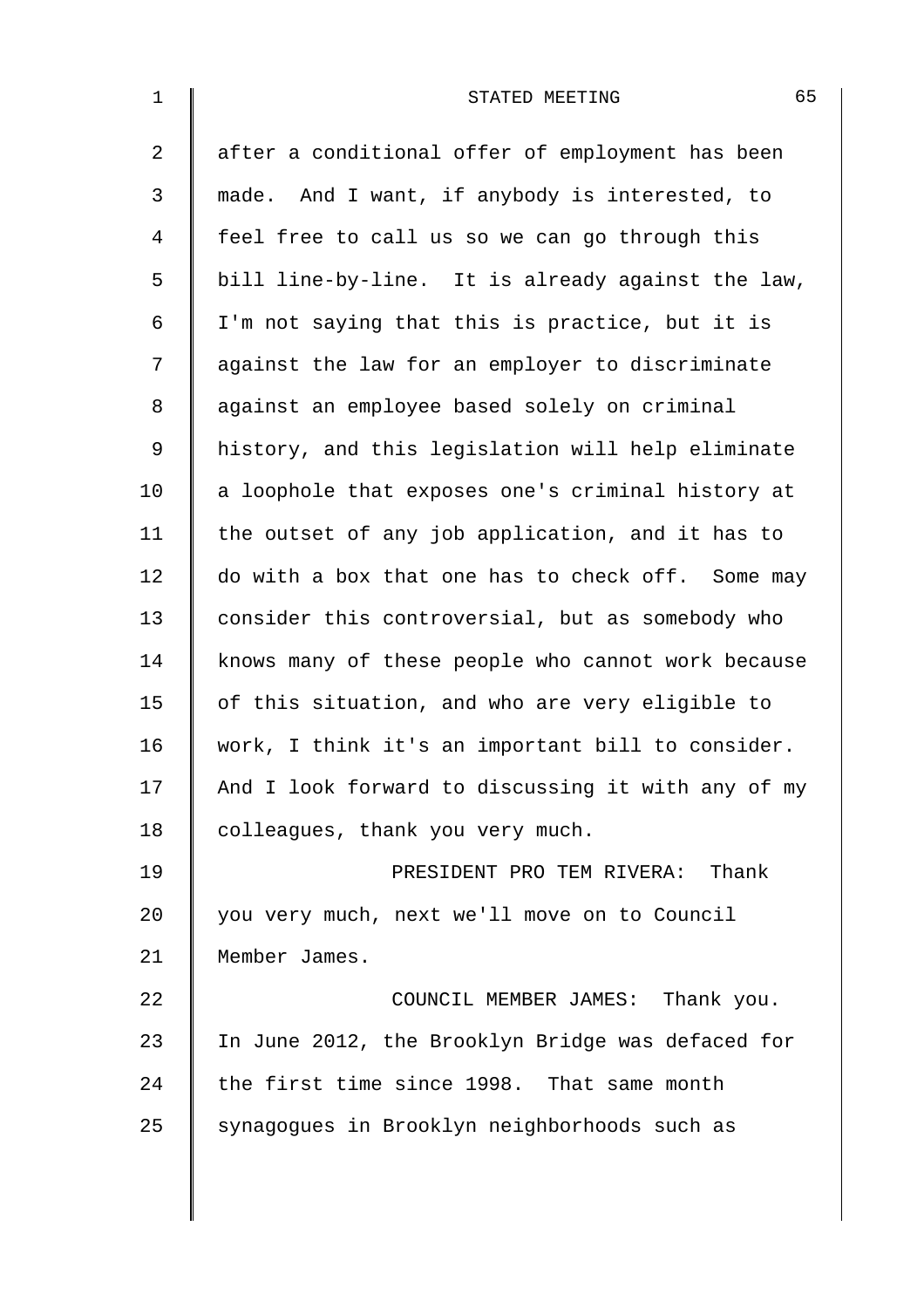after a conditional offer of employment has been made. And I want, if anybody is interested, to feel free to call us so we can go through this bill line-by-line. It is already against the law, I'm not saying that this is practice, but it is against the law for an employer to discriminate against an employee based solely on criminal history, and this legislation will help eliminate a loophole that exposes one's criminal history at the outset of any job application, and it has to do with a box that one has to check off. Some may consider this controversial, but as somebody who knows many of these people who cannot work because of this situation, and who are very eligible to work, I think it's an important bill to consider. And I look forward to discussing it with any of my colleagues, thank you very much.

PRESIDENT PRO TEM RIVERA: Thank you very much, next we'll move on to Council Member James.

COUNCIL MEMBER JAMES: Thank you. In June 2012, the Brooklyn Bridge was defaced for the first time since 1998. That same month synagogues in Brooklyn neighborhoods such as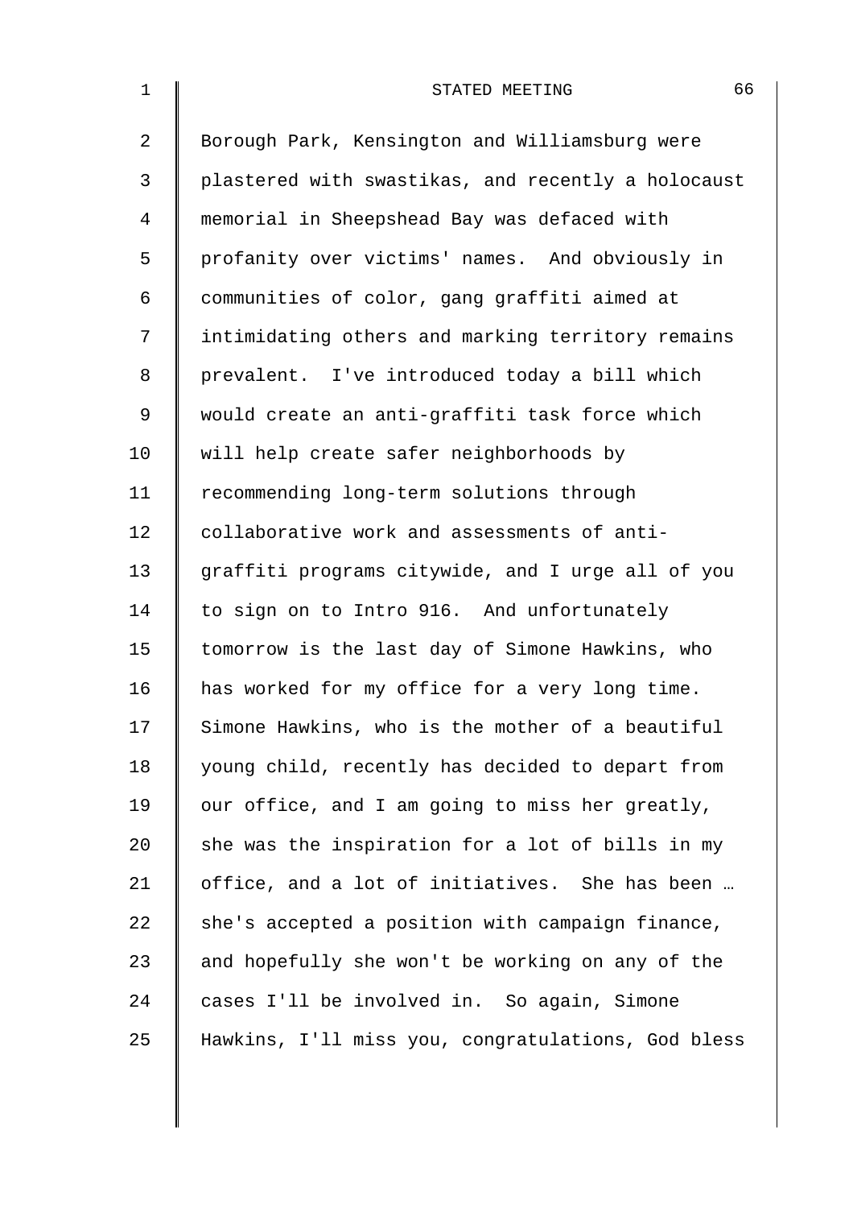Borough Park, Kensington and Williamsburg were plastered with swastikas, and recently a holocaust memorial in Sheepshead Bay was defaced with profanity over victims' names. And obviously in communities of color, gang graffiti aimed at intimidating others and marking territory remains prevalent. I've introduced today a bill which would create an anti-graffiti task force which will help create safer neighborhoods by recommending long-term solutions through collaborative work and assessments of anti-graffiti programs citywide, and I urge all of you to sign on to Intro 916. And unfortunately tomorrow is the last day of Simone Hawkins, who has worked for my office for a very long time. Simone Hawkins, who is the mother of a beautiful young child, recently has decided to depart from our office, and I am going to miss her greatly, she was the inspiration for a lot of bills in my office, and a lot of initiatives. She has been … she's accepted a position with campaign finance, and hopefully she won't be working on any of the cases I'll be involved in. So again, Simone Hawkins, I'll miss you, congratulations, God bless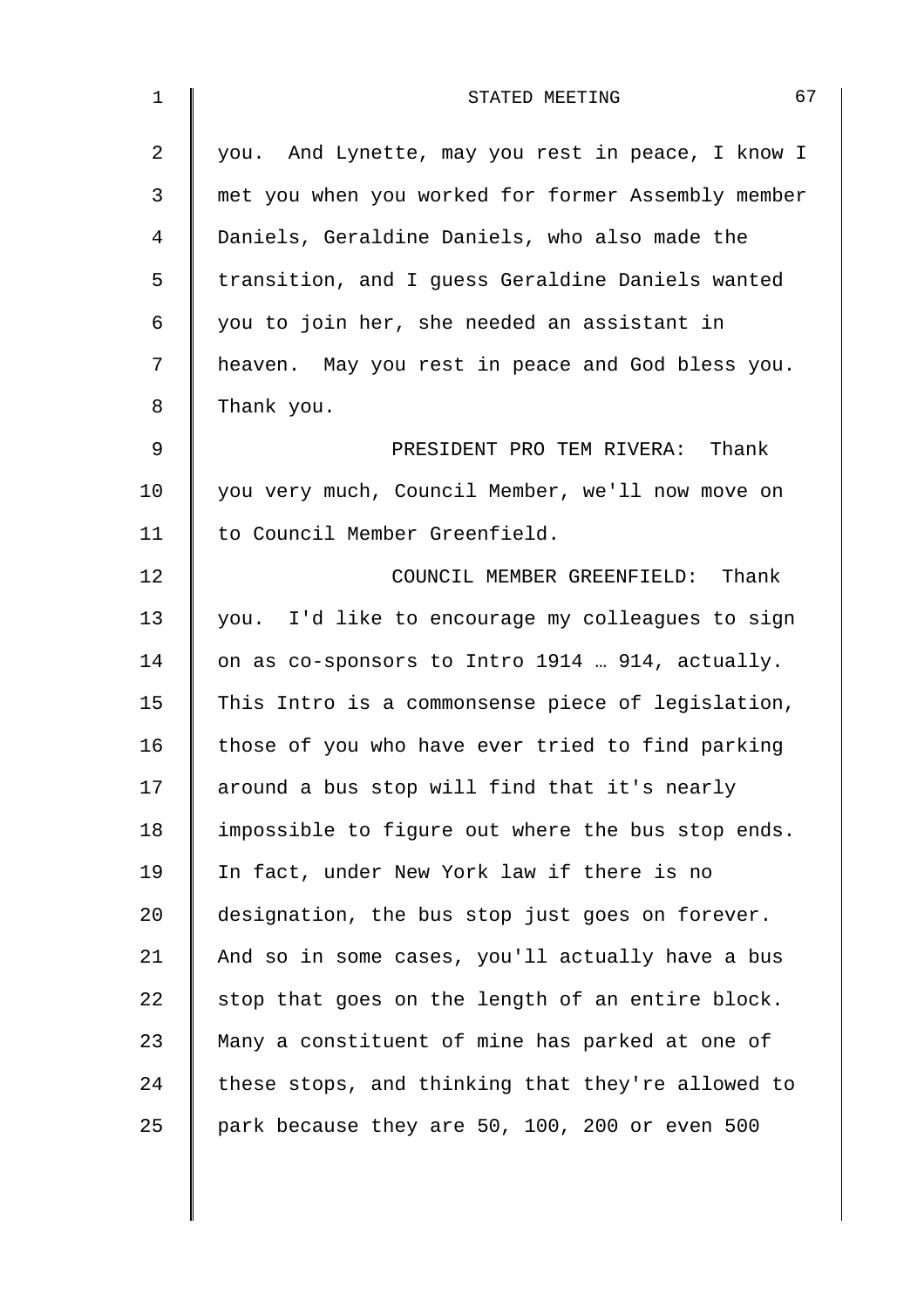you. And Lynette, may you rest in peace, I know I met you when you worked for former Assembly member Daniels, Geraldine Daniels, who also made the transition, and I guess Geraldine Daniels wanted you to join her, she needed an assistant in heaven. May you rest in peace and God bless you. Thank you.

PRESIDENT PRO TEM RIVERA: Thank you very much, Council Member, we'll now move on to Council Member Greenfield.

COUNCIL MEMBER GREENFIELD: Thank you. I'd like to encourage my colleagues to sign on as co-sponsors to Intro 1914 … 914, actually. This Intro is a commonsense piece of legislation, those of you who have ever tried to find parking around a bus stop will find that it's nearly impossible to figure out where the bus stop ends. In fact, under New York law if there is no designation, the bus stop just goes on forever. And so in some cases, you'll actually have a bus stop that goes on the length of an entire block. Many a constituent of mine has parked at one of these stops, and thinking that they're allowed to park because they are 50, 100, 200 or even 500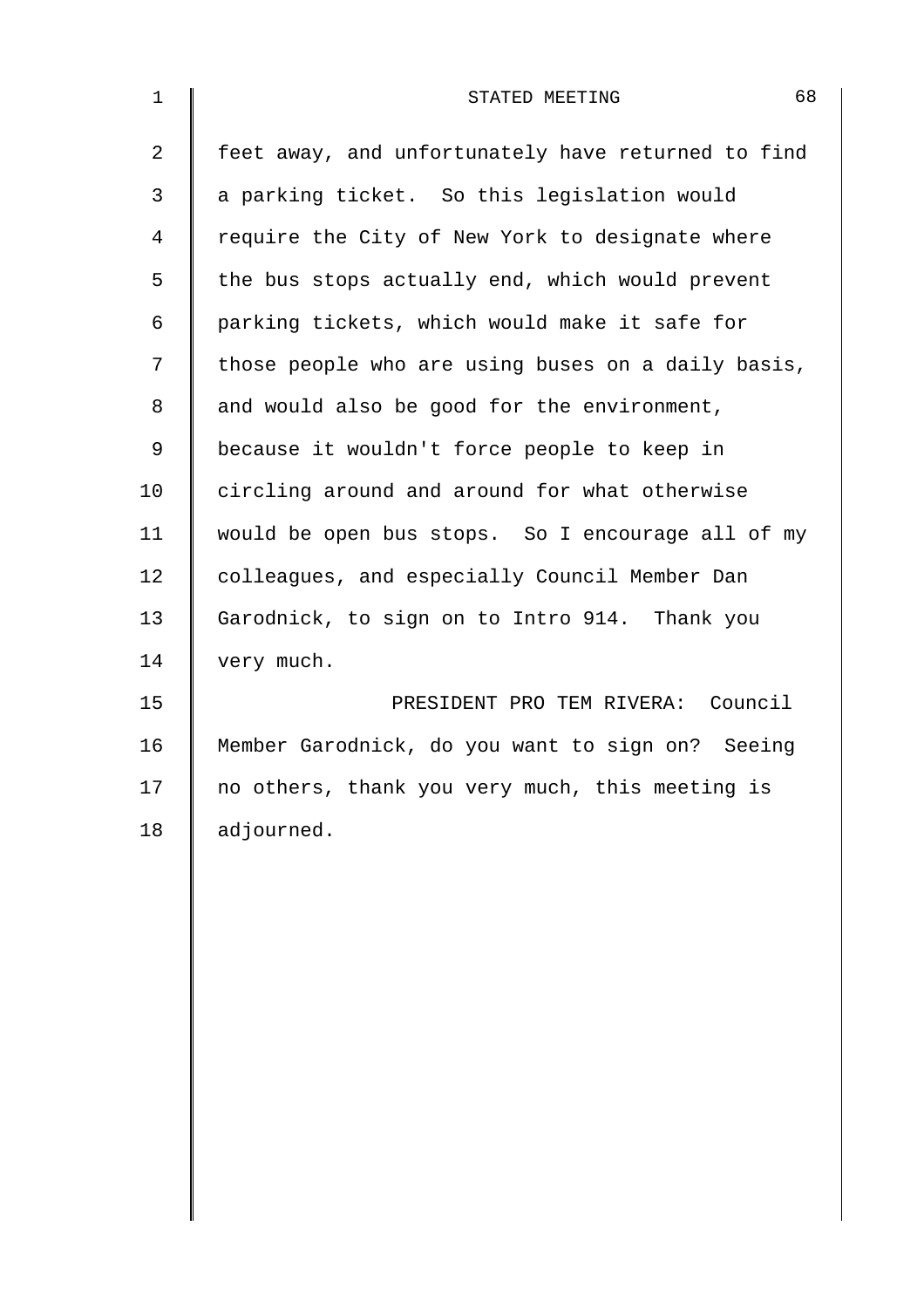feet away, and unfortunately have returned to find a parking ticket. So this legislation would require the City of New York to designate where the bus stops actually end, which would prevent parking tickets, which would make it safe for those people who are using buses on a daily basis, and would also be good for the environment, because it wouldn't force people to keep in circling around and around for what otherwise would be open bus stops. So I encourage all of my colleagues, and especially Council Member Dan Garodnick, to sign on to Intro 914. Thank you very much.

PRESIDENT PRO TEM RIVERA: Council Member Garodnick, do you want to sign on? Seeing no others, thank you very much, this meeting is adjourned.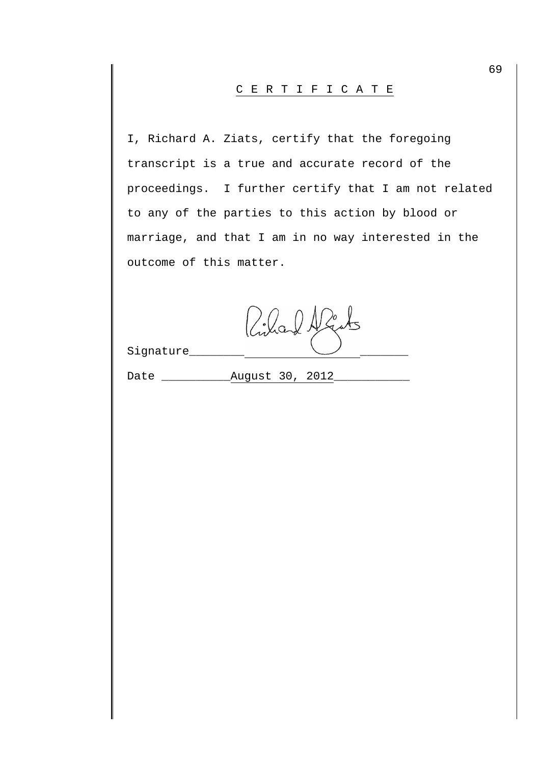# C E R T I F I C A T E

I, Richard A. Ziats, certify that the foregoing transcript is a true and accurate record of the proceedings. I further certify that I am not related to any of the parties to this action by blood or marriage, and that I am in no way interested in the outcome of this matter.

Signature_________________________________

Date __________August 30, 2012___________